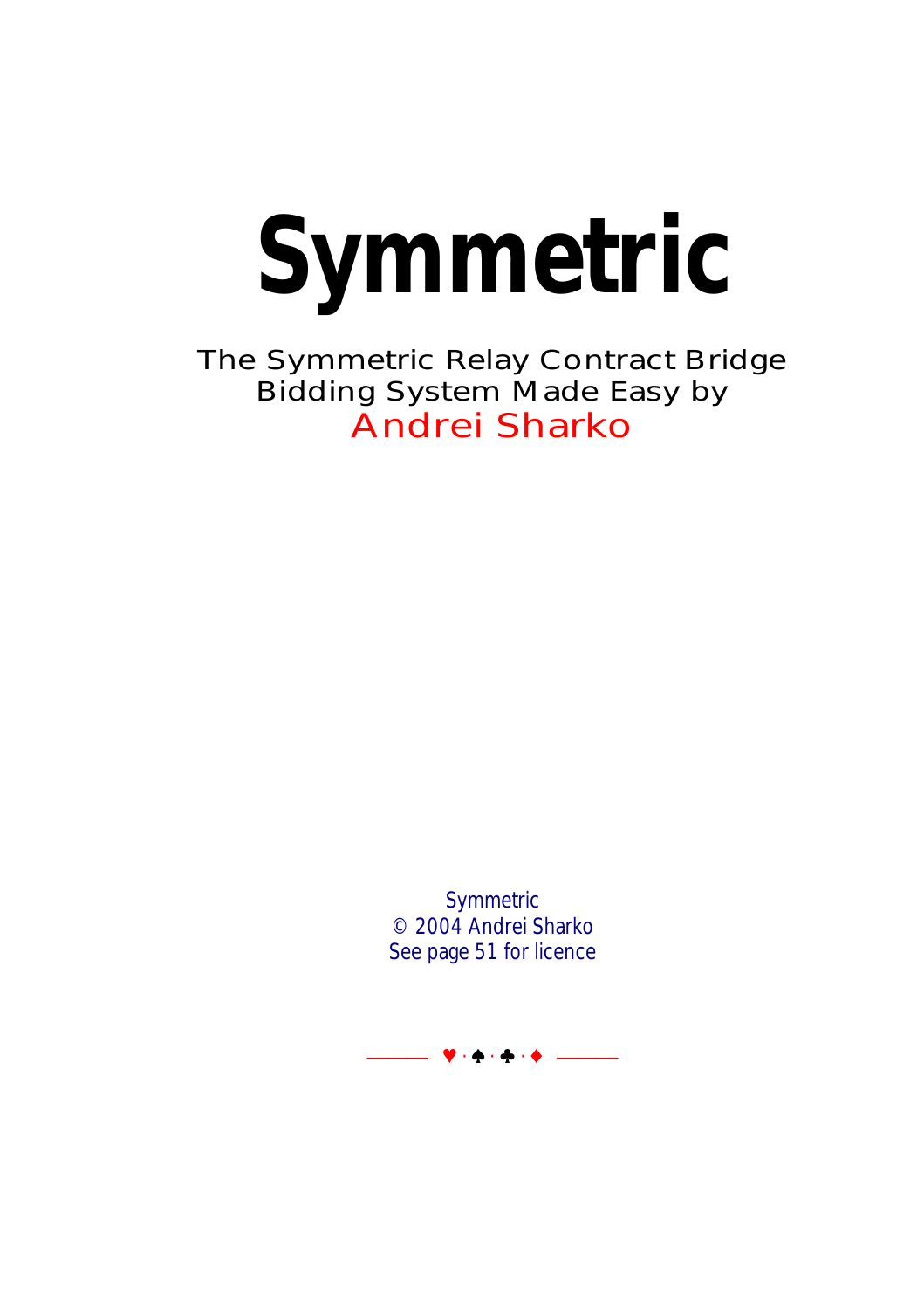# Symmetric

The Symmetric Relay Contract Bridge Bidding System Made Easy by
Andrei Sharko

Symmetric
© 2004 Andrei Sharko
See page 51 for licence

♥ · ♠ · ♣ · ♦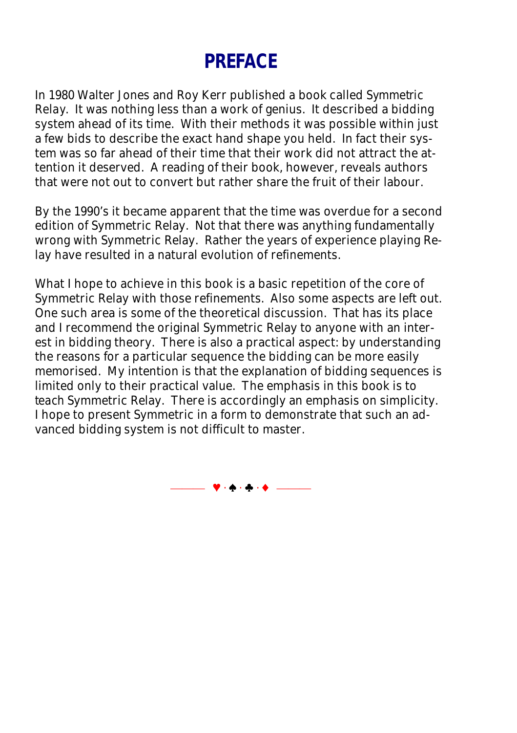# PREFACE

In 1980 Walter Jones and Roy Kerr published a book called Symmetric Relay. It was nothing less than a work of genius. It described a bidding system ahead of its time. With their methods it was possible within just a few bids to describe the exact hand shape you held. In fact their system was so far ahead of their time that their work did not attract the attention it deserved. A reading of their book, however, reveals authors that were not out to convert but rather share the fruit of their labour.

By the 1990's it became apparent that the time was overdue for a second edition of Symmetric Relay. Not that there was anything fundamentally wrong with Symmetric Relay. Rather the years of experience playing Relay have resulted in a natural evolution of refinements.

What I hope to achieve in this book is a basic repetition of the core of Symmetric Relay with those refinements. Also some aspects are left out. One such area is some of the theoretical discussion. That has its place and I recommend the original Symmetric Relay to anyone with an interest in bidding theory. There is also a practical aspect: by understanding the reasons for a particular sequence the bidding can be more easily memorised. My intention is that the explanation of bidding sequences is limited only to their practical value. The emphasis in this book is to teach Symmetric Relay. There is accordingly an emphasis on simplicity. I hope to present Symmetric in a form to demonstrate that such an advanced bidding system is not difficult to master.

♥ · ♠ · ♣ · ♦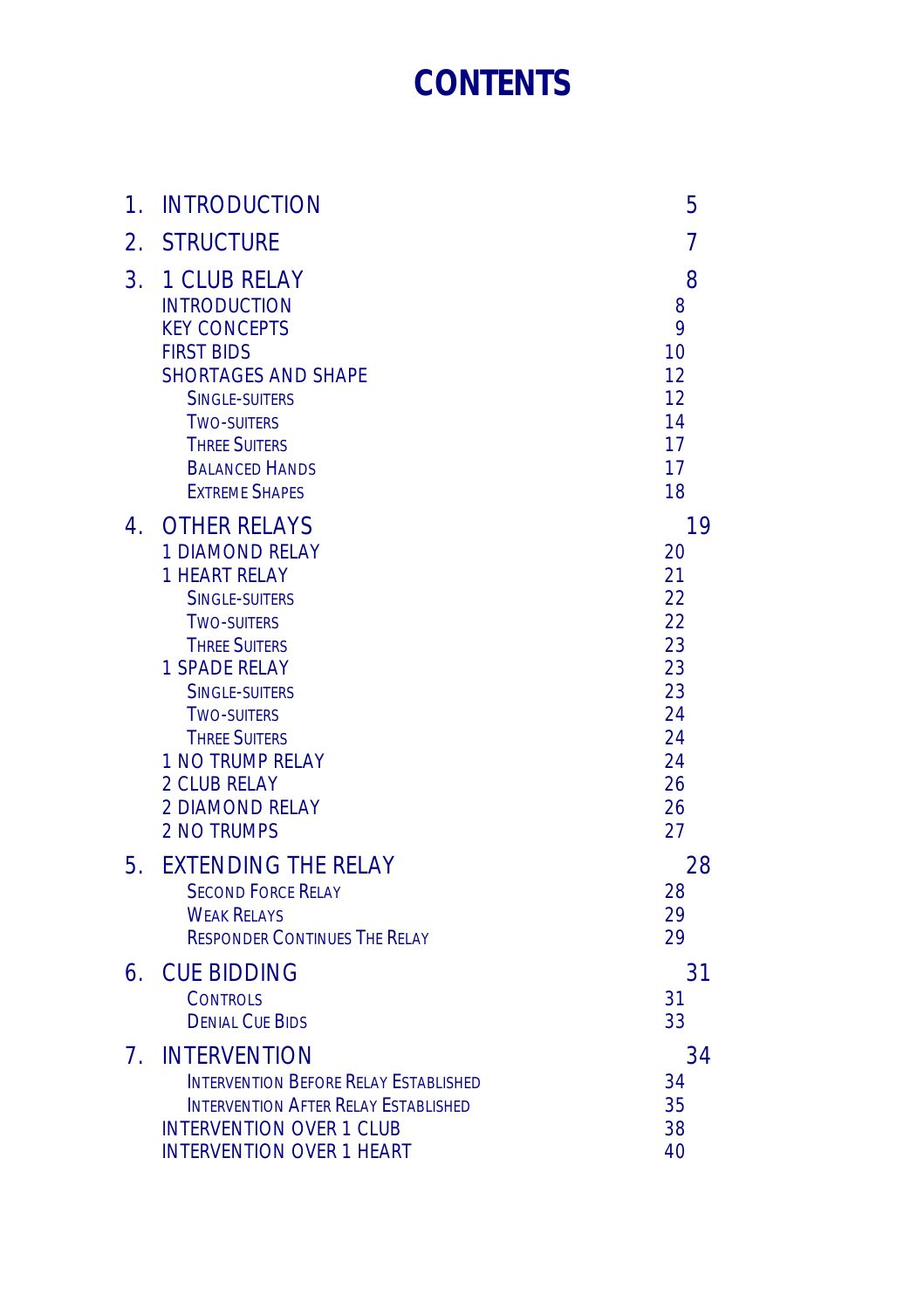# CONTENTS

| | | |
|---|---|---|
| 1. | INTRODUCTION | 5 |
| 2. | STRUCTURE | 7 |
| 3. | 1 CLUB RELAY | 8 |
| | INTRODUCTION | 8 |
| | KEY CONCEPTS | 9 |
| | FIRST BIDS | 10 |
| | SHORTAGES AND SHAPE | 12 |
| | Single-suiters | 12 |
| | Two-suiters | 14 |
| | Three Suiters | 17 |
| | Balanced Hands | 17 |
| | Extreme Shapes | 18 |
| 4. | OTHER RELAYS | 19 |
| | 1 DIAMOND RELAY | 20 |
| | 1 HEART RELAY | 21 |
| | Single-suiters | 22 |
| | Two-suiters | 22 |
| | Three Suiters | 23 |
| | 1 SPADE RELAY | 23 |
| | Single-suiters | 23 |
| | Two-suiters | 24 |
| | Three Suiters | 24 |
| | 1 NO TRUMP RELAY | 24 |
| | 2 CLUB RELAY | 26 |
| | 2 DIAMOND RELAY | 26 |
| | 2 NO TRUMPS | 27 |
| 5. | EXTENDING THE RELAY | 28 |
| | Second Force Relay | 28 |
| | Weak Relays | 29 |
| | Responder Continues The Relay | 29 |
| 6. | CUE BIDDING | 31 |
| | Controls | 31 |
| | Denial Cue Bids | 33 |
| 7. | INTERVENTION | 34 |
| | Intervention Before Relay Established | 34 |
| | Intervention After Relay Established | 35 |
| | INTERVENTION OVER 1 CLUB | 38 |
| | INTERVENTION OVER 1 HEART | 40 |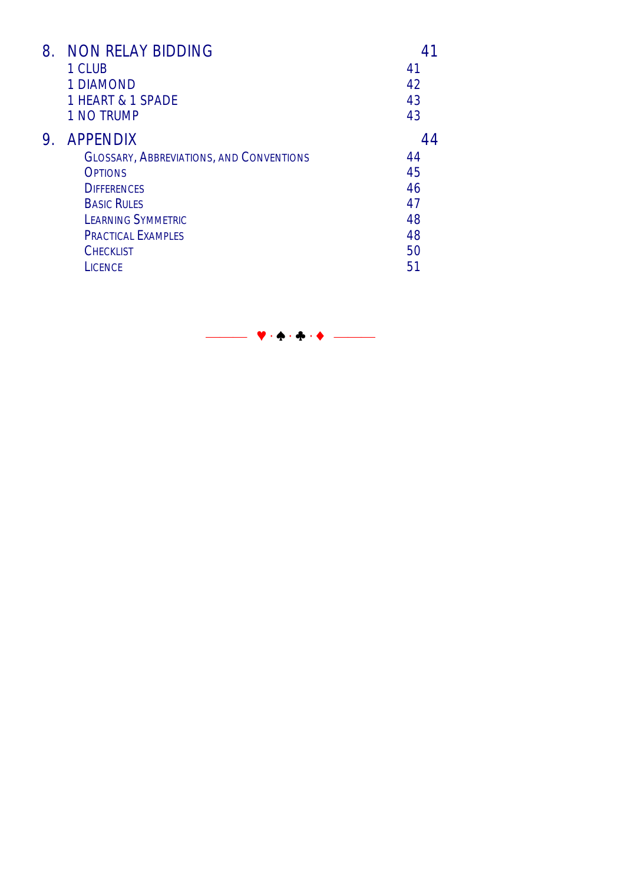8. NON RELAY BIDDING 41
   1 CLUB 41
   1 DIAMOND 42
   1 HEART & 1 SPADE 43
   1 NO TRUMP 43

9. APPENDIX 44
   GLOSSARY, ABBREVIATIONS, AND CONVENTIONS 44
   OPTIONS 45
   DIFFERENCES 46
   BASIC RULES 47
   LEARNING SYMMETRIC 48
   PRACTICAL EXAMPLES 48
   CHECKLIST 50
   LICENCE 51

♥ · ♠ · ♣ · ♦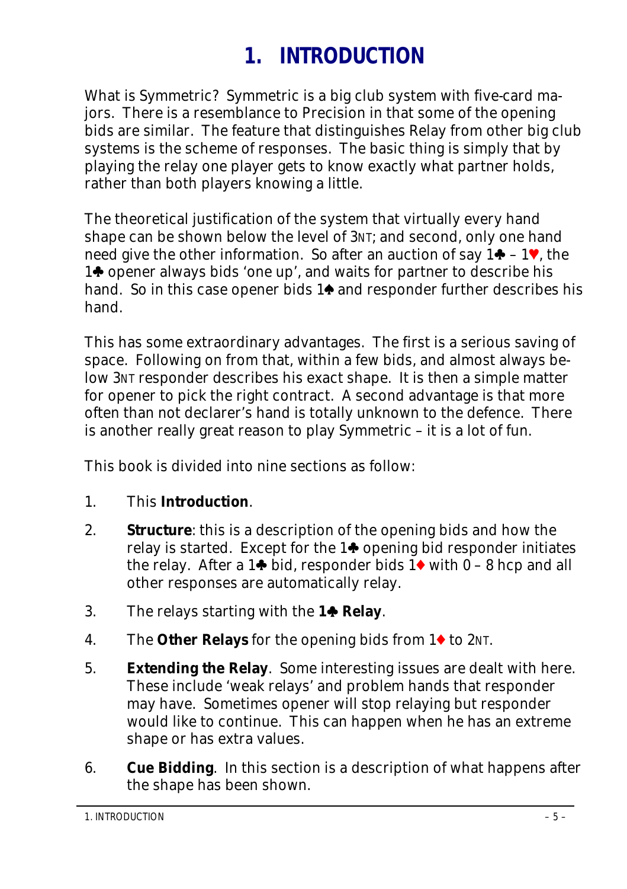# 1. INTRODUCTION

What is Symmetric? Symmetric is a big club system with five-card majors. There is a resemblance to Precision in that some of the opening bids are similar. The feature that distinguishes Relay from other big club systems is the scheme of responses. The basic thing is simply that by playing the relay one player gets to know exactly what partner holds, rather than both players knowing a little.

The theoretical justification of the system that virtually every hand shape can be shown below the level of 3NT; and second, only one hand need give the other information. So after an auction of say 1♣ – 1♥, the 1♣ opener always bids 'one up', and waits for partner to describe his hand. So in this case opener bids 1♠ and responder further describes his hand.

This has some extraordinary advantages. The first is a serious saving of space. Following on from that, within a few bids, and almost always below 3NT responder describes his exact shape. It is then a simple matter for opener to pick the right contract. A second advantage is that more often than not declarer's hand is totally unknown to the defence. There is another really great reason to play Symmetric – it is a lot of fun.

This book is divided into nine sections as follow:

1. This **Introduction**.
2. **Structure**: this is a description of the opening bids and how the relay is started. Except for the 1♣ opening bid responder initiates the relay. After a 1♣ bid, responder bids 1♦ with 0 – 8 hcp and all other responses are automatically relay.
3. The relays starting with the **1♣ Relay**.
4. The **Other Relays** for the opening bids from 1♦ to 2NT.
5. **Extending the Relay**. Some interesting issues are dealt with here. These include 'weak relays' and problem hands that responder may have. Sometimes opener will stop relaying but responder would like to continue. This can happen when he has an extreme shape or has extra values.
6. **Cue Bidding**. In this section is a description of what happens after the shape has been shown.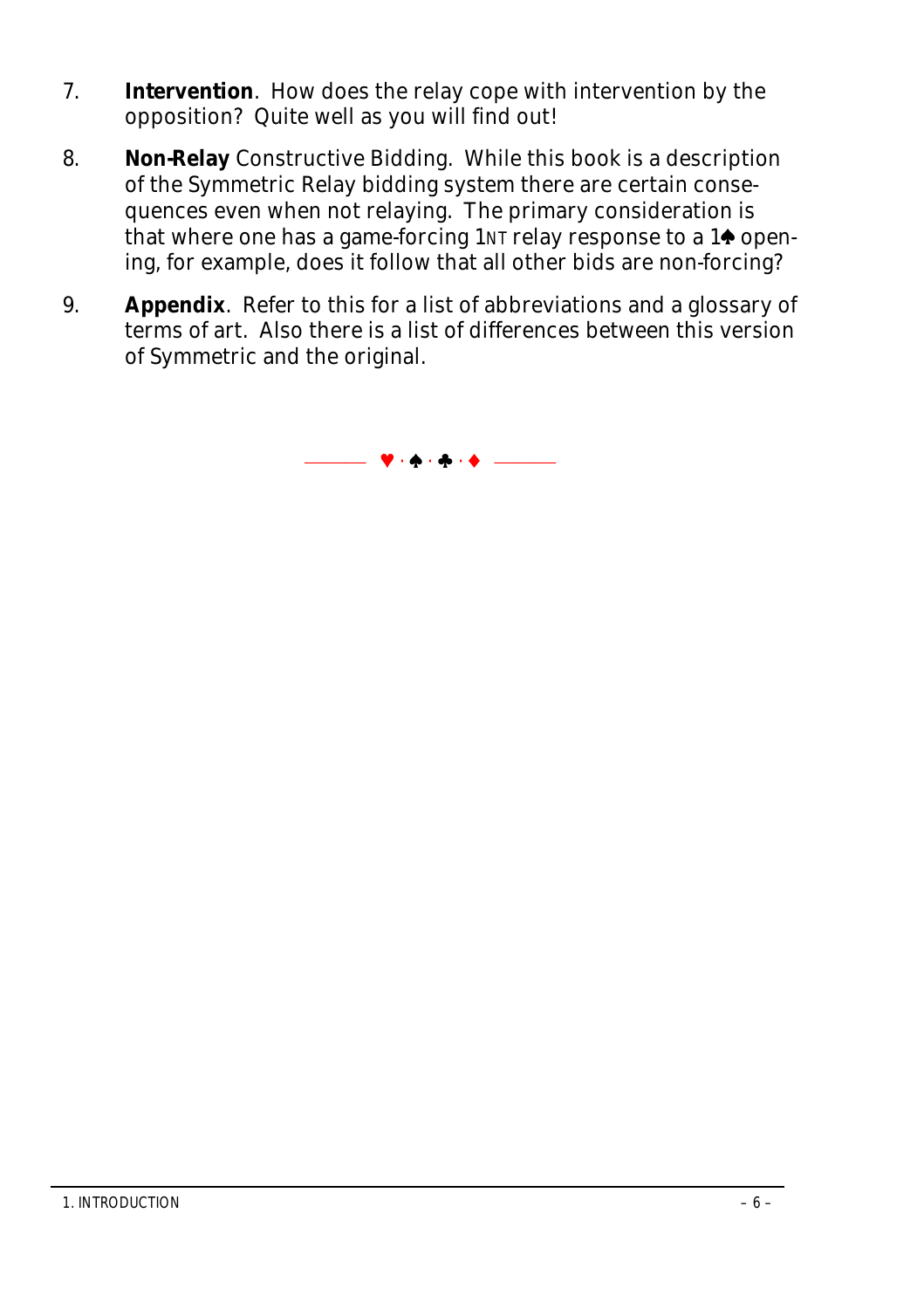7. **Intervention**. How does the relay cope with intervention by the opposition? Quite well as you will find out!

8. **Non-Relay** Constructive Bidding. While this book is a description of the Symmetric Relay bidding system there are certain consequences even when not relaying. The primary consideration is that where one has a game-forcing 1NT relay response to a 1♠ opening, for example, does it follow that all other bids are non-forcing?

9. **Appendix**. Refer to this for a list of abbreviations and a glossary of terms of art. Also there is a list of differences between this version of Symmetric and the original.

♥ · ♠ · ♣ · ♦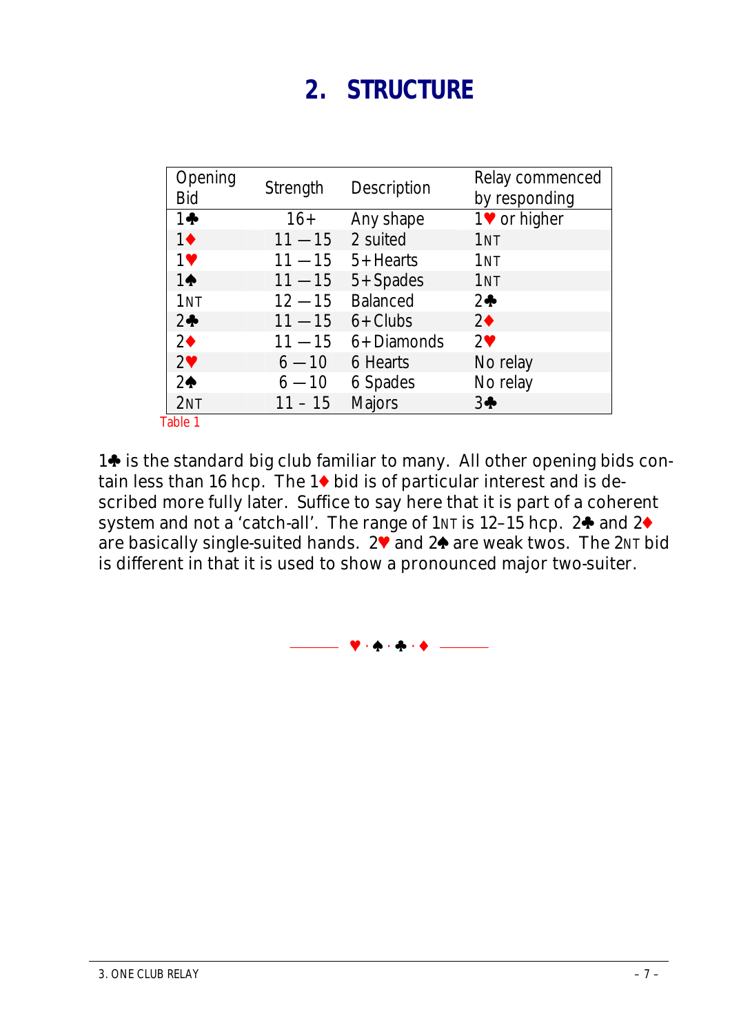# 2. STRUCTURE

| Opening Bid | Strength | Description | Relay commenced by responding |
|---|---|---|---|
| 1♣ | 16+ | Any shape | 1♥ or higher |
| 1♦ | 11 — 15 | 2 suited | 1NT |
| 1♥ | 11 — 15 | 5+Hearts | 1NT |
| 1♠ | 11 — 15 | 5+Spades | 1NT |
| 1NT | 12 — 15 | Balanced | 2♣ |
| 2♣ | 11 — 15 | 6+Clubs | 2♦ |
| 2♦ | 11 — 15 | 6+Diamonds | 2♥ |
| 2♥ | 6 — 10 | 6 Hearts | No relay |
| 2♠ | 6 — 10 | 6 Spades | No relay |
| 2NT | 11 – 15 | Majors | 3♣ |

Table 1

1♣ is the standard big club familiar to many. All other opening bids contain less than 16 hcp. The 1♦ bid is of particular interest and is described more fully later. Suffice to say here that it is part of a coherent system and not a 'catch-all'. The range of 1NT is 12–15 hcp. 2♣ and 2♦ are basically single-suited hands. 2♥ and 2♠ are weak twos. The 2NT bid is different in that it is used to show a pronounced major two-suiter.

♥ · ♠ · ♣ · ♦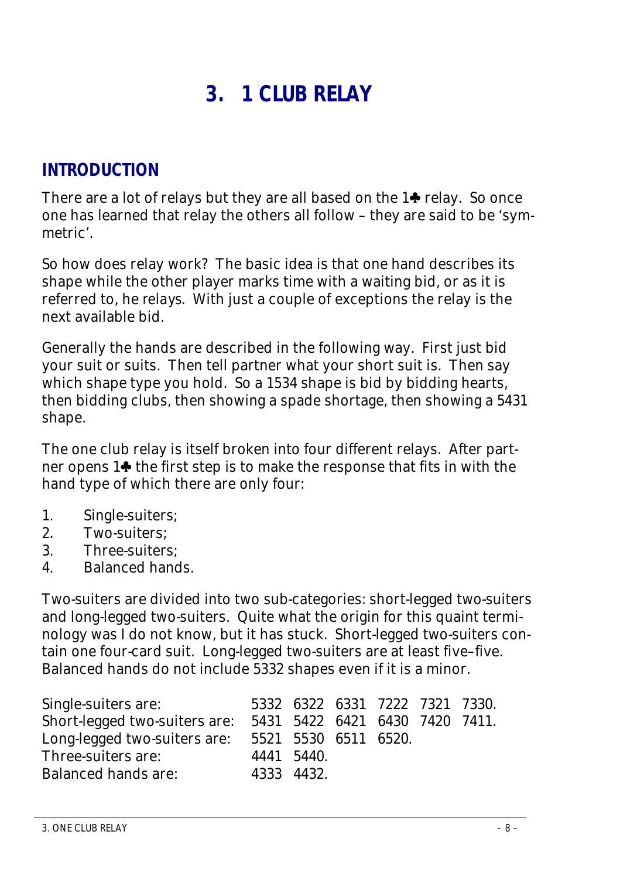# 3. 1 CLUB RELAY

## INTRODUCTION

There are a lot of relays but they are all based on the 1♣ relay. So once one has learned that relay the others all follow – they are said to be 'symmetric'.

So how does relay work? The basic idea is that one hand describes its shape while the other player marks time with a waiting bid, or as it is referred to, he relays. With just a couple of exceptions the relay is the next available bid.

Generally the hands are described in the following way. First just bid your suit or suits. Then tell partner what your short suit is. Then say which shape type you hold. So a 1534 shape is bid by bidding hearts, then bidding clubs, then showing a spade shortage, then showing a 5431 shape.

The one club relay is itself broken into four different relays. After partner opens 1♣ the first step is to make the response that fits in with the hand type of which there are only four:

1. Single-suiters;
2. Two-suiters;
3. Three-suiters;
4. Balanced hands.

Two-suiters are divided into two sub-categories: short-legged two-suiters and long-legged two-suiters. Quite what the origin for this quaint terminology was I do not know, but it has stuck. Short-legged two-suiters contain one four-card suit. Long-legged two-suiters are at least five–five. Balanced hands do not include 5332 shapes even if it is a minor.

| | | | | | | |
|---|---|---|---|---|---|---|
| Single-suiters are: | 5332 | 6322 | 6331 | 7222 | 7321 | 7330. |
| Short-legged two-suiters are: | 5431 | 5422 | 6421 | 6430 | 7420 | 7411. |
| Long-legged two-suiters are: | 5521 | 5530 | 6511 | 6520. | | |
| Three-suiters are: | 4441 | 5440. | | | | |
| Balanced hands are: | 4333 | 4432. | | | | |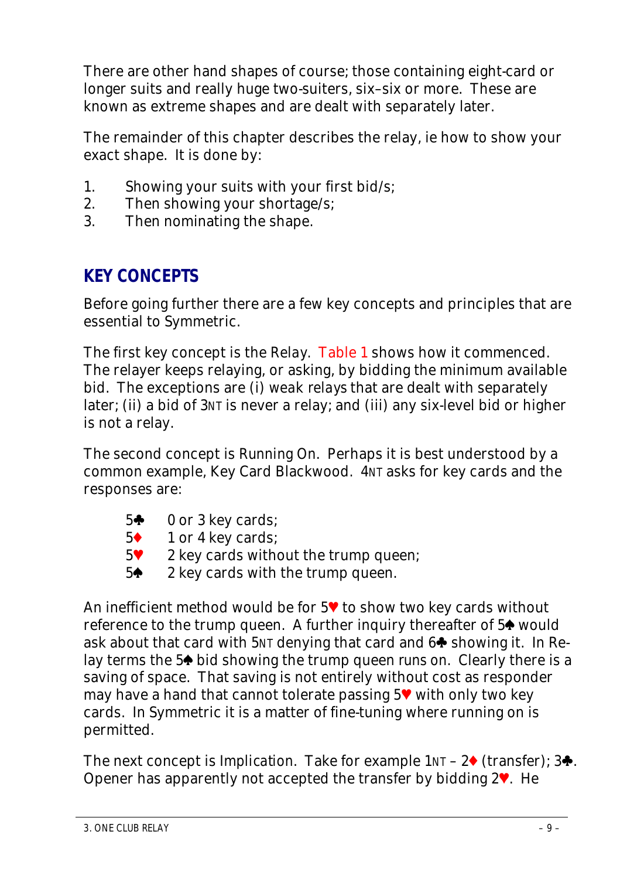There are other hand shapes of course; those containing eight-card or longer suits and really huge two-suiters, six–six or more. These are known as extreme shapes and are dealt with separately later.

The remainder of this chapter describes the relay, ie how to show your exact shape. It is done by:

1. Showing your suits with your first bid/s;
2. Then showing your shortage/s;
3. Then nominating the shape.

## KEY CONCEPTS

Before going further there are a few key concepts and principles that are essential to Symmetric.

The first key concept is the Relay. Table 1 shows how it commenced. The relayer keeps relaying, or asking, by bidding the minimum available bid. The exceptions are (i) weak relays that are dealt with separately later; (ii) a bid of 3NT is never a relay; and (iii) any six-level bid or higher is not a relay.

The second concept is Running On. Perhaps it is best understood by a common example, Key Card Blackwood. 4NT asks for key cards and the responses are:

- 5♣ 0 or 3 key cards;
- 5♦ 1 or 4 key cards;
- 5♥ 2 key cards without the trump queen;
- 5♠ 2 key cards with the trump queen.

An inefficient method would be for 5♥ to show two key cards without reference to the trump queen. A further inquiry thereafter of 5♠ would ask about that card with 5NT denying that card and 6♣ showing it. In Relay terms the 5♠ bid showing the trump queen runs on. Clearly there is a saving of space. That saving is not entirely without cost as responder may have a hand that cannot tolerate passing 5♥ with only two key cards. In Symmetric it is a matter of fine-tuning where running on is permitted.

The next concept is Implication. Take for example 1NT – 2♦ (transfer); 3♣. Opener has apparently not accepted the transfer by bidding 2♥. He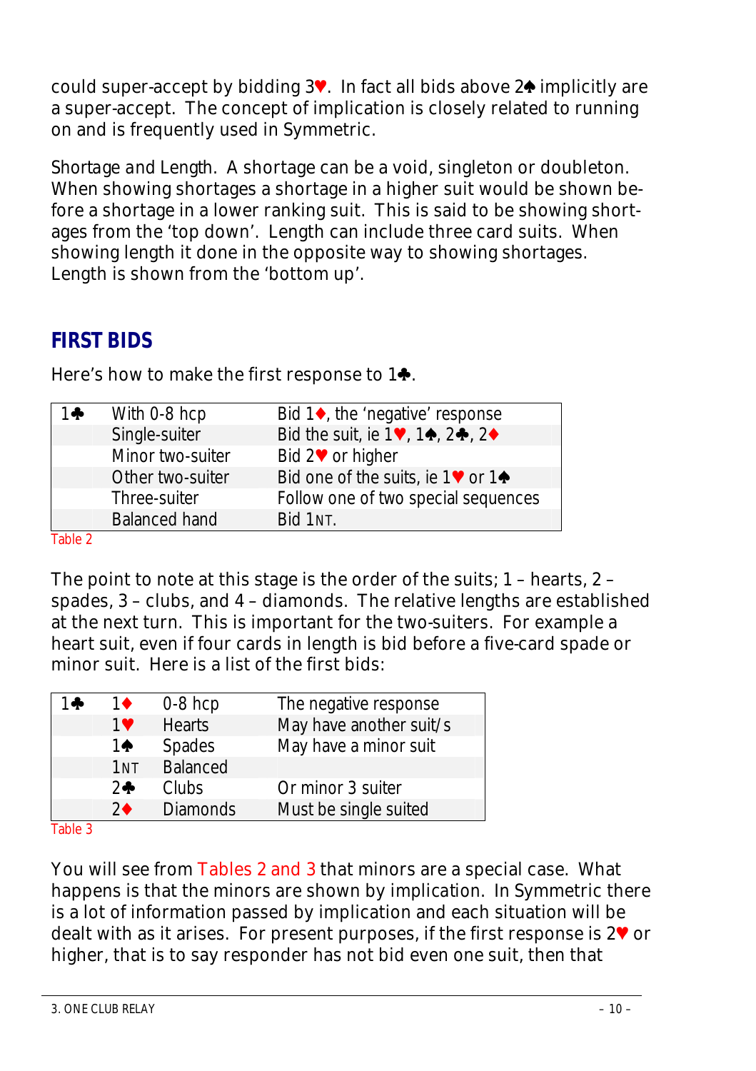could super-accept by bidding 3♥. In fact all bids above 2♠ implicitly are a super-accept. The concept of implication is closely related to running on and is frequently used in Symmetric.

*Shortage and Length*. A shortage can be a void, singleton or doubleton. When showing shortages a shortage in a higher suit would be shown before a shortage in a lower ranking suit. This is said to be showing shortages from the 'top down'. Length can include three card suits. When showing length it done in the opposite way to showing shortages. Length is shown from the 'bottom up'.

## FIRST BIDS

Here's how to make the first response to 1♣.

| | | |
|---|---|---|
| 1♣ | With 0-8 hcp | Bid 1♦, the 'negative' response |
| | Single-suiter | Bid the suit, ie 1♥, 1♠, 2♣, 2♦ |
| | Minor two-suiter | Bid 2♥ or higher |
| | Other two-suiter | Bid one of the suits, ie 1♥ or 1♠ |
| | Three-suiter | Follow one of two special sequences |
| | Balanced hand | Bid 1NT. |

Table 2

The point to note at this stage is the order of the suits; 1 – hearts, 2 – spades, 3 – clubs, and 4 – diamonds. The relative lengths are established at the next turn. This is important for the two-suiters. For example a heart suit, even if four cards in length is bid before a five-card spade or minor suit. Here is a list of the first bids:

| | | | |
|---|---|---|---|
| 1♣ | 1♦ | 0-8 hcp | The negative response |
| | 1♥ | Hearts | May have another suit/s |
| | 1♠ | Spades | May have a minor suit |
| | 1NT | Balanced | |
| | 2♣ | Clubs | Or minor 3 suiter |
| | 2♦ | Diamonds | Must be single suited |

Table 3

You will see from Tables 2 and 3 that minors are a special case. What happens is that the minors are shown by implication. In Symmetric there is a lot of information passed by implication and each situation will be dealt with as it arises. For present purposes, if the first response is 2♥ or higher, that is to say responder has not bid even one suit, then that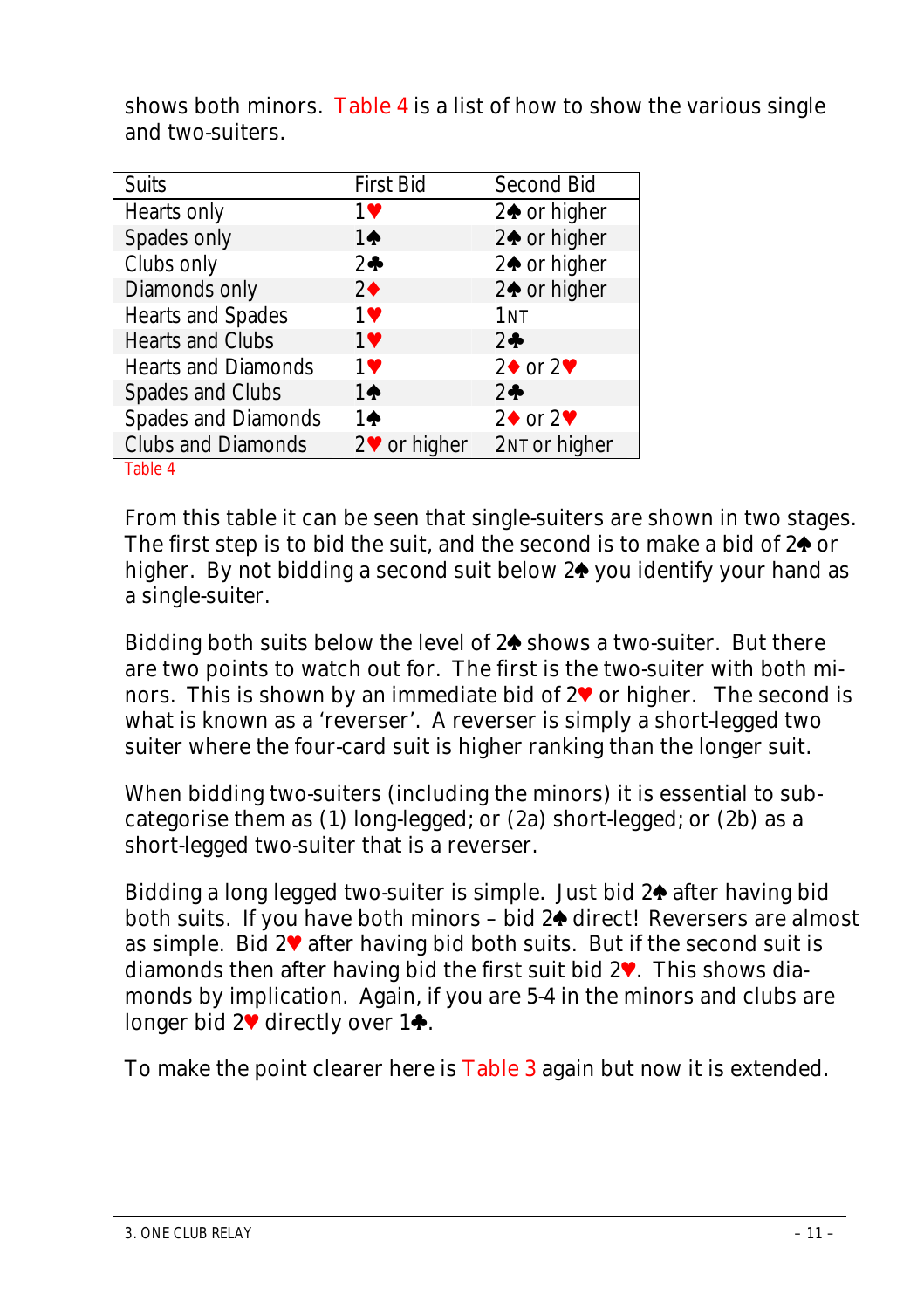shows both minors. Table 4 is a list of how to show the various single and two-suiters.

| Suits | First Bid | Second Bid |
|---|---|---|
| Hearts only | 1♥ | 2♠ or higher |
| Spades only | 1♠ | 2♠ or higher |
| Clubs only | 2♣ | 2♠ or higher |
| Diamonds only | 2♦ | 2♠ or higher |
| Hearts and Spades | 1♥ | 1NT |
| Hearts and Clubs | 1♥ | 2♣ |
| Hearts and Diamonds | 1♥ | 2♦ or 2♥ |
| Spades and Clubs | 1♠ | 2♣ |
| Spades and Diamonds | 1♠ | 2♦ or 2♥ |
| Clubs and Diamonds | 2♥ or higher | 2NT or higher |

Table 4

From this table it can be seen that single-suiters are shown in two stages. The first step is to bid the suit, and the second is to make a bid of 2♠ or higher. By not bidding a second suit below 2♠ you identify your hand as a single-suiter.

Bidding both suits below the level of 2♠ shows a two-suiter. But there are two points to watch out for. The first is the two-suiter with both minors. This is shown by an immediate bid of 2♥ or higher. The second is what is known as a 'reverser'. A reverser is simply a short-legged two suiter where the four-card suit is higher ranking than the longer suit.

When bidding two-suiters (including the minors) it is essential to sub-categorise them as (1) long-legged; or (2a) short-legged; or (2b) as a short-legged two-suiter that is a reverser.

Bidding a long legged two-suiter is simple. Just bid 2♠ after having bid both suits. If you have both minors – bid 2♠ direct! Reversers are almost as simple. Bid 2♥ after having bid both suits. But if the second suit is diamonds then after having bid the first suit bid 2♥. This shows diamonds by implication. Again, if you are 5-4 in the minors and clubs are longer bid 2♥ directly over 1♣.

To make the point clearer here is Table 3 again but now it is extended.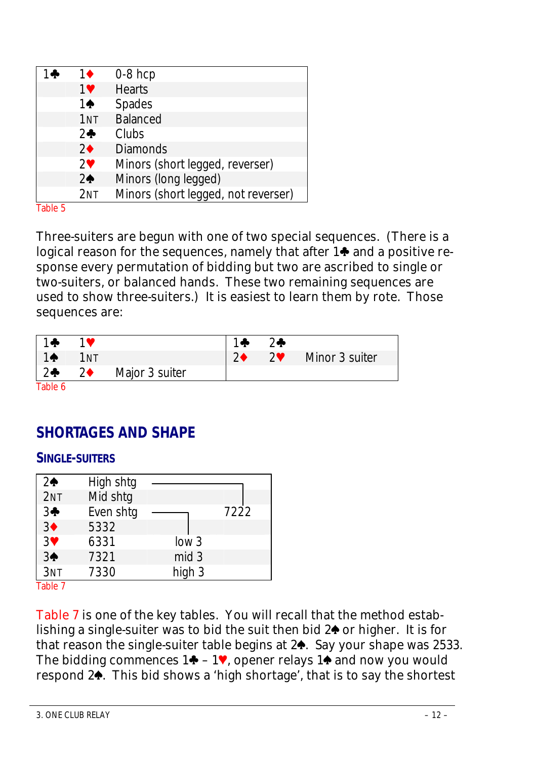| 1♣ | 1♦ | 0-8 hcp |
|---|---|---|
| | 1♥ | Hearts |
| | 1♠ | Spades |
| | 1NT | Balanced |
| | 2♣ | Clubs |
| | 2♦ | Diamonds |
| | 2♥ | Minors (short legged, reverser) |
| | 2♠ | Minors (long legged) |
| | 2NT | Minors (short legged, not reverser) |

Table 5

Three-suiters are begun with one of two special sequences. (There is a logical reason for the sequences, namely that after 1♣ and a positive response every permutation of bidding but two are ascribed to single or two-suiters, or balanced hands. These two remaining sequences are used to show three-suiters.) It is easiest to learn them by rote. Those sequences are:

| | | | | | |
|---|---|---|---|---|---|
| 1♣ | 1♥ | | 1♣ | 2♣ | |
| 1♠ | 1NT | | 2♦ | 2♥ | Minor 3 suiter |
| 2♣ | 2♦ | Major 3 suiter | | | |

Table 6

## SHORTAGES AND SHAPE

### SINGLE-SUITERS

| | | | |
|---|---|---|---|
| 2♠ | High shtg | | |
| 2NT | Mid shtg | | |
| 3♣ | Even shtg | | 7222 |
| 3♦ | 5332 | | |
| 3♥ | 6331 | low 3 | |
| 3♠ | 7321 | mid 3 | |
| 3NT | 7330 | high 3 | |

Table 7

Table 7 is one of the key tables. You will recall that the method establishing a single-suiter was to bid the suit then bid 2♠ or higher. It is for that reason the single-suiter table begins at 2♠. Say your shape was 2533. The bidding commences 1♣ – 1♥, opener relays 1♠ and now you would respond 2♠. This bid shows a 'high shortage', that is to say the shortest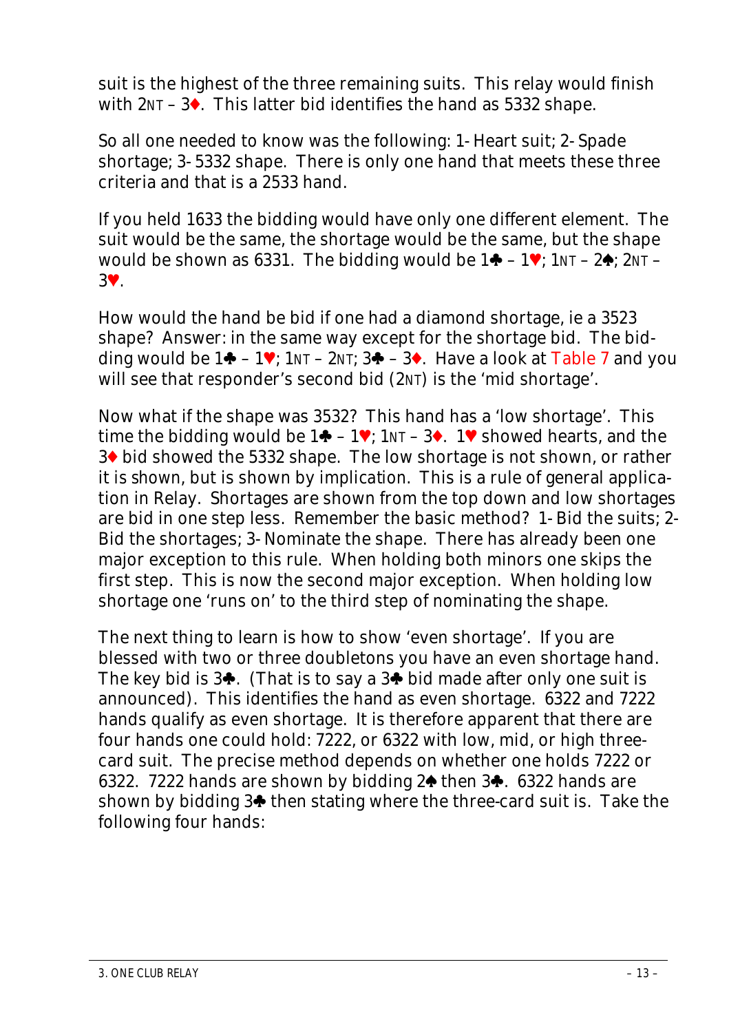suit is the highest of the three remaining suits. This relay would finish with 2NT – 3♦. This latter bid identifies the hand as 5332 shape.

So all one needed to know was the following: 1- Heart suit; 2- Spade shortage; 3- 5332 shape. There is only one hand that meets these three criteria and that is a 2533 hand.

If you held 1633 the bidding would have only one different element. The suit would be the same, the shortage would be the same, but the shape would be shown as 6331. The bidding would be 1♣ – 1♥; 1NT – 2♠; 2NT – 3♥.

How would the hand be bid if one had a diamond shortage, ie a 3523 shape? Answer: in the same way except for the shortage bid. The bidding would be 1♣ – 1♥; 1NT – 2NT; 3♣ – 3♦. Have a look at Table 7 and you will see that responder's second bid (2NT) is the 'mid shortage'.

Now what if the shape was 3532? This hand has a 'low shortage'. This time the bidding would be 1♣ – 1♥; 1NT – 3♦. 1♥ showed hearts, and the 3♦ bid showed the 5332 shape. The low shortage is not shown, or rather it is shown, but is shown by implication. This is a rule of general application in Relay. Shortages are shown from the top down and low shortages are bid in one step less. Remember the basic method? 1- Bid the suits; 2- Bid the shortages; 3- Nominate the shape. There has already been one major exception to this rule. When holding both minors one skips the first step. This is now the second major exception. When holding low shortage one 'runs on' to the third step of nominating the shape.

The next thing to learn is how to show 'even shortage'. If you are blessed with two or three doubletons you have an even shortage hand. The key bid is 3♣. (That is to say a 3♣ bid made after only one suit is announced). This identifies the hand as even shortage. 6322 and 7222 hands qualify as even shortage. It is therefore apparent that there are four hands one could hold: 7222, or 6322 with low, mid, or high three-card suit. The precise method depends on whether one holds 7222 or 6322. 7222 hands are shown by bidding 2♠ then 3♣. 6322 hands are shown by bidding 3♣ then stating where the three-card suit is. Take the following four hands: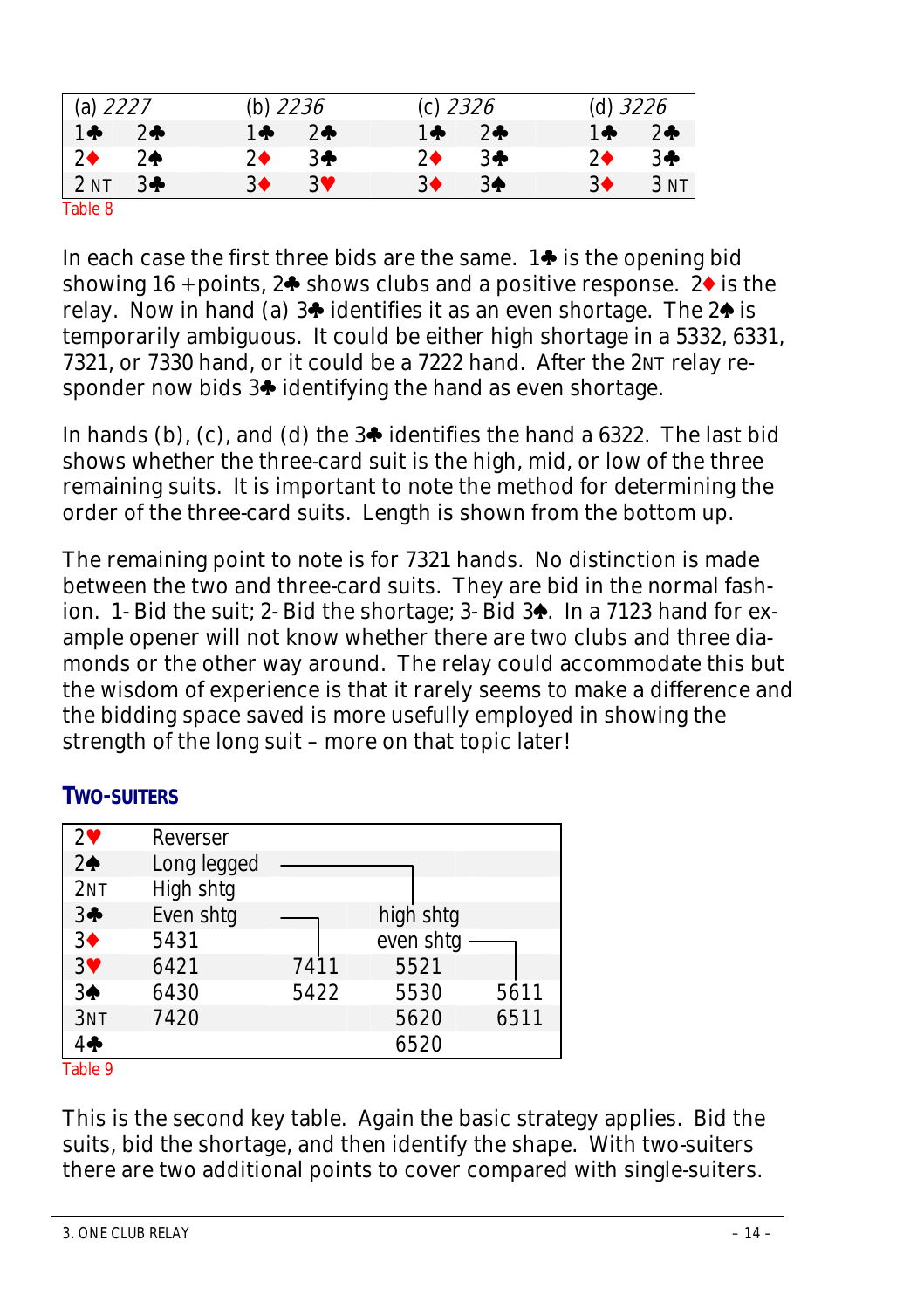| (a) *2227* | | (b) *2236* | | (c) *2326* | | (d) *3226* | |
|---|---|---|---|---|---|---|---|
| 1♣ | 2♣ | 1♣ | 2♣ | 1♣ | 2♣ | 1♣ | 2♣ |
| 2♦ | 2♠ | 2♦ | 3♣ | 2♦ | 3♣ | 2♦ | 3♣ |
| 2NT | 3♣ | 3♦ | 3♥ | 3♦ | 3♠ | 3♦ | 3NT |

Table 8

In each case the first three bids are the same. 1♣ is the opening bid showing 16+points, 2♣ shows clubs and a positive response. 2♦ is the relay. Now in hand (a) 3♣ identifies it as an even shortage. The 2♠ is temporarily ambiguous. It could be either high shortage in a 5332, 6331, 7321, or 7330 hand, or it could be a 7222 hand. After the 2NT relay responder now bids 3♣ identifying the hand as even shortage.

In hands (b), (c), and (d) the 3♣ identifies the hand a 6322. The last bid shows whether the three-card suit is the high, mid, or low of the three remaining suits. It is important to note the method for determining the order of the three-card suits. Length is shown from the bottom up.

The remaining point to note is for 7321 hands. No distinction is made between the two and three-card suits. They are bid in the normal fashion. 1- Bid the suit; 2- Bid the shortage; 3- Bid 3♠. In a 7123 hand for example opener will not know whether there are two clubs and three diamonds or the other way around. The relay could accommodate this but the wisdom of experience is that it rarely seems to make a difference and the bidding space saved is more usefully employed in showing the strength of the long suit – more on that topic later!

## TWO-SUITERS

| Bid | | | | |
|---|---|---|---|---|
| 2♥ | Reverser | | | |
| 2♠ | Long legged → | | | |
| 2NT | High shtg | | | |
| 3♣ | Even shtg → | | high shtg | |
| 3♦ | 5431 | | even shtg → | |
| 3♥ | 6421 | 7411 | 5521 | |
| 3♠ | 6430 | 5422 | 5530 | 5611 |
| 3NT | 7420 | | 5620 | 6511 |
| 4♣ | | | 6520 | |

Table 9

This is the second key table. Again the basic strategy applies. Bid the suits, bid the shortage, and then identify the shape. With two-suiters there are two additional points to cover compared with single-suiters.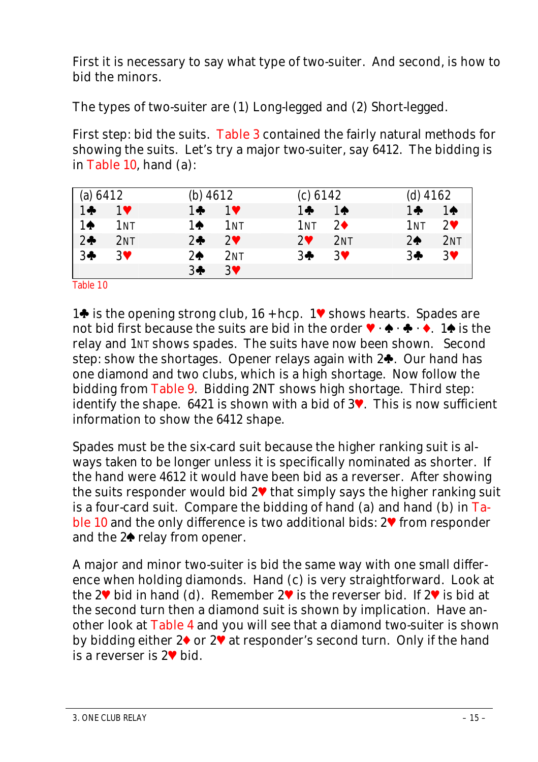First it is necessary to say what type of two-suiter. And second, is how to bid the minors.

The types of two-suiter are (1) Long-legged and (2) Short-legged.

First step: bid the suits. Table 3 contained the fairly natural methods for showing the suits. Let's try a major two-suiter, say 6412. The bidding is in Table 10, hand (a):

| (a) 6412 | | (b) 4612 | | (c) 6142 | | (d) 4162 | |
|---|---|---|---|---|---|---|---|
| 1♣ | 1♥ | 1♣ | 1♥ | 1♣ | 1♠ | 1♣ | 1♠ |
| 1♠ | 1NT | 1♠ | 1NT | 1NT | 2♦ | 1NT | 2♥ |
| 2♣ | 2NT | 2♣ | 2♥ | 2♥ | 2NT | 2♠ | 2NT |
| 3♣ | 3♥ | 2♠ | 2NT | 3♣ | 3♥ | 3♣ | 3♥ |
| | | 3♣ | 3♥ | | | | |

Table 10

1♣ is the opening strong club, 16 +hcp. 1♥ shows hearts. Spades are not bid first because the suits are bid in the order ♥ · ♠ · ♣ · ♦. 1♠ is the relay and 1NT shows spades. The suits have now been shown. Second step: show the shortages. Opener relays again with 2♣. Our hand has one diamond and two clubs, which is a high shortage. Now follow the bidding from Table 9. Bidding 2NT shows high shortage. Third step: identify the shape. 6421 is shown with a bid of 3♥. This is now sufficient information to show the 6412 shape.

Spades must be the six-card suit because the higher ranking suit is always taken to be longer unless it is specifically nominated as shorter. If the hand were 4612 it would have been bid as a reverser. After showing the suits responder would bid 2♥ that simply says the higher ranking suit is a four-card suit. Compare the bidding of hand (a) and hand (b) in Table 10 and the only difference is two additional bids: 2♥ from responder and the 2♠ relay from opener.

A major and minor two-suiter is bid the same way with one small difference when holding diamonds. Hand (c) is very straightforward. Look at the 2♥ bid in hand (d). Remember 2♥ is the reverser bid. If 2♥ is bid at the second turn then a diamond suit is shown by implication. Have another look at Table 4 and you will see that a diamond two-suiter is shown by bidding either 2♦ or 2♥ at responder's second turn. Only if the hand is a reverser is 2♥ bid.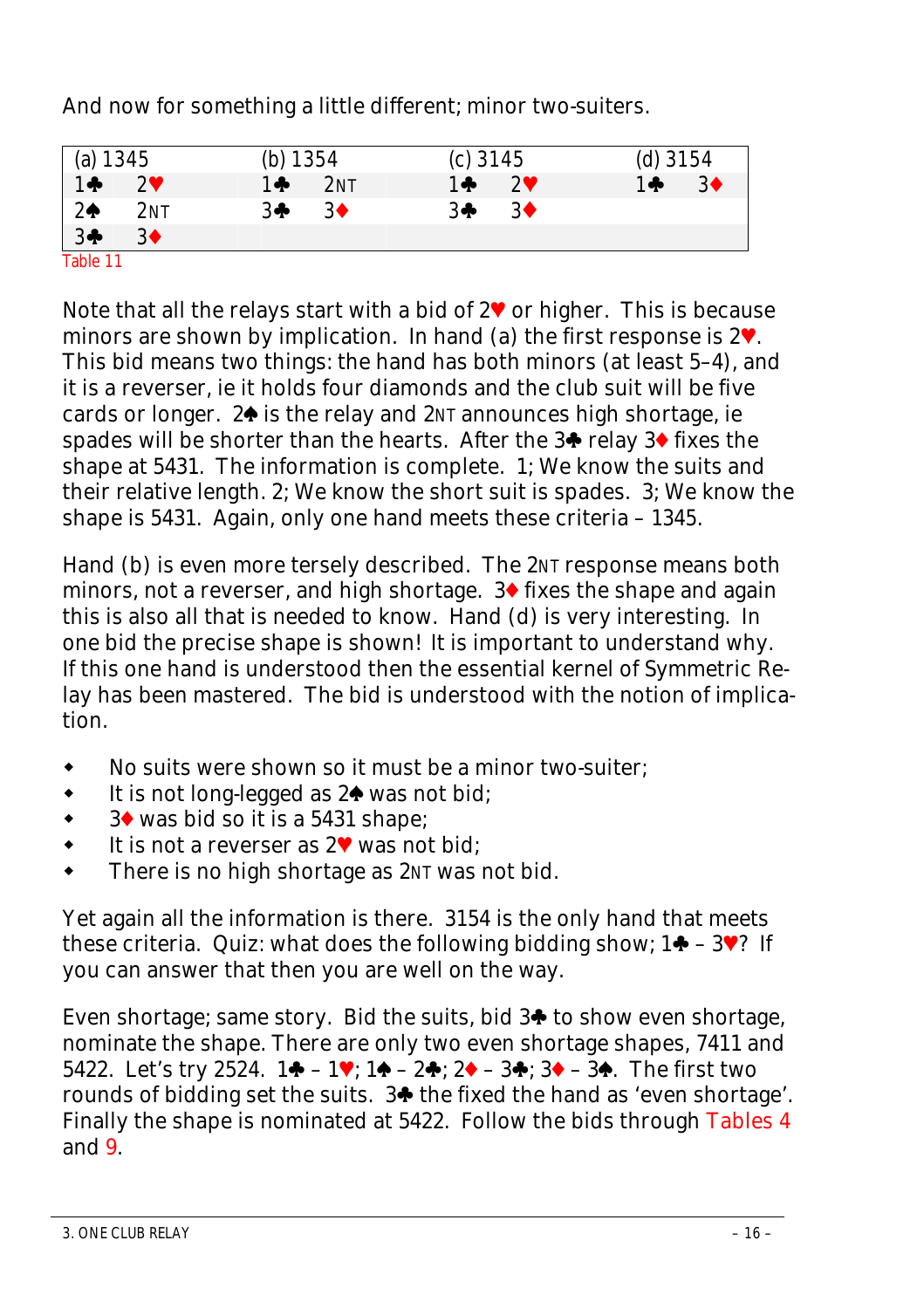And now for something a little different; minor two-suiters.

| (a) 1345 | | (b) 1354 | | (c) 3145 | | (d) 3154 | |
|---|---|---|---|---|---|---|---|
| 1♣ | 2♥ | 1♣ | 2NT | 1♣ | 2♥ | 1♣ | 3♦ |
| 2♠ | 2NT | 3♣ | 3♦ | 3♣ | 3♦ | | |
| 3♣ | 3♦ | | | | | | |

Table 11

Note that all the relays start with a bid of 2♥ or higher. This is because minors are shown by implication. In hand (a) the first response is 2♥. This bid means two things: the hand has both minors (at least 5–4), and it is a reverser, ie it holds four diamonds and the club suit will be five cards or longer. 2♠ is the relay and 2NT announces high shortage, ie spades will be shorter than the hearts. After the 3♣ relay 3♦ fixes the shape at 5431. The information is complete. 1; We know the suits and their relative length. 2; We know the short suit is spades. 3; We know the shape is 5431. Again, only one hand meets these criteria – 1345.

Hand (b) is even more tersely described. The 2NT response means both minors, not a reverser, and high shortage. 3♦ fixes the shape and again this is also all that is needed to know. Hand (d) is very interesting. In one bid the precise shape is shown! It is important to understand why. If this one hand is understood then the essential kernel of Symmetric Relay has been mastered. The bid is understood with the notion of implication.

- No suits were shown so it must be a minor two-suiter;
- It is not long-legged as 2♠ was not bid;
- 3♦ was bid so it is a 5431 shape;
- It is not a reverser as 2♥ was not bid;
- There is no high shortage as 2NT was not bid.

Yet again all the information is there. 3154 is the only hand that meets these criteria. Quiz: what does the following bidding show; 1♣ – 3♥? If you can answer that then you are well on the way.

Even shortage; same story. Bid the suits, bid 3♣ to show even shortage, nominate the shape. There are only two even shortage shapes, 7411 and 5422. Let's try 2524. 1♣ – 1♥; 1♠ – 2♣; 2♦ – 3♣; 3♦ – 3♠. The first two rounds of bidding set the suits. 3♣ the fixed the hand as 'even shortage'. Finally the shape is nominated at 5422. Follow the bids through Tables 4 and 9.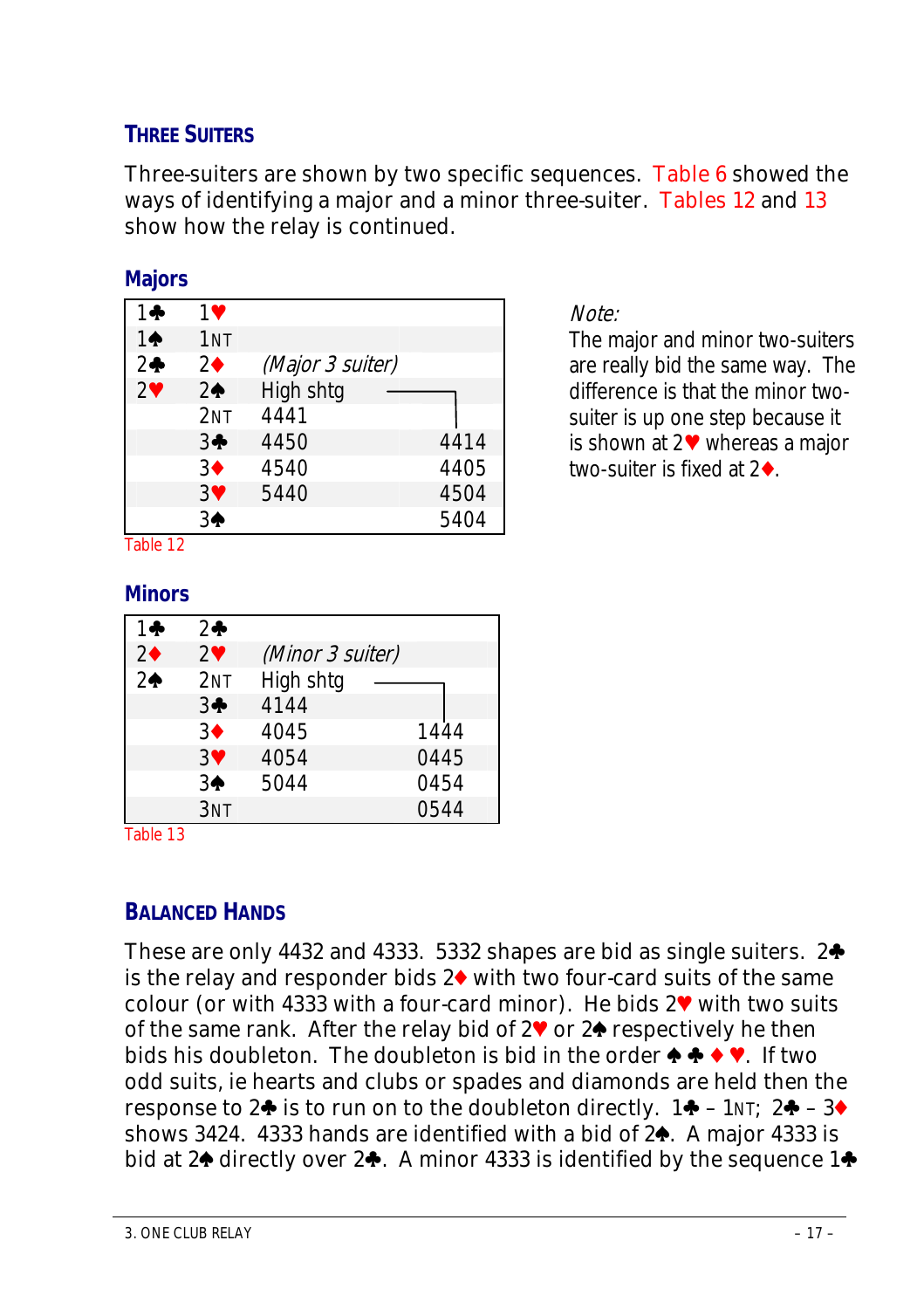## THREE SUITERS

Three-suiters are shown by two specific sequences. Table 6 showed the ways of identifying a major and a minor three-suiter. Tables 12 and 13 show how the relay is continued.

### Majors

| | | | |
|---|---|---|---|
| 1♣ | 1♥ | | |
| 1♠ | 1NT | | |
| 2♣ | 2♦ | *(Major 3 suiter)* | |
| 2♥ | 2♠ | High shtg | |
| | 2NT | 4441 | |
| | 3♣ | 4450 | 4414 |
| | 3♦ | 4540 | 4405 |
| | 3♥ | 5440 | 4504 |
| | 3♠ | | 5404 |

Table 12

*Note:*
The major and minor two-suiters are really bid the same way. The difference is that the minor two-suiter is up one step because it is shown at 2♥ whereas a major two-suiter is fixed at 2♦.

### Minors

| | | | |
|---|---|---|---|
| 1♣ | 2♣ | | |
| 2♦ | 2♥ | *(Minor 3 suiter)* | |
| 2♠ | 2NT | High shtg | |
| | 3♣ | 4144 | |
| | 3♦ | 4045 | 1444 |
| | 3♥ | 4054 | 0445 |
| | 3♠ | 5044 | 0454 |
| | 3NT | | 0544 |

Table 13

## BALANCED HANDS

These are only 4432 and 4333. 5332 shapes are bid as single suiters. 2♣ is the relay and responder bids 2♦ with two four-card suits of the same colour (or with 4333 with a four-card minor). He bids 2♥ with two suits of the same rank. After the relay bid of 2♥ or 2♠ respectively he then bids his doubleton. The doubleton is bid in the order ♠ ♣ ♦ ♥. If two odd suits, ie hearts and clubs or spades and diamonds are held then the response to 2♣ is to run on to the doubleton directly. 1♣ – 1NT; 2♣ – 3♦ shows 3424. 4333 hands are identified with a bid of 2♠. A major 4333 is bid at 2♠ directly over 2♣. A minor 4333 is identified by the sequence 1♣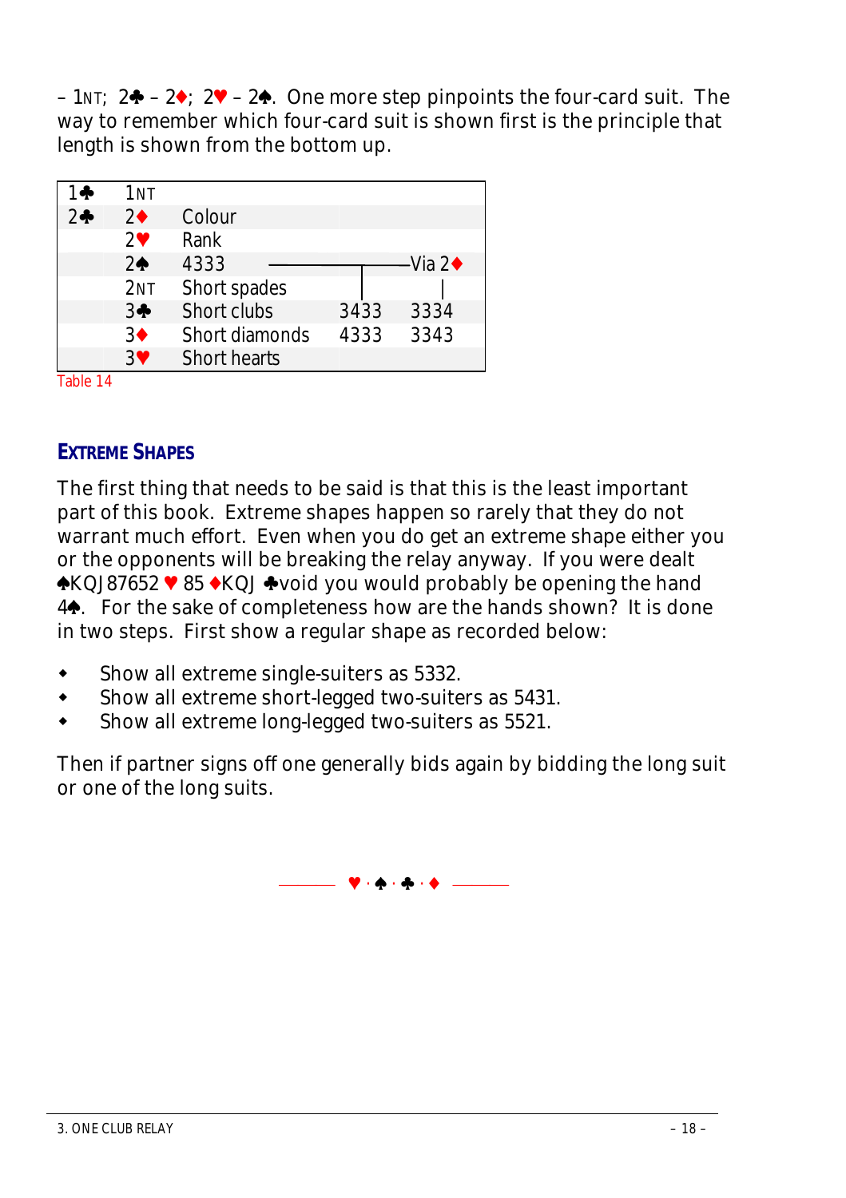– 1NT; 2♣ – 2♦; 2♥ – 2♠. One more step pinpoints the four-card suit. The way to remember which four-card suit is shown first is the principle that length is shown from the bottom up.

| | | | | |
|---|---|---|---|---|
| 1♣ | 1NT | | | |
| 2♣ | 2♦ | Colour | | |
| | 2♥ | Rank | | |
| | 2♠ | 4333 | | Via 2♦ |
| | 2NT | Short spades | | |
| | 3♣ | Short clubs | 3433 | 3334 |
| | 3♦ | Short diamonds | 4333 | 3343 |
| | 3♥ | Short hearts | | |

Table 14

## EXTREME SHAPES

The first thing that needs to be said is that this is the least important part of this book. Extreme shapes happen so rarely that they do not warrant much effort. Even when you do get an extreme shape either you or the opponents will be breaking the relay anyway. If you were dealt ♠KQJ87652 ♥ 85 ♦KQJ ♣void you would probably be opening the hand 4♠. For the sake of completeness how are the hands shown? It is done in two steps. First show a regular shape as recorded below:

- Show all extreme single-suiters as 5332.
- Show all extreme short-legged two-suiters as 5431.
- Show all extreme long-legged two-suiters as 5521.

Then if partner signs off one generally bids again by bidding the long suit or one of the long suits.

♥ · ♠ · ♣ · ♦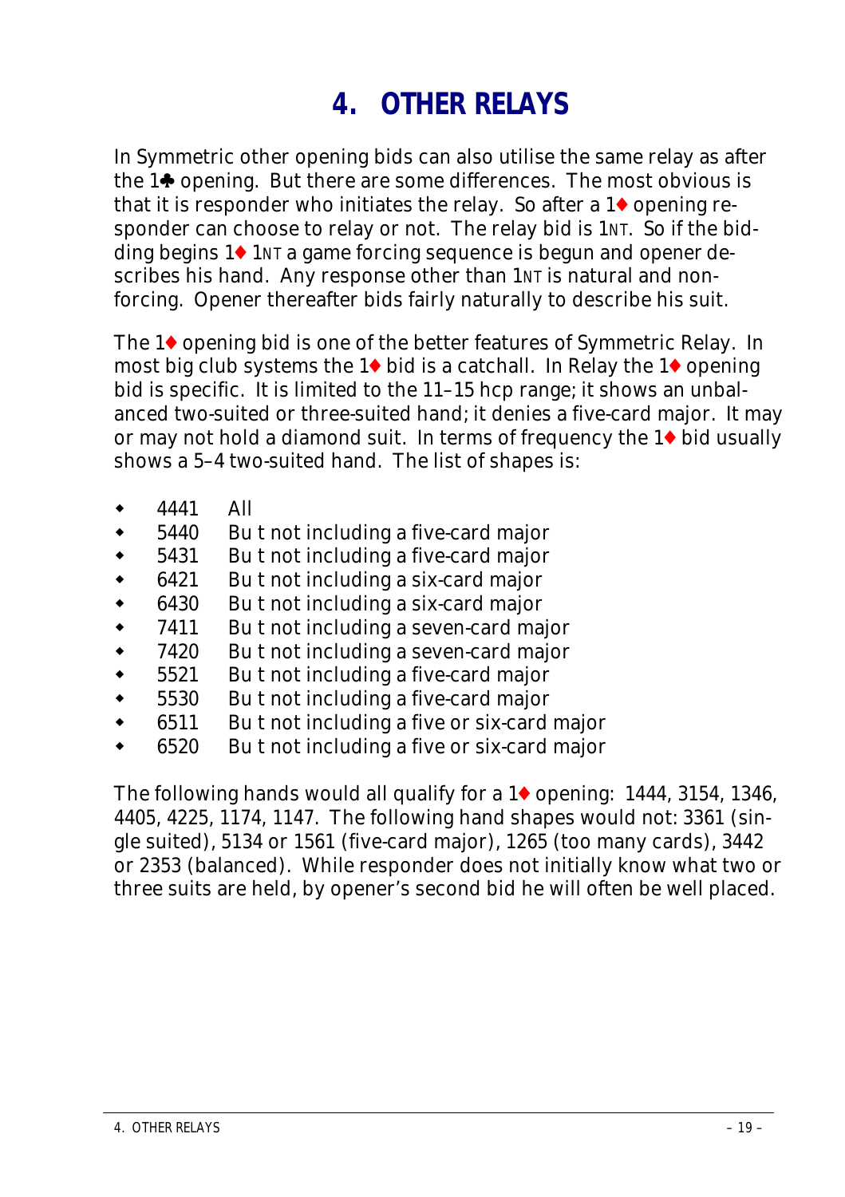# 4. OTHER RELAYS

In Symmetric other opening bids can also utilise the same relay as after the 1♣ opening. But there are some differences. The most obvious is that it is responder who initiates the relay. So after a 1♦ opening responder can choose to relay or not. The relay bid is 1NT. So if the bidding begins 1♦ 1NT a game forcing sequence is begun and opener describes his hand. Any response other than 1NT is natural and non-forcing. Opener thereafter bids fairly naturally to describe his suit.

The 1♦ opening bid is one of the better features of Symmetric Relay. In most big club systems the 1♦ bid is a catchall. In Relay the 1♦ opening bid is specific. It is limited to the 11–15 hcp range; it shows an unbalanced two-suited or three-suited hand; it denies a five-card major. It may or may not hold a diamond suit. In terms of frequency the 1♦ bid usually shows a 5–4 two-suited hand. The list of shapes is:

- 4441 All
- 5440 Bu t not including a five-card major
- 5431 Bu t not including a five-card major
- 6421 Bu t not including a six-card major
- 6430 Bu t not including a six-card major
- 7411 Bu t not including a seven-card major
- 7420 Bu t not including a seven-card major
- 5521 Bu t not including a five-card major
- 5530 Bu t not including a five-card major
- 6511 Bu t not including a five or six-card major
- 6520 Bu t not including a five or six-card major

The following hands would all qualify for a 1♦ opening: 1444, 3154, 1346, 4405, 4225, 1174, 1147. The following hand shapes would not: 3361 (single suited), 5134 or 1561 (five-card major), 1265 (too many cards), 3442 or 2353 (balanced). While responder does not initially know what two or three suits are held, by opener's second bid he will often be well placed.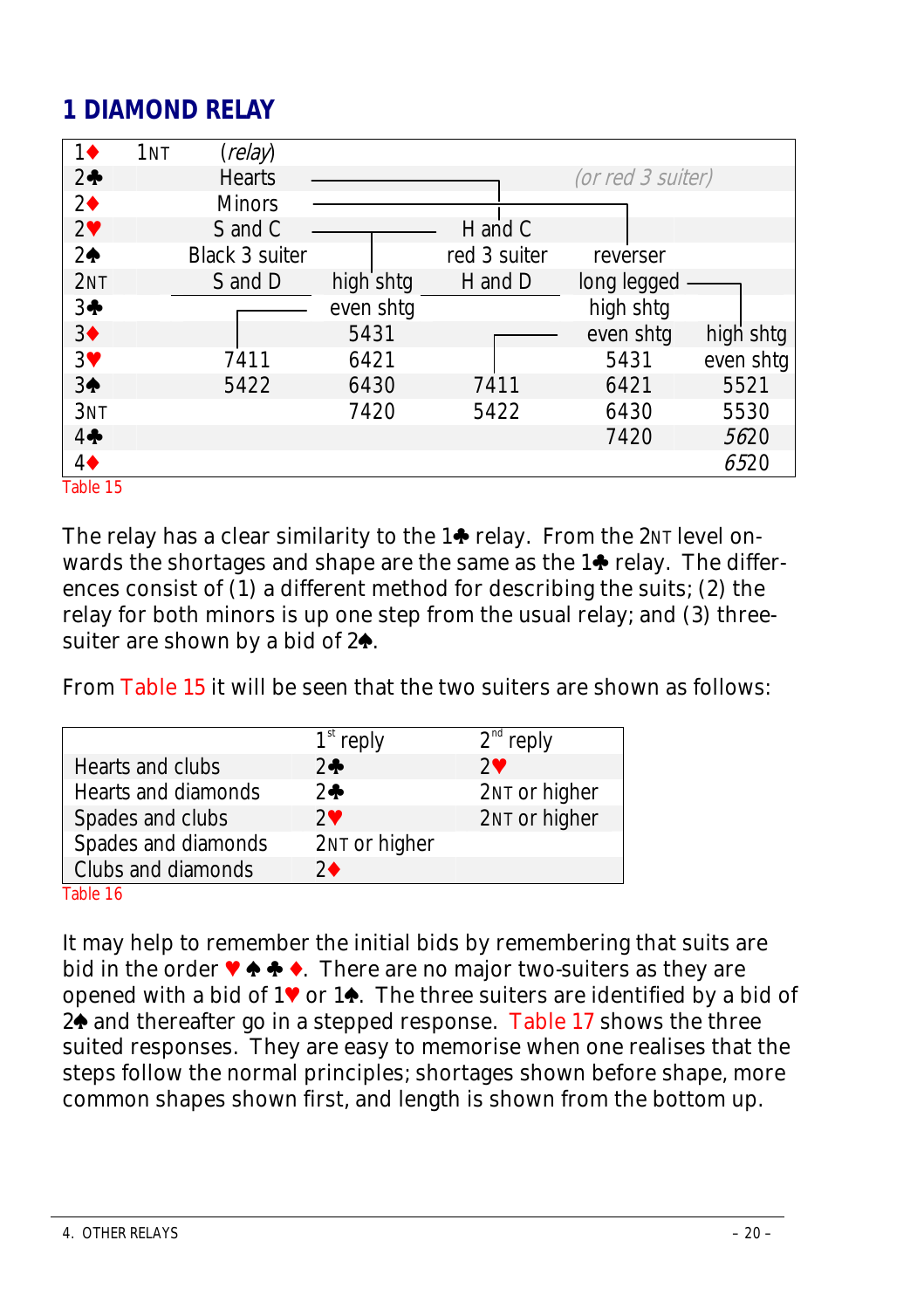# 1 DIAMOND RELAY

| | | | | | |
|---|---|---|---|---|---|
| 1♦ | 1NT *(relay)* | | | | |
| 2♣ | Hearts | | | *(or red 3 suiter)* | |
| 2♦ | Minors | | | | |
| 2♥ | S and C | | H and C | | |
| 2♠ | Black 3 suiter | | red 3 suiter | reverser | |
| 2NT | S and D | high shtg | H and D | long legged | |
| 3♣ | | even shtg | | high shtg | |
| 3♦ | | 5431 | | even shtg | high shtg |
| 3♥ | 7411 | 6421 | | 5431 | even shtg |
| 3♠ | 5422 | 6430 | 7411 | 6421 | 5521 |
| 3NT | | 7420 | 5422 | 6430 | 5530 |
| 4♣ | | | | 7420 | *56*20 |
| 4♦ | | | | | *65*20 |

Table 15

The relay has a clear similarity to the 1♣ relay. From the 2NT level onwards the shortages and shape are the same as the 1♣ relay. The differences consist of (1) a different method for describing the suits; (2) the relay for both minors is up one step from the usual relay; and (3) three-suiter are shown by a bid of 2♠.

From Table 15 it will be seen that the two suiters are shown as follows:

| | 1st reply | 2nd reply |
|---|---|---|
| Hearts and clubs | 2♣ | 2♥ |
| Hearts and diamonds | 2♣ | 2NT or higher |
| Spades and clubs | 2♥ | 2NT or higher |
| Spades and diamonds | 2NT or higher | |
| Clubs and diamonds | 2♦ | |

Table 16

It may help to remember the initial bids by remembering that suits are bid in the order ♥ ♠ ♣ ♦. There are no major two-suiters as they are opened with a bid of 1♥ or 1♠. The three suiters are identified by a bid of 2♠ and thereafter go in a stepped response. Table 17 shows the three suited responses. They are easy to memorise when one realises that the steps follow the normal principles; shortages shown before shape, more common shapes shown first, and length is shown from the bottom up.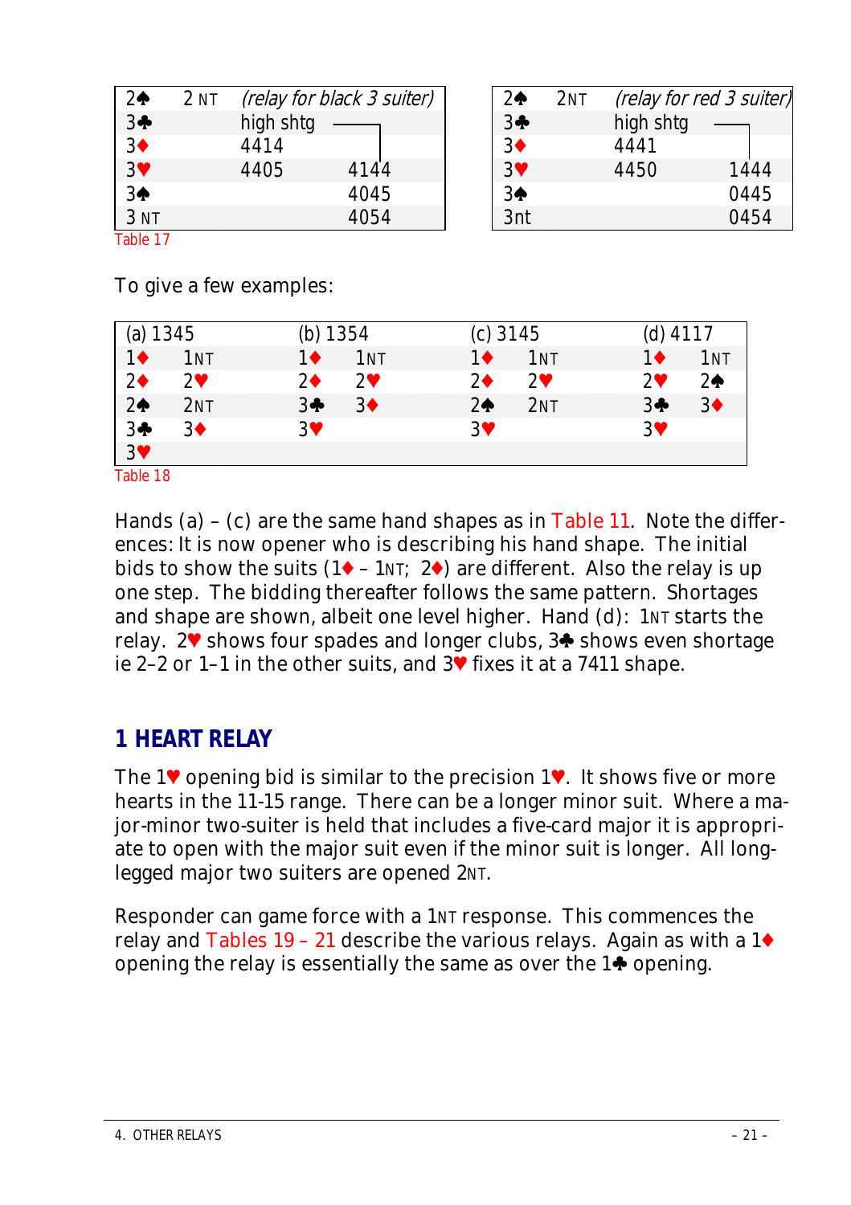| 2♠ | 2 NT | *(relay for black 3 suiter)* | |
|---|---|---|---|
| 3♣ | | high shtg | |
| 3♦ | | 4414 | |
| 3♥ | | 4405 | 4144 |
| 3♠ | | | 4045 |
| 3 NT | | | 4054 |

Table 17

| 2♠ | 2NT | *(relay for red 3 suiter)* | |
|---|---|---|---|
| 3♣ | | high shtg | |
| 3♦ | | 4441 | |
| 3♥ | | 4450 | 1444 |
| 3♠ | | | 0445 |
| 3nt | | | 0454 |

To give a few examples:

| (a) 1345 | | (b) 1354 | | (c) 3145 | | (d) 4117 | |
|---|---|---|---|---|---|---|---|
| 1♦ | 1NT | 1♦ | 1NT | 1♦ | 1NT | 1♦ | 1NT |
| 2♦ | 2♥ | 2♦ | 2♥ | 2♦ | 2♥ | 2♥ | 2♠ |
| 2♠ | 2NT | 3♣ | 3♦ | 2♠ | 2NT | 3♣ | 3♦ |
| 3♣ | 3♦ | 3♥ | | 3♥ | | 3♥ | |
| 3♥ | | | | | | | |

Table 18

Hands (a) – (c) are the same hand shapes as in Table 11. Note the differences: It is now opener who is describing his hand shape. The initial bids to show the suits (1♦ – 1NT; 2♦) are different. Also the relay is up one step. The bidding thereafter follows the same pattern. Shortages and shape are shown, albeit one level higher. Hand (d): 1NT starts the relay. 2♥ shows four spades and longer clubs, 3♣ shows even shortage ie 2–2 or 1–1 in the other suits, and 3♥ fixes it at a 7411 shape.

## 1 HEART RELAY

The 1♥ opening bid is similar to the precision 1♥. It shows five or more hearts in the 11-15 range. There can be a longer minor suit. Where a major-minor two-suiter is held that includes a five-card major it is appropriate to open with the major suit even if the minor suit is longer. All long-legged major two suiters are opened 2NT.

Responder can game force with a 1NT response. This commences the relay and Tables 19 – 21 describe the various relays. Again as with a 1♦ opening the relay is essentially the same as over the 1♣ opening.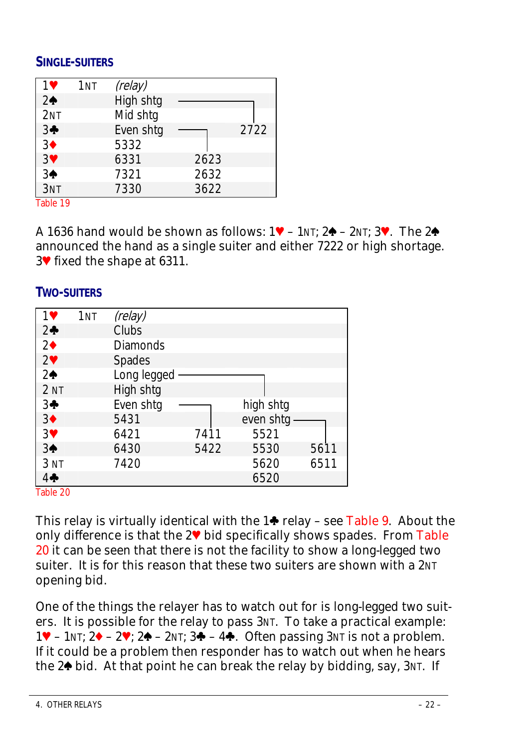### SINGLE-SUITERS

| | | | | |
|---|---|---|---|---|
| 1♥ | 1NT | *(relay)* | | |
| 2♠ | | High shtg | | |
| 2NT | | Mid shtg | | 2722 |
| 3♣ | | Even shtg | | |
| 3♦ | | 5332 | | |
| 3♥ | | 6331 | 2623 | |
| 3♠ | | 7321 | 2632 | |
| 3NT | | 7330 | 3622 | |

Table 19

A 1636 hand would be shown as follows: 1♥ – 1NT; 2♠ – 2NT; 3♥. The 2♠ announced the hand as a single suiter and either 7222 or high shortage. 3♥ fixed the shape at 6311.

### TWO-SUITERS

| | | | | | |
|---|---|---|---|---|---|
| 1♥ | 1NT | *(relay)* | | | |
| 2♣ | | Clubs | | | |
| 2♦ | | Diamonds | | | |
| 2♥ | | Spades | | | |
| 2♠ | | Long legged | | | |
| 2 NT | | High shtg | | | |
| 3♣ | | Even shtg | | high shtg | |
| 3♦ | | 5431 | | even shtg | |
| 3♥ | | 6421 | 7411 | 5521 | |
| 3♠ | | 6430 | 5422 | 5530 | 5611 |
| 3 NT | | 7420 | | 5620 | 6511 |
| 4♣ | | | | 6520 | |

Table 20

This relay is virtually identical with the 1♣ relay – see Table 9. About the only difference is that the 2♥ bid specifically shows spades. From Table 20 it can be seen that there is not the facility to show a long-legged two suiter. It is for this reason that these two suiters are shown with a 2NT opening bid.

One of the things the relayer has to watch out for is long-legged two suiters. It is possible for the relay to pass 3NT. To take a practical example: 1♥ – 1NT; 2♦ – 2♥; 2♠ – 2NT; 3♣ – 4♣. Often passing 3NT is not a problem. If it could be a problem then responder has to watch out when he hears the 2♠ bid. At that point he can break the relay by bidding, say, 3NT. If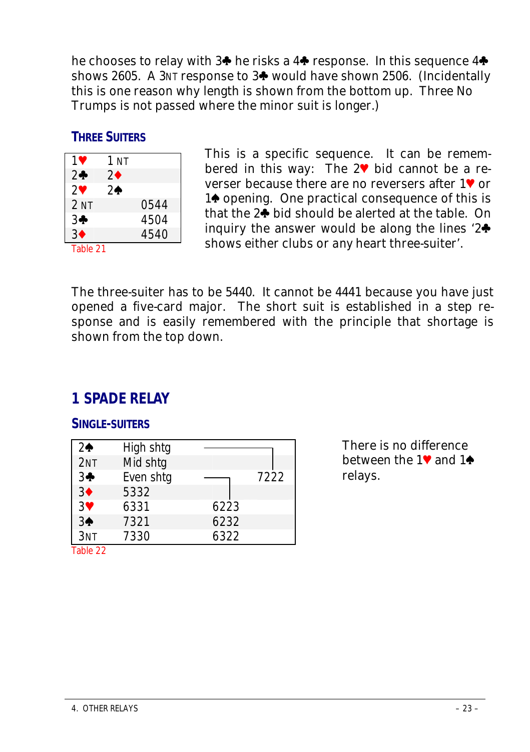he chooses to relay with 3♣ he risks a 4♣ response. In this sequence 4♣ shows 2605. A 3NT response to 3♣ would have shown 2506. (Incidentally this is one reason why length is shown from the bottom up. Three No Trumps is not passed where the minor suit is longer.)

### THREE SUITERS

| | | |
|---|---|---|
| 1♥ | 1 NT | |
| 2♣ | 2♦ | |
| 2♥ | 2♠ | |
| 2 NT | | 0544 |
| 3♣ | | 4504 |
| 3♦ | | 4540 |

Table 21

This is a specific sequence. It can be remembered in this way: The 2♥ bid cannot be a reverser because there are no reversers after 1♥ or 1♠ opening. One practical consequence of this is that the 2♣ bid should be alerted at the table. On inquiry the answer would be along the lines '2♣ shows either clubs or any heart three-suiter'.

The three-suiter has to be 5440. It cannot be 4441 because you have just opened a five-card major. The short suit is established in a step response and is easily remembered with the principle that shortage is shown from the top down.

## 1 SPADE RELAY

### SINGLE-SUITERS

| | | | |
|---|---|---|---|
| 2♠ | High shtg | | |
| 2NT | Mid shtg | | |
| 3♣ | Even shtg | | 7222 |
| 3♦ | 5332 | | |
| 3♥ | 6331 | 6223 | |
| 3♠ | 7321 | 6232 | |
| 3NT | 7330 | 6322 | |

Table 22

There is no difference between the 1♥ and 1♠ relays.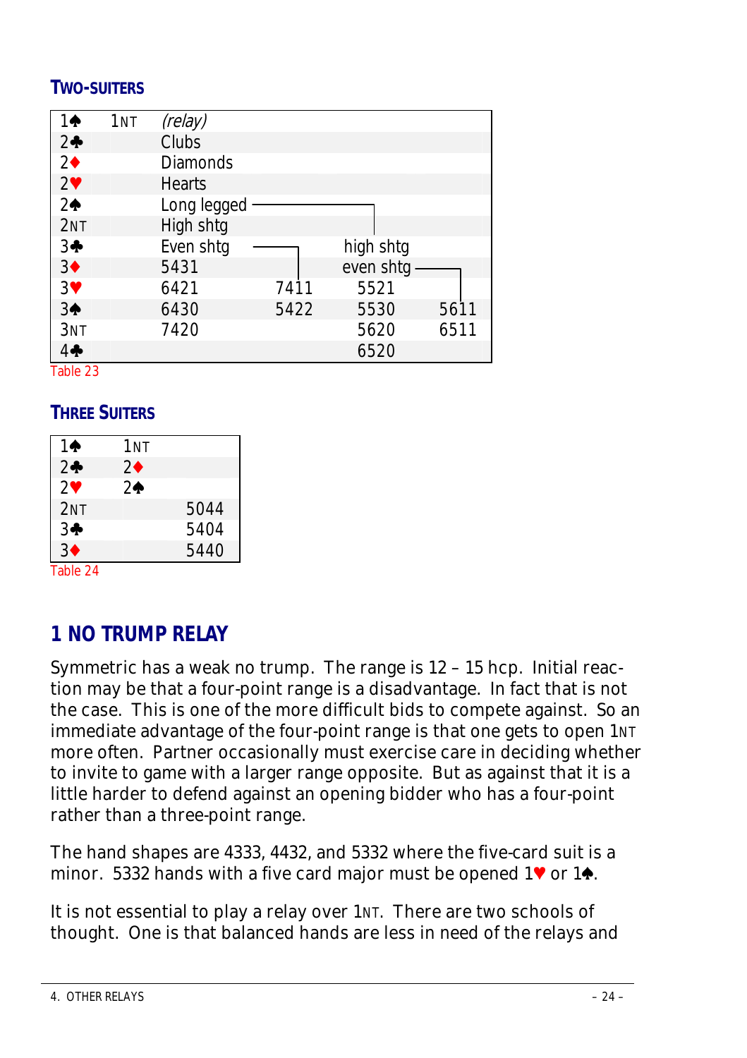### TWO-SUITERS

| | | | | | |
|---|---|---|---|---|---|
| 1♠ | 1NT | *(relay)* | | | |
| 2♣ | | Clubs | | | |
| 2♦ | | Diamonds | | | |
| 2♥ | | Hearts | | | |
| 2♠ | | Long legged | | | |
| 2NT | | High shtg | | | |
| 3♣ | | Even shtg | | high shtg | |
| 3♦ | | 5431 | | even shtg | |
| 3♥ | | 6421 | 7411 | 5521 | |
| 3♠ | | 6430 | 5422 | 5530 | 5611 |
| 3NT | | 7420 | | 5620 | 6511 |
| 4♣ | | | | 6520 | |

Table 23

### THREE SUITERS

| | | |
|---|---|---|
| 1♠ | 1NT | |
| 2♣ | 2♦ | |
| 2♥ | 2♠ | |
| 2NT | | 5044 |
| 3♣ | | 5404 |
| 3♦ | | 5440 |

Table 24

## 1 NO TRUMP RELAY

Symmetric has a weak no trump. The range is 12 – 15 hcp. Initial reaction may be that a four-point range is a disadvantage. In fact that is not the case. This is one of the more difficult bids to compete against. So an immediate advantage of the four-point range is that one gets to open 1NT more often. Partner occasionally must exercise care in deciding whether to invite to game with a larger range opposite. But as against that it is a little harder to defend against an opening bidder who has a four-point rather than a three-point range.

The hand shapes are 4333, 4432, and 5332 where the five-card suit is a minor. 5332 hands with a five card major must be opened 1♥ or 1♠.

It is not essential to play a relay over 1NT. There are two schools of thought. One is that balanced hands are less in need of the relays and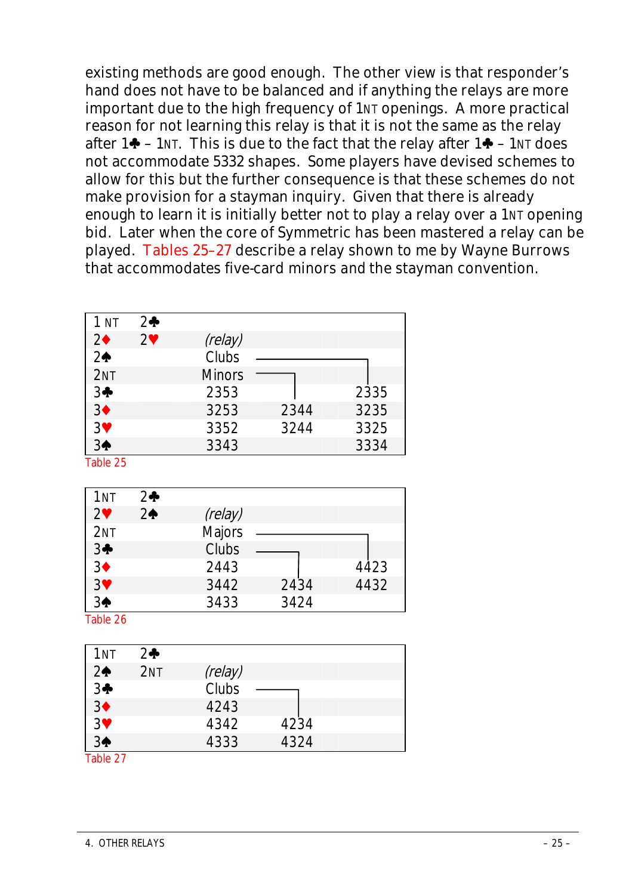existing methods are good enough. The other view is that responder's hand does not have to be balanced and if anything the relays are more important due to the high frequency of 1NT openings. A more practical reason for not learning this relay is that it is not the same as the relay after 1♣ – 1NT. This is due to the fact that the relay after 1♣ – 1NT does not accommodate 5332 shapes. Some players have devised schemes to allow for this but the further consequence is that these schemes do not make provision for a stayman inquiry. Given that there is already enough to learn it is initially better not to play a relay over a 1NT opening bid. Later when the core of Symmetric has been mastered a relay can be played. Tables 25–27 describe a relay shown to me by Wayne Burrows that accommodates five-card minors and the stayman convention.

| 1NT | 2♣ | | | |
|---|---|---|---|---|
| 2♦ | 2♥ | *(relay)* | | |
| 2♠ | | Clubs | | |
| 2NT | | Minors | | |
| 3♣ | | 2353 | | 2335 |
| 3♦ | | 3253 | 2344 | 3235 |
| 3♥ | | 3352 | 3244 | 3325 |
| 3♠ | | 3343 | | 3334 |

Table 25

| 1NT | 2♣ | | | |
|---|---|---|---|---|
| 2♥ | 2♠ | *(relay)* | | |
| 2NT | | Majors | | |
| 3♣ | | Clubs | | |
| 3♦ | | 2443 | | 4423 |
| 3♥ | | 3442 | 2434 | 4432 |
| 3♠ | | 3433 | 3424 | |

Table 26

| 1NT | 2♣ | | |
|---|---|---|---|
| 2♠ | 2NT | *(relay)* | |
| 3♣ | | Clubs | |
| 3♦ | | 4243 | |
| 3♥ | | 4342 | 4234 |
| 3♠ | | 4333 | 4324 |

Table 27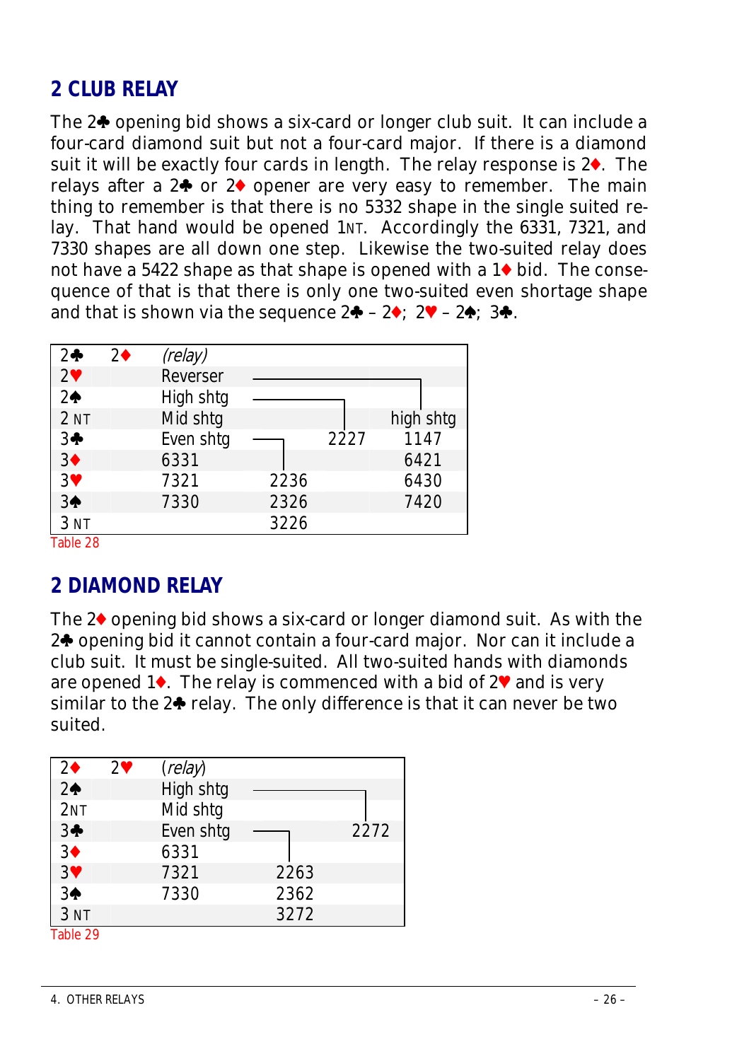## 2 CLUB RELAY

The 2♣ opening bid shows a six-card or longer club suit. It can include a four-card diamond suit but not a four-card major. If there is a diamond suit it will be exactly four cards in length. The relay response is 2♦. The relays after a 2♣ or 2♦ opener are very easy to remember. The main thing to remember is that there is no 5332 shape in the single suited relay. That hand would be opened 1NT. Accordingly the 6331, 7321, and 7330 shapes are all down one step. Likewise the two-suited relay does not have a 5422 shape as that shape is opened with a 1♦ bid. The consequence of that is that there is only one two-suited even shortage shape and that is shown via the sequence 2♣ – 2♦; 2♥ – 2♠; 3♣.

| 2♣ | 2♦ | *(relay)* | | | |
|---|---|---|---|---|---|
| 2♥ | | Reverser | | | |
| 2♠ | | High shtg | | | |
| 2 NT | | Mid shtg | | | high shtg |
| 3♣ | | Even shtg | | 2227 | 1147 |
| 3♦ | | 6331 | | | 6421 |
| 3♥ | | 7321 | 2236 | | 6430 |
| 3♠ | | 7330 | 2326 | | 7420 |
| 3 NT | | | 3226 | | |

Table 28

## 2 DIAMOND RELAY

The 2♦ opening bid shows a six-card or longer diamond suit. As with the 2♣ opening bid it cannot contain a four-card major. Nor can it include a club suit. It must be single-suited. All two-suited hands with diamonds are opened 1♦. The relay is commenced with a bid of 2♥ and is very similar to the 2♣ relay. The only difference is that it can never be two suited.

| 2♦ | 2♥ | *(relay)* | | |
|---|---|---|---|---|
| 2♠ | | High shtg | | |
| 2NT | | Mid shtg | | |
| 3♣ | | Even shtg | | 2272 |
| 3♦ | | 6331 | | |
| 3♥ | | 7321 | 2263 | |
| 3♠ | | 7330 | 2362 | |
| 3 NT | | | 3272 | |

Table 29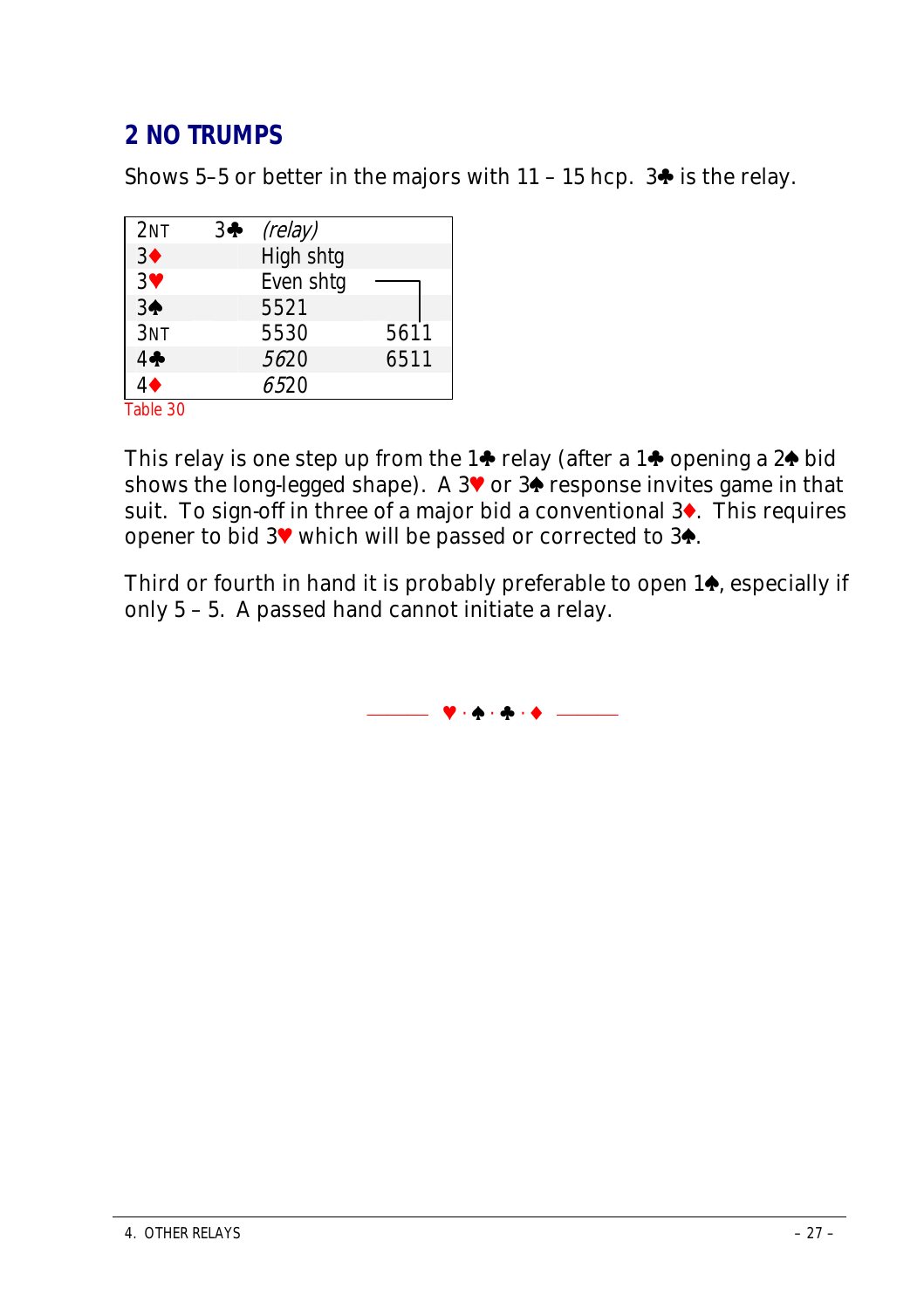## 2 NO TRUMPS

Shows 5–5 or better in the majors with 11 – 15 hcp. 3♣ is the relay.

| 2NT | 3♣ | *(relay)* | |
|---|---|---|---|
| 3♦ | | High shtg | |
| 3♥ | | Even shtg | |
| 3♠ | | 5521 | |
| 3NT | | 5530 | 5611 |
| 4♣ | | *56*20 | 6511 |
| 4♦ | | *65*20 | |

Table 30

This relay is one step up from the 1♣ relay (after a 1♣ opening a 2♠ bid shows the long-legged shape). A 3♥ or 3♠ response invites game in that suit. To sign-off in three of a major bid a conventional 3♦. This requires opener to bid 3♥ which will be passed or corrected to 3♠.

Third or fourth in hand it is probably preferable to open 1♠, especially if only 5 – 5. A passed hand cannot initiate a relay.

♥ · ♠ · ♣ · ♦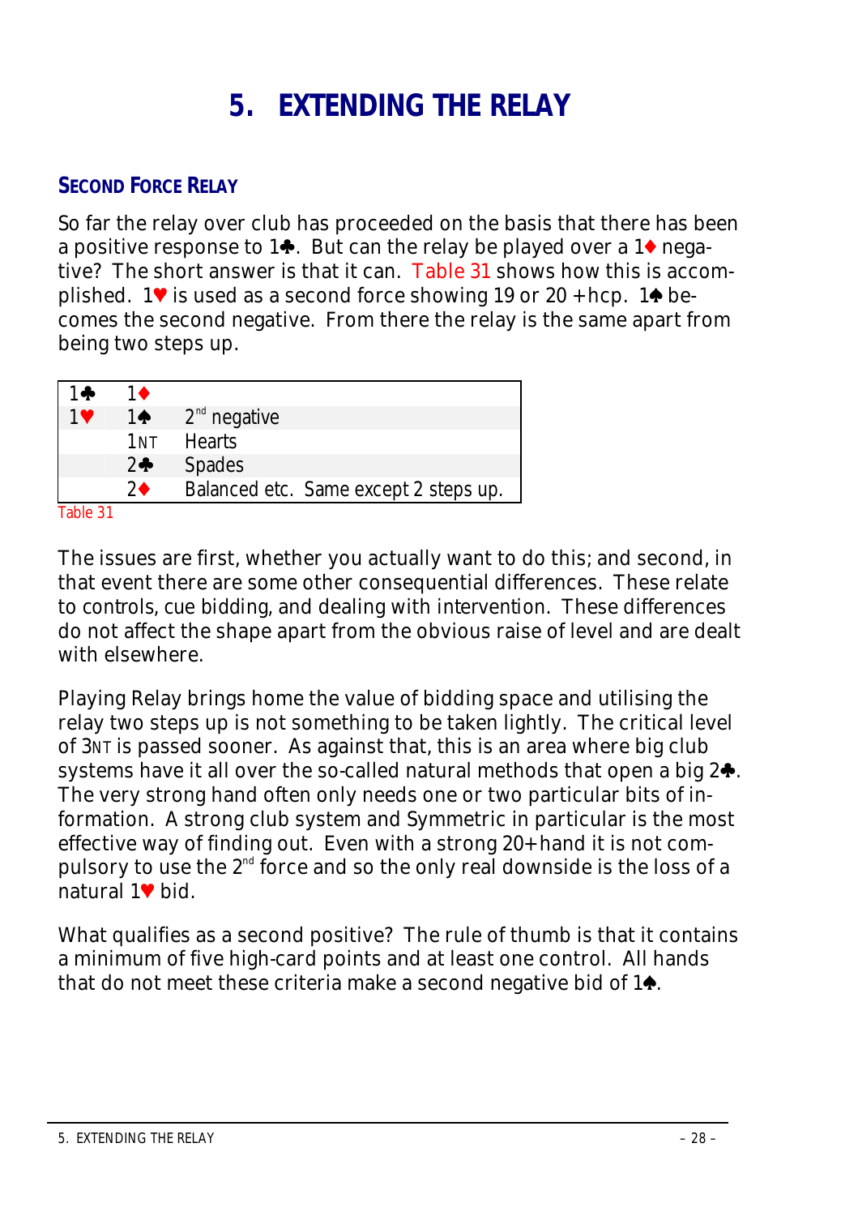# 5. EXTENDING THE RELAY

## SECOND FORCE RELAY

So far the relay over club has proceeded on the basis that there has been a positive response to 1♣. But can the relay be played over a 1♦ negative? The short answer is that it can. Table 31 shows how this is accomplished. 1♥ is used as a second force showing 19 or 20 +hcp. 1♠ becomes the second negative. From there the relay is the same apart from being two steps up.

| | | |
|---|---|---|
| 1♣ | 1♦ | |
| 1♥ | 1♠ | 2nd negative |
| | 1NT | Hearts |
| | 2♣ | Spades |
| | 2♦ | Balanced etc. Same except 2 steps up. |

Table 31

The issues are first, whether you actually want to do this; and second, in that event there are some other consequential differences. These relate to controls, cue bidding, and dealing with intervention. These differences do not affect the shape apart from the obvious raise of level and are dealt with elsewhere.

Playing Relay brings home the value of bidding space and utilising the relay two steps up is not something to be taken lightly. The critical level of 3NT is passed sooner. As against that, this is an area where big club systems have it all over the so-called natural methods that open a big 2♣. The very strong hand often only needs one or two particular bits of information. A strong club system and Symmetric in particular is the most effective way of finding out. Even with a strong 20+ hand it is not compulsory to use the 2nd force and so the only real downside is the loss of a natural 1♥ bid.

What qualifies as a second positive? The rule of thumb is that it contains a minimum of five high-card points and at least one control. All hands that do not meet these criteria make a second negative bid of 1♠.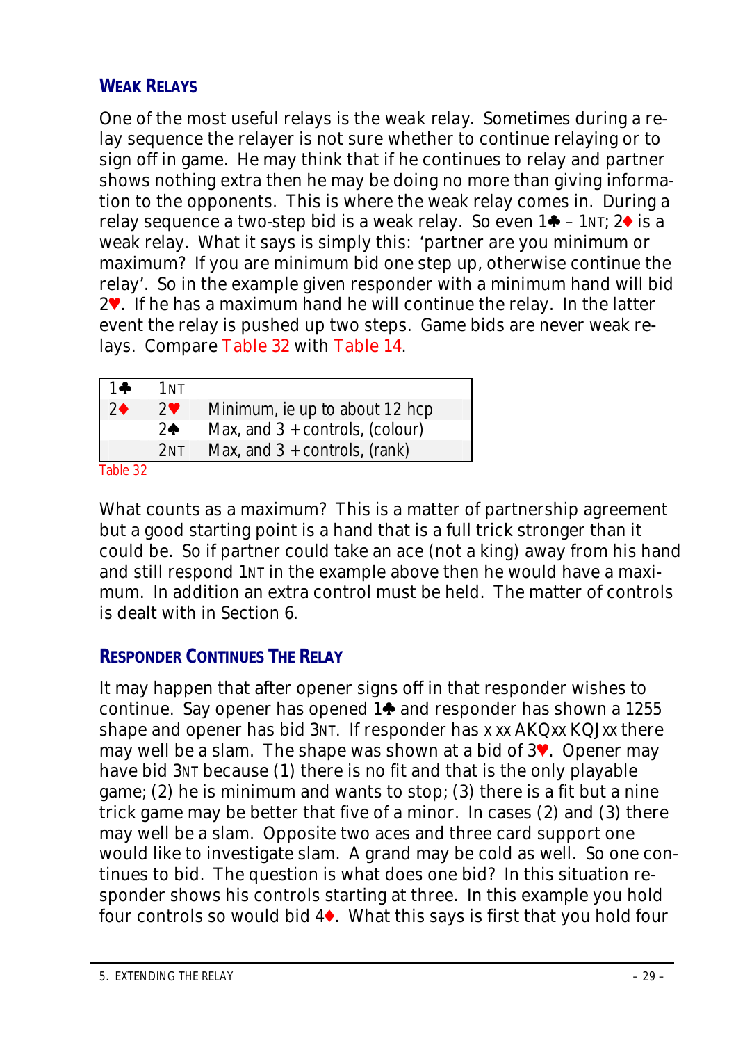### WEAK RELAYS

One of the most useful relays is the weak relay. Sometimes during a relay sequence the relayer is not sure whether to continue relaying or to sign off in game. He may think that if he continues to relay and partner shows nothing extra then he may be doing no more than giving information to the opponents. This is where the weak relay comes in. During a relay sequence a two-step bid is a weak relay. So even 1♣ – 1NT; 2♦ is a weak relay. What it says is simply this: 'partner are you minimum or maximum? If you are minimum bid one step up, otherwise continue the relay'. So in the example given responder with a minimum hand will bid 2♥. If he has a maximum hand he will continue the relay. In the latter event the relay is pushed up two steps. Game bids are never weak relays. Compare Table 32 with Table 14.

| 1♣ | 1NT | |
|---|---|---|
| 2♦ | 2♥ | Minimum, ie up to about 12 hcp |
| | 2♠ | Max, and 3 + controls, (colour) |
| | 2NT | Max, and 3 + controls, (rank) |

Table 32

What counts as a maximum? This is a matter of partnership agreement but a good starting point is a hand that is a full trick stronger than it could be. So if partner could take an ace (not a king) away from his hand and still respond 1NT in the example above then he would have a maximum. In addition an extra control must be held. The matter of controls is dealt with in Section 6.

### RESPONDER CONTINUES THE RELAY

It may happen that after opener signs off in that responder wishes to continue. Say opener has opened 1♣ and responder has shown a 1255 shape and opener has bid 3NT. If responder has x xx AKQxx KQJxx there may well be a slam. The shape was shown at a bid of 3♥. Opener may have bid 3NT because (1) there is no fit and that is the only playable game; (2) he is minimum and wants to stop; (3) there is a fit but a nine trick game may be better that five of a minor. In cases (2) and (3) there may well be a slam. Opposite two aces and three card support one would like to investigate slam. A grand may be cold as well. So one continues to bid. The question is what does one bid? In this situation responder shows his controls starting at three. In this example you hold four controls so would bid 4♦. What this says is first that you hold four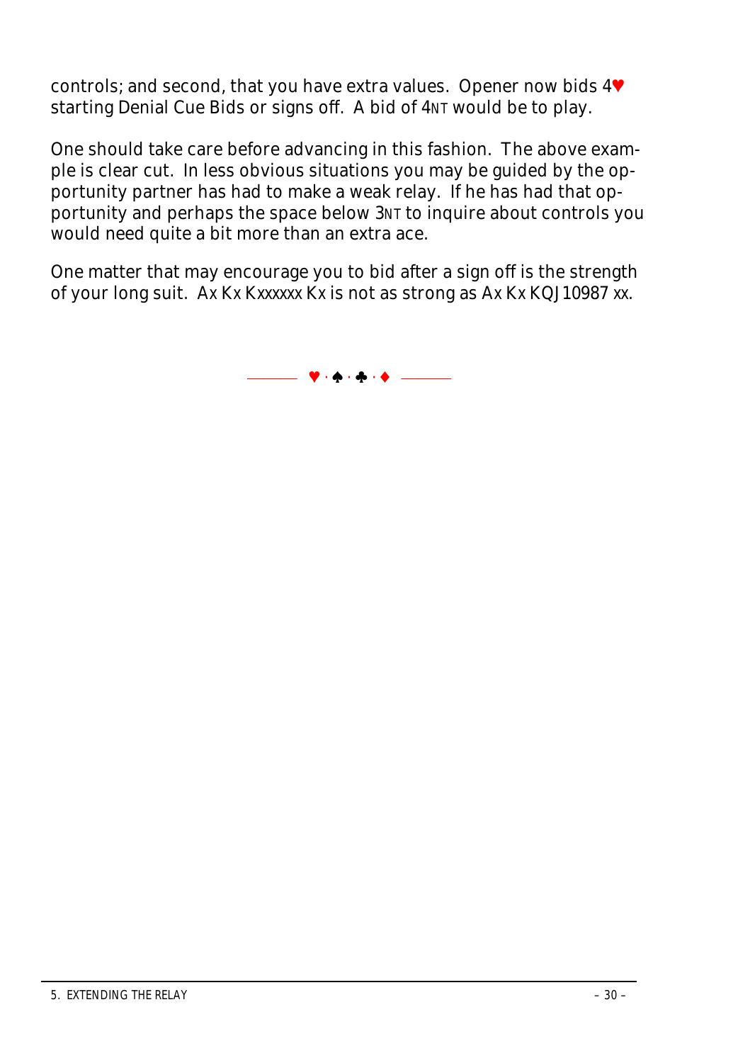controls; and second, that you have extra values. Opener now bids 4♥ starting Denial Cue Bids or signs off. A bid of 4NT would be to play.

One should take care before advancing in this fashion. The above example is clear cut. In less obvious situations you may be guided by the opportunity partner has had to make a weak relay. If he has had that opportunity and perhaps the space below 3NT to inquire about controls you would need quite a bit more than an extra ace.

One matter that may encourage you to bid after a sign off is the strength of your long suit. Ax Kx Kxxxxxx Kx is not as strong as Ax Kx KQJ10987 xx.

♥ · ♠ · ♣ · ♦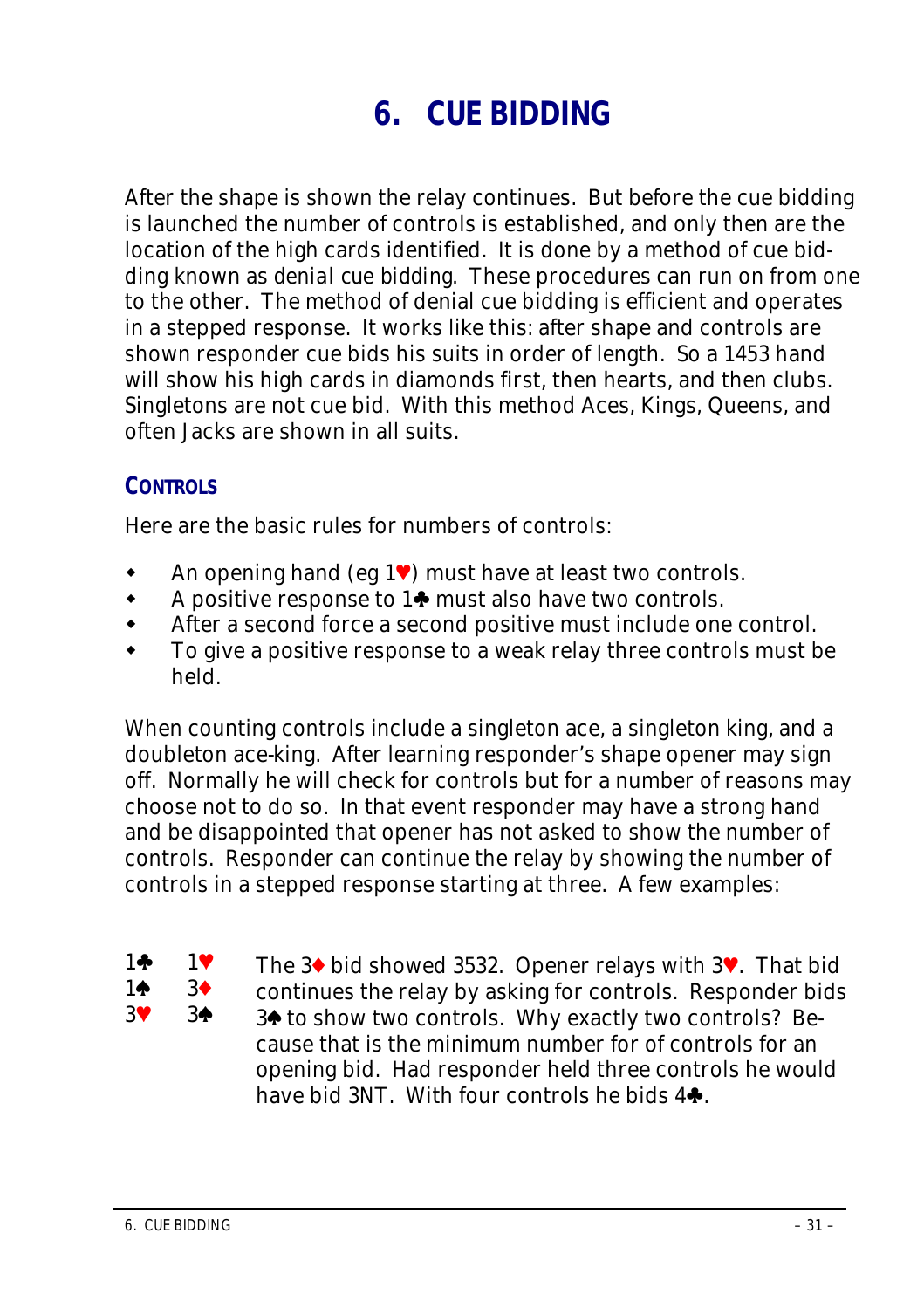# 6. CUE BIDDING

After the shape is shown the relay continues. But before the cue bidding is launched the number of controls is established, and only then are the location of the high cards identified. It is done by a method of cue bidding known as denial cue bidding. These procedures can run on from one to the other. The method of denial cue bidding is efficient and operates in a stepped response. It works like this: after shape and controls are shown responder cue bids his suits in order of length. So a 1453 hand will show his high cards in diamonds first, then hearts, and then clubs. Singletons are not cue bid. With this method Aces, Kings, Queens, and often Jacks are shown in all suits.

## CONTROLS

Here are the basic rules for numbers of controls:

- An opening hand (eg 1♥) must have at least two controls.
- A positive response to 1♣ must also have two controls.
- After a second force a second positive must include one control.
- To give a positive response to a weak relay three controls must be held.

When counting controls include a singleton ace, a singleton king, and a doubleton ace-king. After learning responder's shape opener may sign off. Normally he will check for controls but for a number of reasons may choose not to do so. In that event responder may have a strong hand and be disappointed that opener has not asked to show the number of controls. Responder can continue the relay by showing the number of controls in a stepped response starting at three. A few examples:

| | | |
|---|---|---|
| 1♣ | 1♥ | The 3♦ bid showed 3532. Opener relays with 3♥. That bid continues the relay by asking for controls. Responder bids 3♠ to show two controls. Why exactly two controls? Because that is the minimum number for of controls for an opening bid. Had responder held three controls he would have bid 3NT. With four controls he bids 4♣. |
| 1♠ | 3♦ | |
| 3♥ | 3♠ | |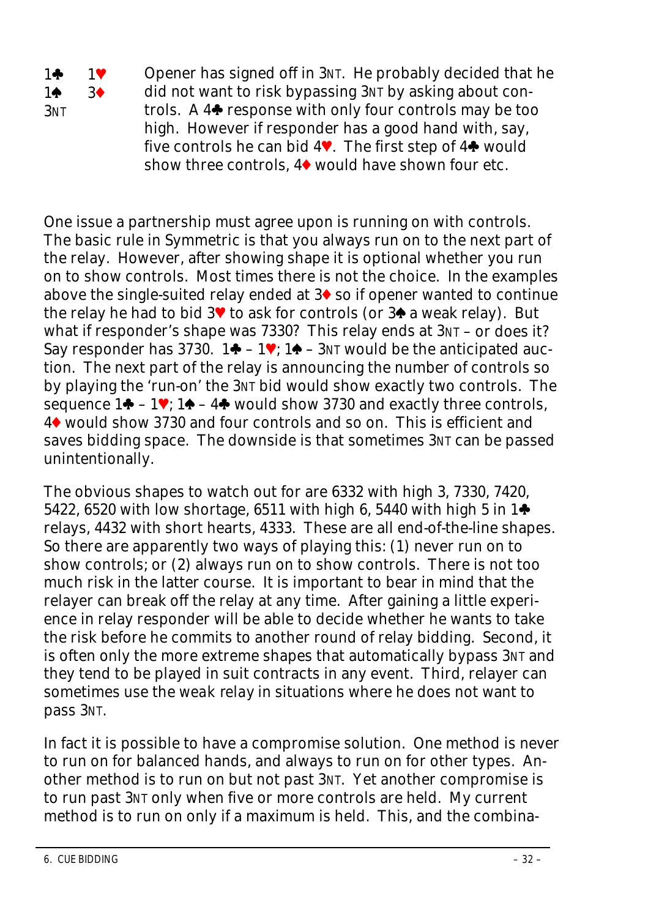| | | |
|---|---|---|
| 1♣ | 1♥ | Opener has signed off in 3NT. He probably decided that he did not want to risk bypassing 3NT by asking about controls. A 4♣ response with only four controls may be too high. However if responder has a good hand with, say, five controls he can bid 4♥. The first step of 4♣ would show three controls, 4♦ would have shown four etc. |
| 1♠ | 3♦ | |
| 3NT | | |

One issue a partnership must agree upon is running on with controls. The basic rule in Symmetric is that you always run on to the next part of the relay. However, after showing shape it is optional whether you run on to show controls. Most times there is not the choice. In the examples above the single-suited relay ended at 3♦ so if opener wanted to continue the relay he had to bid 3♥ to ask for controls (or 3♠ a weak relay). But what if responder's shape was 7330? This relay ends at 3NT – or does it? Say responder has 3730. 1♣ – 1♥; 1♠ – 3NT would be the anticipated auction. The next part of the relay is announcing the number of controls so by playing the 'run-on' the 3NT bid would show exactly two controls. The sequence 1♣ – 1♥; 1♠ – 4♣ would show 3730 and exactly three controls, 4♦ would show 3730 and four controls and so on. This is efficient and saves bidding space. The downside is that sometimes 3NT can be passed unintentionally.

The obvious shapes to watch out for are 6332 with high 3, 7330, 7420, 5422, 6520 with low shortage, 6511 with high 6, 5440 with high 5 in 1♣ relays, 4432 with short hearts, 4333. These are all end-of-the-line shapes. So there are apparently two ways of playing this: (1) never run on to show controls; or (2) always run on to show controls. There is not too much risk in the latter course. It is important to bear in mind that the relayer can break off the relay at any time. After gaining a little experience in relay responder will be able to decide whether he wants to take the risk before he commits to another round of relay bidding. Second, it is often only the more extreme shapes that automatically bypass 3NT and they tend to be played in suit contracts in any event. Third, relayer can sometimes use the weak relay in situations where he does not want to pass 3NT.

In fact it is possible to have a compromise solution. One method is never to run on for balanced hands, and always to run on for other types. Another method is to run on but not past 3NT. Yet another compromise is to run past 3NT only when five or more controls are held. My current method is to run on only if a maximum is held. This, and the combina-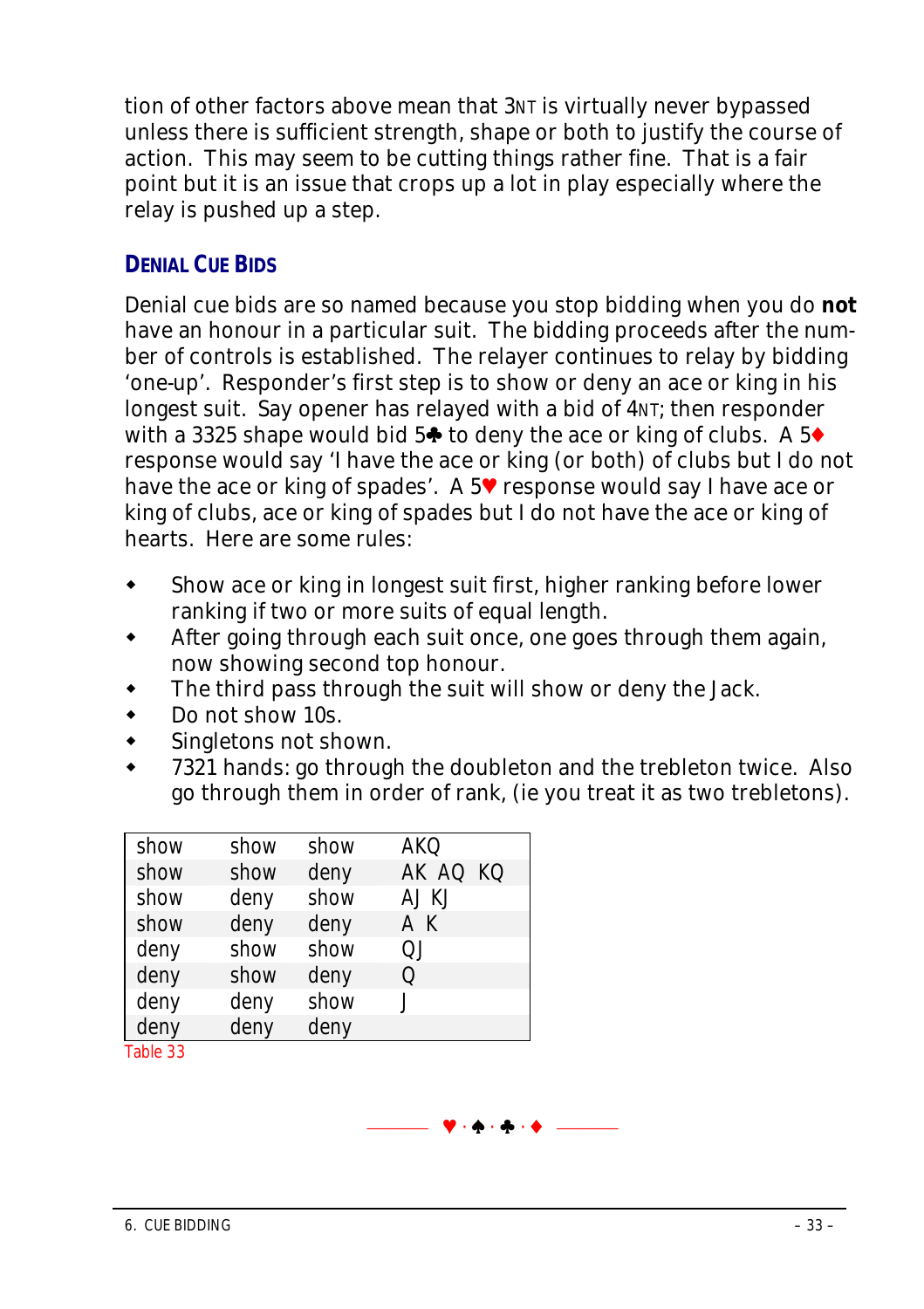tion of other factors above mean that 3NT is virtually never bypassed unless there is sufficient strength, shape or both to justify the course of action. This may seem to be cutting things rather fine. That is a fair point but it is an issue that crops up a lot in play especially where the relay is pushed up a step.

## DENIAL CUE BIDS

Denial cue bids are so named because you stop bidding when you do **not** have an honour in a particular suit. The bidding proceeds after the number of controls is established. The relayer continues to relay by bidding 'one-up'. Responder's first step is to show or deny an ace or king in his longest suit. Say opener has relayed with a bid of 4NT; then responder with a 3325 shape would bid 5♣ to deny the ace or king of clubs. A 5♦ response would say 'I have the ace or king (or both) of clubs but I do not have the ace or king of spades'. A 5♥ response would say I have ace or king of clubs, ace or king of spades but I do not have the ace or king of hearts. Here are some rules:

- Show ace or king in longest suit first, higher ranking before lower ranking if two or more suits of equal length.
- After going through each suit once, one goes through them again, now showing second top honour.
- The third pass through the suit will show or deny the Jack.
- Do not show 10s.
- Singletons not shown.
- 7321 hands: go through the doubleton and the trebleton twice. Also go through them in order of rank, (ie you treat it as two trebletons).

| | | | |
|---|---|---|---|
| show | show | show | AKQ |
| show | show | deny | AK AQ KQ |
| show | deny | show | AJ KJ |
| show | deny | deny | A K |
| deny | show | show | QJ |
| deny | show | deny | Q |
| deny | deny | show | J |
| deny | deny | deny | |

Table 33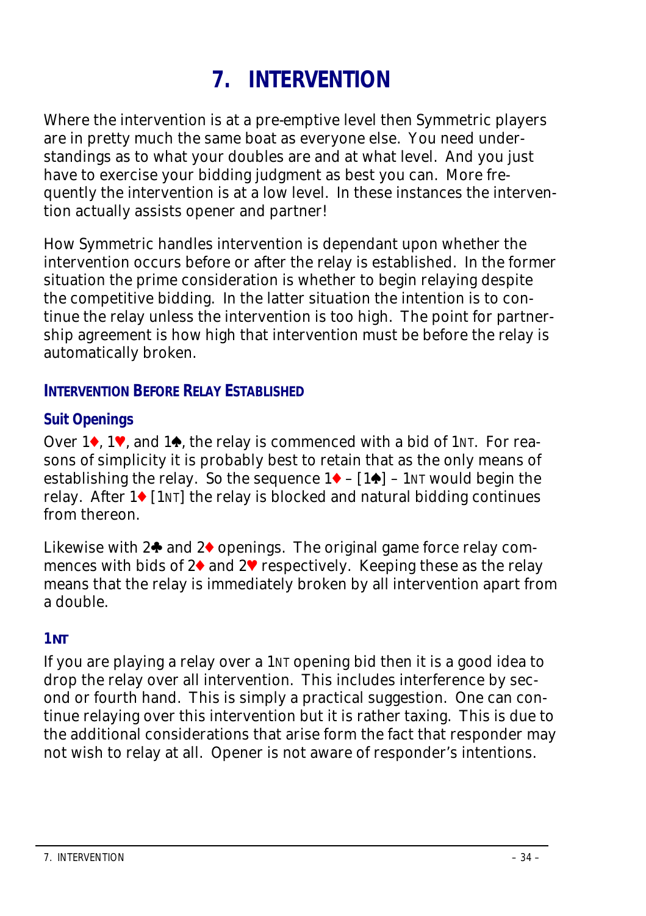# 7. INTERVENTION

Where the intervention is at a pre-emptive level then Symmetric players are in pretty much the same boat as everyone else. You need understandings as to what your doubles are and at what level. And you just have to exercise your bidding judgment as best you can. More frequently the intervention is at a low level. In these instances the intervention actually assists opener and partner!

How Symmetric handles intervention is dependant upon whether the intervention occurs before or after the relay is established. In the former situation the prime consideration is whether to begin relaying despite the competitive bidding. In the latter situation the intention is to continue the relay unless the intervention is too high. The point for partnership agreement is how high that intervention must be before the relay is automatically broken.

## INTERVENTION BEFORE RELAY ESTABLISHED

### Suit Openings

Over 1♦, 1♥, and 1♠, the relay is commenced with a bid of 1NT. For reasons of simplicity it is probably best to retain that as the only means of establishing the relay. So the sequence 1♦ – [1♠] – 1NT would begin the relay. After 1♦ [1NT] the relay is blocked and natural bidding continues from thereon.

Likewise with 2♣ and 2♦ openings. The original game force relay commences with bids of 2♦ and 2♥ respectively. Keeping these as the relay means that the relay is immediately broken by all intervention apart from a double.

### 1NT

If you are playing a relay over a 1NT opening bid then it is a good idea to drop the relay over all intervention. This includes interference by second or fourth hand. This is simply a practical suggestion. One can continue relaying over this intervention but it is rather taxing. This is due to the additional considerations that arise form the fact that responder may not wish to relay at all. Opener is not aware of responder's intentions.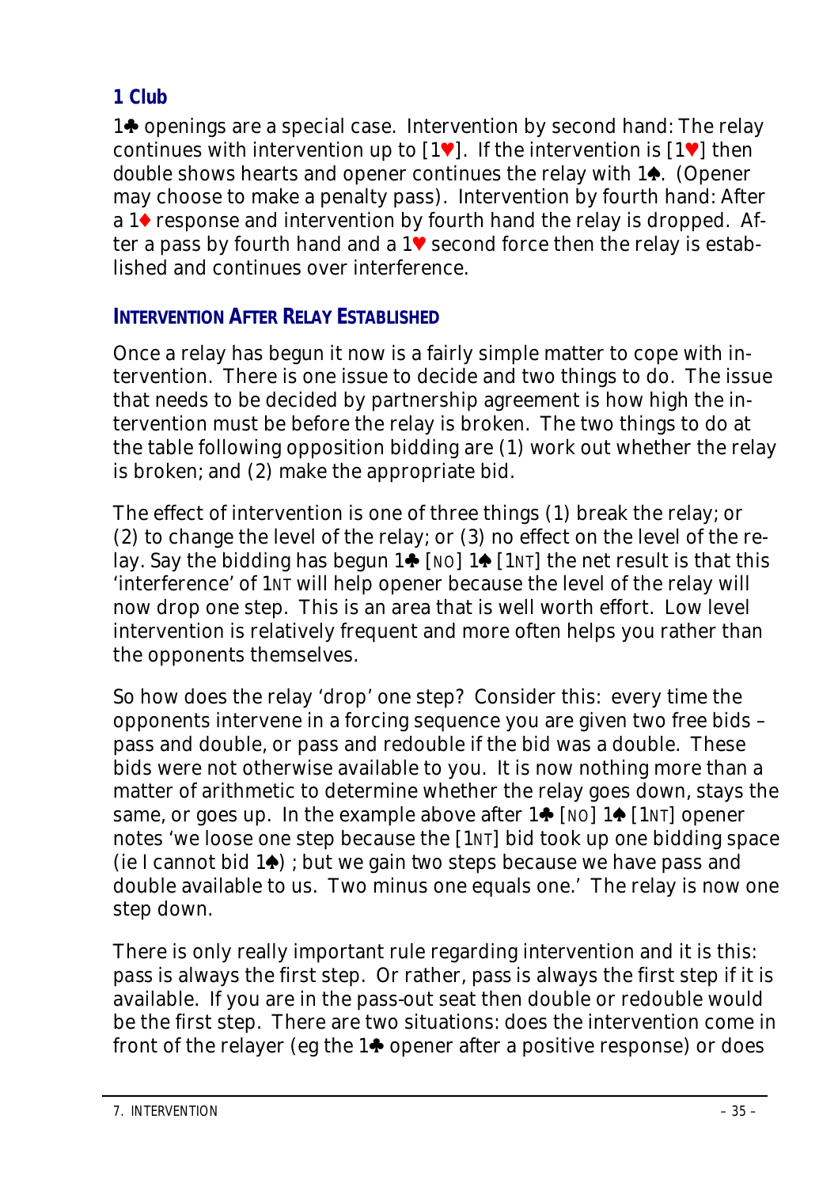### 1 Club

1♣ openings are a special case. Intervention by second hand: The relay continues with intervention up to [1♥]. If the intervention is [1♥] then double shows hearts and opener continues the relay with 1♠. (Opener may choose to make a penalty pass). Intervention by fourth hand: After a 1♦ response and intervention by fourth hand the relay is dropped. After a pass by fourth hand and a 1♥ second force then the relay is established and continues over interference.

### INTERVENTION AFTER RELAY ESTABLISHED

Once a relay has begun it now is a fairly simple matter to cope with intervention. There is one issue to decide and two things to do. The issue that needs to be decided by partnership agreement is how high the intervention must be before the relay is broken. The two things to do at the table following opposition bidding are (1) work out whether the relay is broken; and (2) make the appropriate bid.

The effect of intervention is one of three things (1) break the relay; or (2) to change the level of the relay; or (3) no effect on the level of the relay. Say the bidding has begun 1♣ [NO] 1♠ [1NT] the net result is that this 'interference' of 1NT will help opener because the level of the relay will now drop one step. This is an area that is well worth effort. Low level intervention is relatively frequent and more often helps you rather than the opponents themselves.

So how does the relay 'drop' one step? Consider this: every time the opponents intervene in a forcing sequence you are given two free bids – pass and double, or pass and redouble if the bid was a double. These bids were not otherwise available to you. It is now nothing more than a matter of arithmetic to determine whether the relay goes down, stays the same, or goes up. In the example above after 1♣ [NO] 1♠ [1NT] opener notes 'we loose one step because the [1NT] bid took up one bidding space (ie I cannot bid 1♠) ; but we gain two steps because we have pass and double available to us. Two minus one equals one.' The relay is now one step down.

There is only really important rule regarding intervention and it is this: pass is always the first step. Or rather, pass is always the first step if it is available. If you are in the pass-out seat then double or redouble would be the first step. There are two situations: does the intervention come in front of the relayer (eg the 1♣ opener after a positive response) or does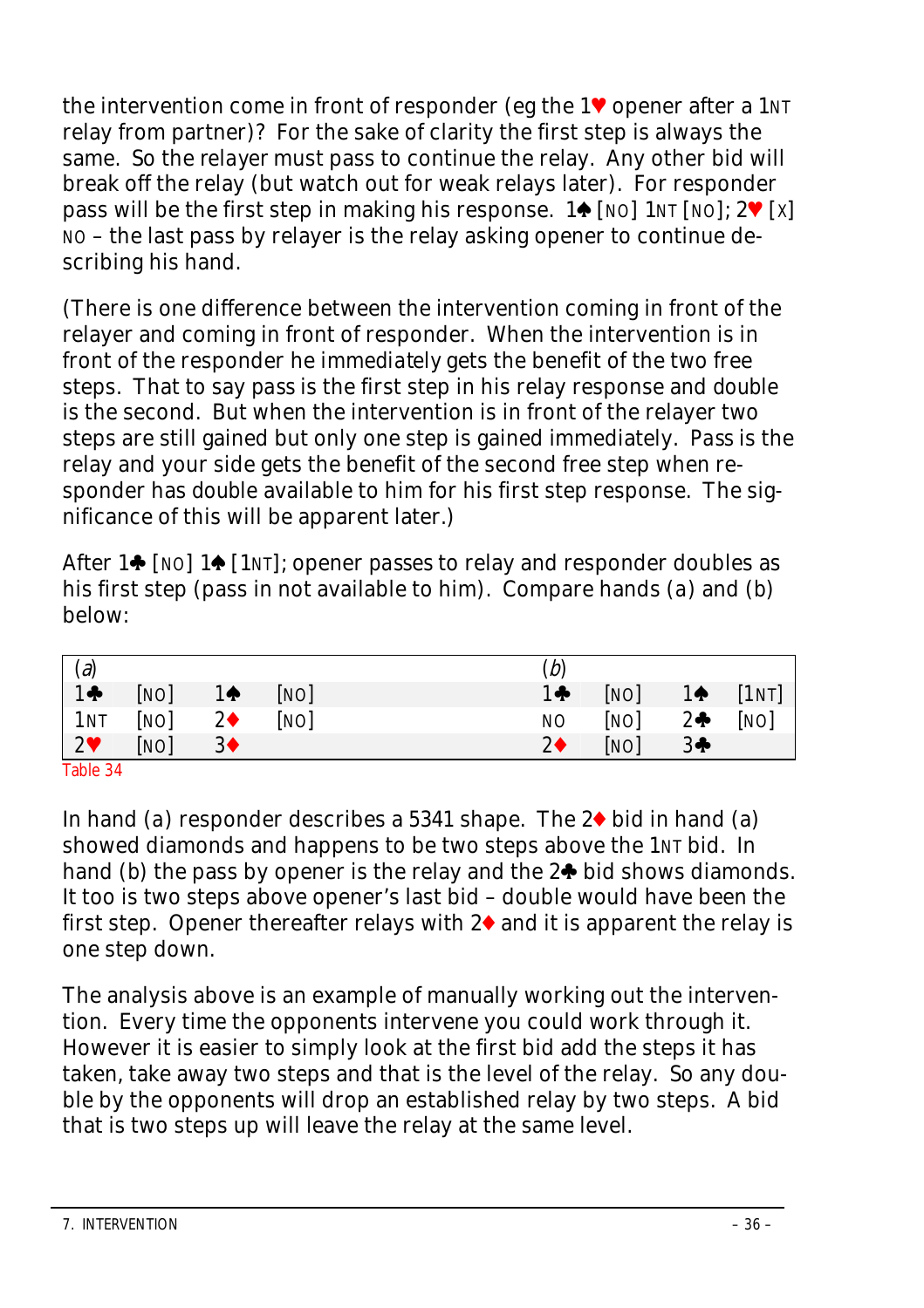the intervention come in front of responder (eg the 1♥ opener after a 1NT relay from partner)? For the sake of clarity the first step is always the same. So the relayer must pass to continue the relay. Any other bid will break off the relay (but watch out for weak relays later). For responder pass will be the first step in making his response. 1♠ [NO] 1NT [NO]; 2♥ [X] NO – the last pass by relayer is the relay asking opener to continue describing his hand.

(There is one difference between the intervention coming in front of the relayer and coming in front of responder. When the intervention is in front of the responder he immediately gets the benefit of the two free steps. That to say pass is the first step in his relay response and double is the second. But when the intervention is in front of the relayer two steps are still gained but only one step is gained immediately. Pass is the relay and your side gets the benefit of the second free step when responder has double available to him for his first step response. The significance of this will be apparent later.)

After 1♣ [NO] 1♠ [1NT]; opener passes to relay and responder doubles as his first step (pass in not available to him). Compare hands (a) and (b) below:

| (a) | | | | (b) | | | |
|---|---|---|---|---|---|---|---|
| 1♣ | [NO] | 1♠ | [NO] | 1♣ | [NO] | 1♠ | [1NT] |
| 1NT | [NO] | 2♦ | [NO] | NO | [NO] | 2♣ | [NO] |
| 2♥ | [NO] | 3♦ | | 2♦ | [NO] | 3♣ | |

Table 34

In hand (a) responder describes a 5341 shape. The 2♦ bid in hand (a) showed diamonds and happens to be two steps above the 1NT bid. In hand (b) the pass by opener is the relay and the 2♣ bid shows diamonds. It too is two steps above opener's last bid – double would have been the first step. Opener thereafter relays with 2♦ and it is apparent the relay is one step down.

The analysis above is an example of manually working out the intervention. Every time the opponents intervene you could work through it. However it is easier to simply look at the first bid add the steps it has taken, take away two steps and that is the level of the relay. So any double by the opponents will drop an established relay by two steps. A bid that is two steps up will leave the relay at the same level.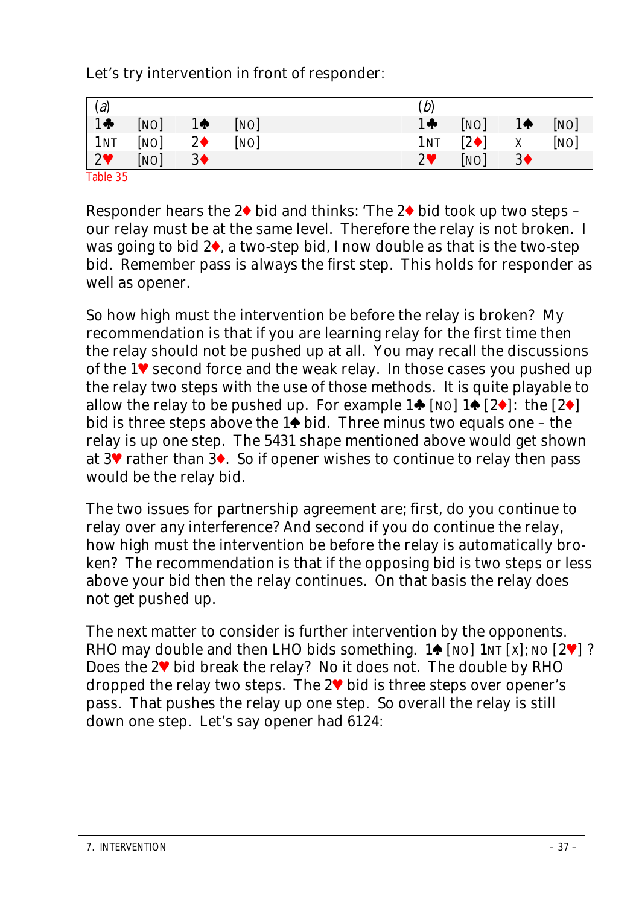Let's try intervention in front of responder:

| (a) | | | | (b) | | | |
|---|---|---|---|---|---|---|---|
| 1♣ | [NO] | 1♠ | [NO] | 1♣ | [NO] | 1♠ | [NO] |
| 1NT | [NO] | 2♦ | [NO] | 1NT | [2♦] | X | [NO] |
| 2♥ | [NO] | 3♦ | | 2♥ | [NO] | 3♦ | |

Table 35

Responder hears the 2♦ bid and thinks: 'The 2♦ bid took up two steps – our relay must be at the same level. Therefore the relay is not broken. I was going to bid 2♦, a two-step bid, I now double as that is the two-step bid. Remember pass is always the first step. This holds for responder as well as opener.

So how high must the intervention be before the relay is broken? My recommendation is that if you are learning relay for the first time then the relay should not be pushed up at all. You may recall the discussions of the 1♥ second force and the weak relay. In those cases you pushed up the relay two steps with the use of those methods. It is quite playable to allow the relay to be pushed up. For example 1♣ [NO] 1♠ [2♦]: the [2♦] bid is three steps above the 1♠ bid. Three minus two equals one – the relay is up one step. The 5431 shape mentioned above would get shown at 3♥ rather than 3♦. So if opener wishes to continue to relay then pass would be the relay bid.

The two issues for partnership agreement are; first, do you continue to relay over any interference? And second if you do continue the relay, how high must the intervention be before the relay is automatically broken? The recommendation is that if the opposing bid is two steps or less above your bid then the relay continues. On that basis the relay does not get pushed up.

The next matter to consider is further intervention by the opponents. RHO may double and then LHO bids something. 1♠ [NO] 1NT [X]; NO [2♥] ? Does the 2♥ bid break the relay? No it does not. The double by RHO dropped the relay two steps. The 2♥ bid is three steps over opener's pass. That pushes the relay up one step. So overall the relay is still down one step. Let's say opener had 6124: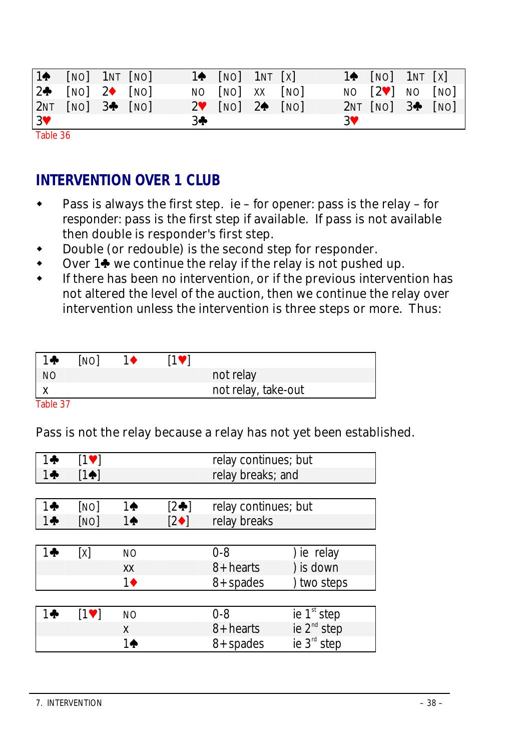| | | | | | | | | | | | |
|---|---|---|---|---|---|---|---|---|---|---|---|
| 1♠ | [NO] | 1NT | [NO] | 1♠ | [NO] | 1NT | [X] | 1♠ | [NO] | 1NT | [X] |
| 2♣ | [NO] | 2♦ | [NO] | NO | [NO] | XX | [NO] | NO | [2♥] | NO | [NO] |
| 2NT | [NO] | 3♣ | [NO] | 2♥ | [NO] | 2♠ | [NO] | 2NT | [NO] | 3♣ | [NO] |
| 3♥ | | | | 3♣ | | | | 3♥ | | | |

Table 36

## INTERVENTION OVER 1 CLUB

- Pass is always the first step. ie – for opener: pass is the relay – for responder: pass is the first step if available. If pass is not available then double is responder's first step.
- Double (or redouble) is the second step for responder.
- Over 1♣ we continue the relay if the relay is not pushed up.
- If there has been no intervention, or if the previous intervention has not altered the level of the auction, then we continue the relay over intervention unless the intervention is three steps or more. Thus:

| | | | | |
|---|---|---|---|---|
| 1♣ | [NO] | 1♦ | [1♥] | |
| NO | | | | not relay |
| X | | | | not relay, take-out |

Table 37

Pass is not the relay because a relay has not yet been established.

| | | | | |
|---|---|---|---|---|
| 1♣ | [1♥] | | | relay continues; but |
| 1♣ | [1♠] | | | relay breaks; and |

| | | | | |
|---|---|---|---|---|
| 1♣ | [NO] | 1♠ | [2♣] | relay continues; but |
| 1♣ | [NO] | 1♠ | [2♦] | relay breaks |

| | | | | |
|---|---|---|---|---|
| 1♣ | [X] | NO | 0-8 | ) ie relay |
| | | XX | 8+hearts | ) is down |
| | | 1♦ | 8+spades | ) two steps |

| | | | | |
|---|---|---|---|---|
| 1♣ | [1♥] | NO | 0-8 | ie 1st step |
| | | X | 8+hearts | ie 2nd step |
| | | 1♠ | 8+spades | ie 3rd step |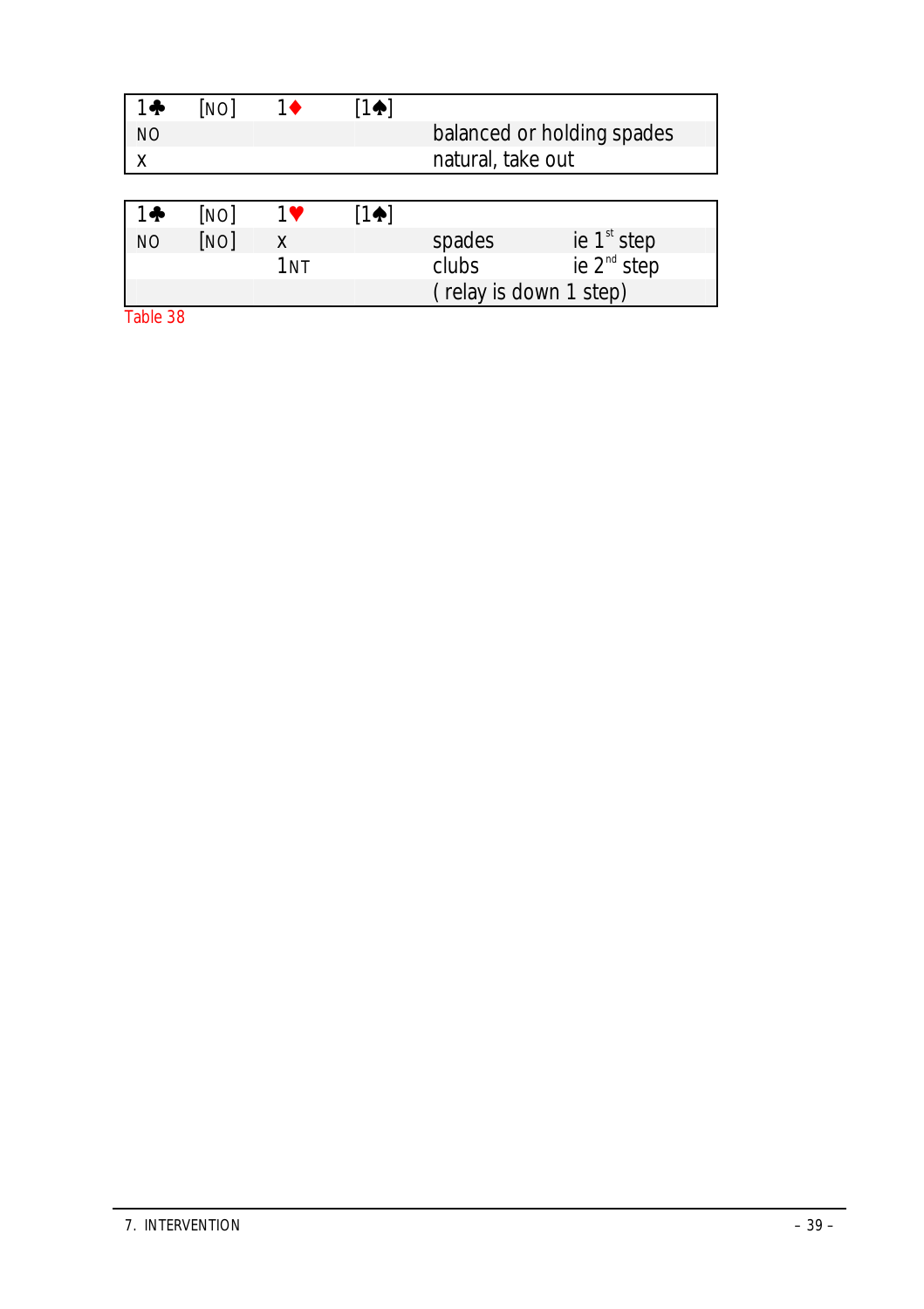| 1♣ | [NO] | 1♦ | [1♠] | | |
|---|---|---|---|---|---|
| NO | | | | balanced or holding spades | |
| X | | | | natural, take out | |

| 1♣ | [NO] | 1♥ | [1♠] | | |
|---|---|---|---|---|---|
| NO | [NO] | X | | spades | ie 1st step |
| | | 1NT | | clubs | ie 2nd step |
| | | | | ( relay is down 1 step) | |

Table 38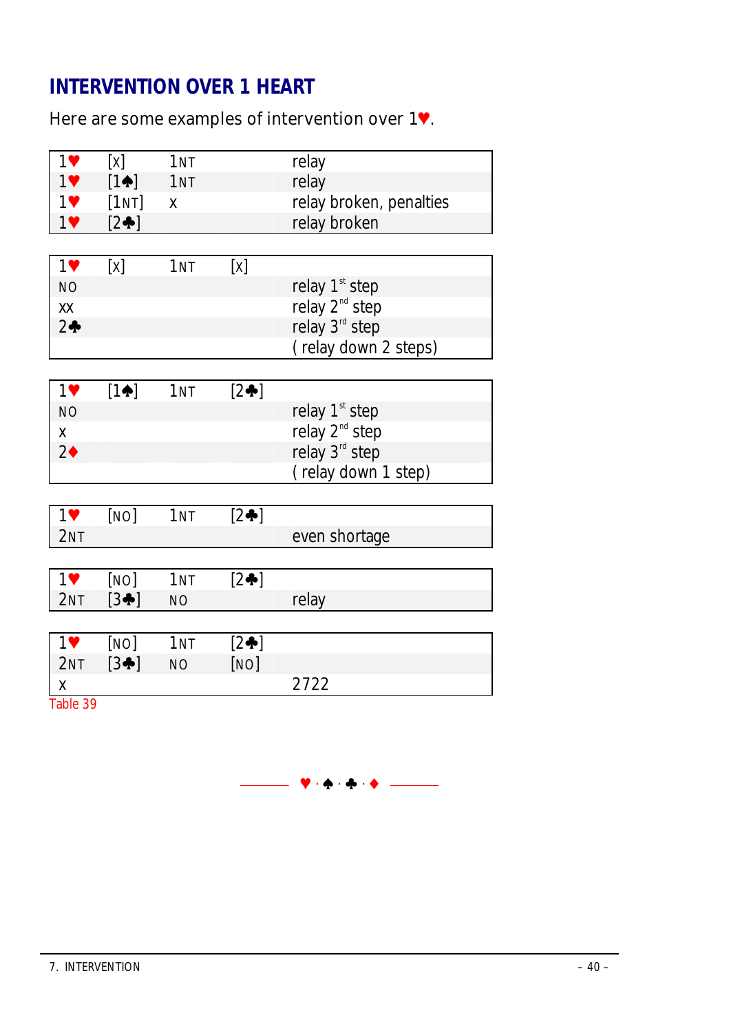## INTERVENTION OVER 1 HEART

Here are some examples of intervention over 1♥.

| | | | | |
|---|---|---|---|---|
| 1♥ | [X] | 1NT | | relay |
| 1♥ | [1♠] | 1NT | | relay |
| 1♥ | [1NT] | X | | relay broken, penalties |
| 1♥ | [2♣] | | | relay broken |

| | | | | |
|---|---|---|---|---|
| 1♥ | [X] | 1NT | [X] | |
| NO | | | | relay 1st step |
| XX | | | | relay 2nd step |
| 2♣ | | | | relay 3rd step |
| | | | | ( relay down 2 steps) |

| | | | | |
|---|---|---|---|---|
| 1♥ | [1♠] | 1NT | [2♣] | |
| NO | | | | relay 1st step |
| X | | | | relay 2nd step |
| 2♦ | | | | relay 3rd step |
| | | | | ( relay down 1 step) |

| | | | | |
|---|---|---|---|---|
| 1♥ | [NO] | 1NT | [2♣] | |
| 2NT | | | | even shortage |

| | | | | |
|---|---|---|---|---|
| 1♥ | [NO] | 1NT | [2♣] | |
| 2NT | [3♣] | NO | | relay |

| | | | | |
|---|---|---|---|---|
| 1♥ | [NO] | 1NT | [2♣] | |
| 2NT | [3♣] | NO | [NO] | |
| X | | | | 2722 |

Table 39

♥ · ♠ · ♣ · ♦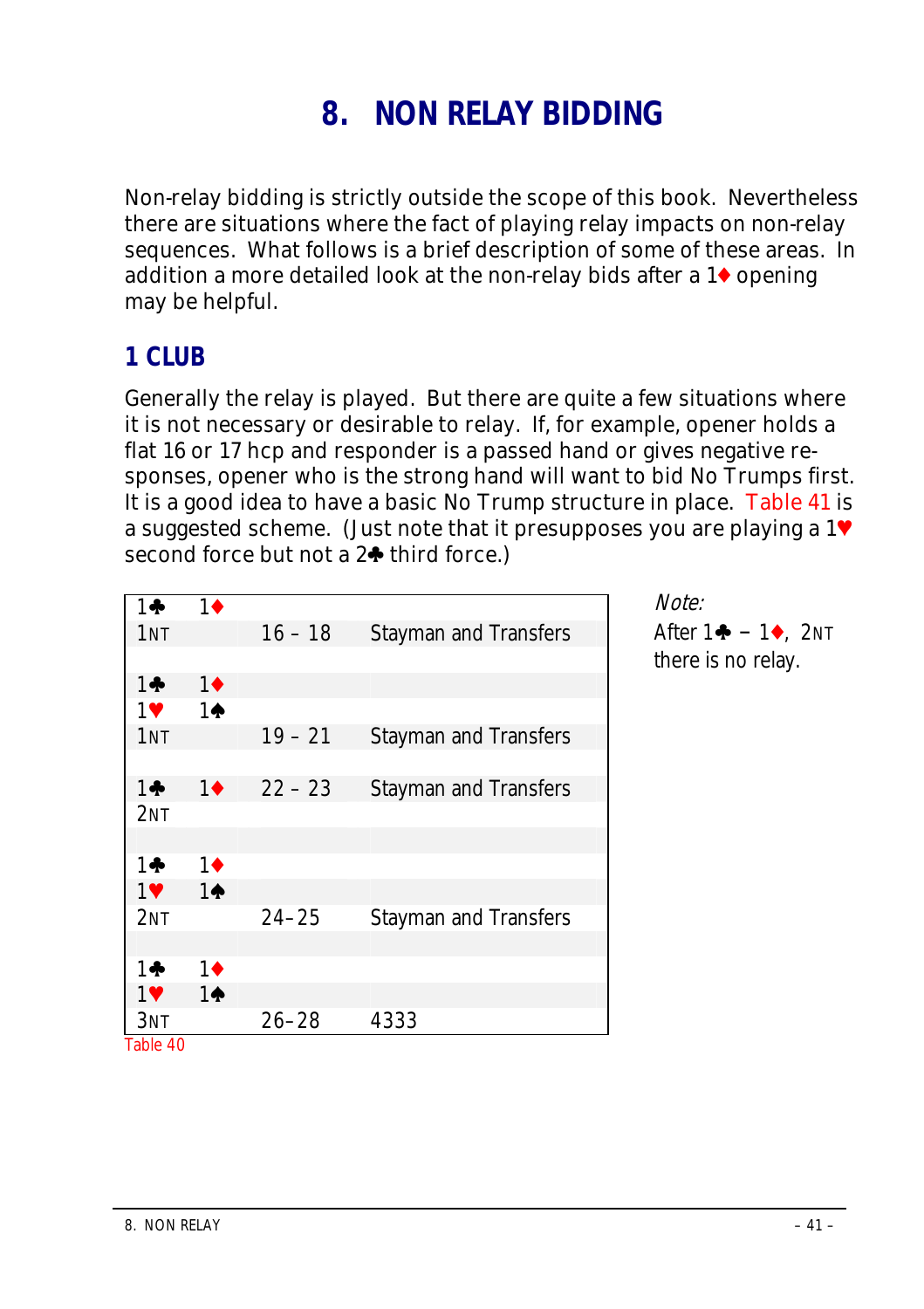# 8. NON RELAY BIDDING

Non-relay bidding is strictly outside the scope of this book. Nevertheless there are situations where the fact of playing relay impacts on non-relay sequences. What follows is a brief description of some of these areas. In addition a more detailed look at the non-relay bids after a 1♦ opening may be helpful.

## 1 CLUB

Generally the relay is played. But there are quite a few situations where it is not necessary or desirable to relay. If, for example, opener holds a flat 16 or 17 hcp and responder is a passed hand or gives negative responses, opener who is the strong hand will want to bid No Trumps first. It is a good idea to have a basic No Trump structure in place. Table 41 is a suggested scheme. (Just note that it presupposes you are playing a 1♥ second force but not a 2♣ third force.)

| | | | |
|---|---|---|---|
| 1♣ | 1♦ | | |
| 1NT | | 16 – 18 | Stayman and Transfers |
| | | | |
| 1♣ | 1♦ | | |
| 1♥ | 1♠ | | |
| 1NT | | 19 – 21 | Stayman and Transfers |
| | | | |
| 1♣ | 1♦ | 22 – 23 | Stayman and Transfers |
| 2NT | | | |
| | | | |
| 1♣ | 1♦ | | |
| 1♥ | 1♠ | | |
| 2NT | | 24–25 | Stayman and Transfers |
| | | | |
| 1♣ | 1♦ | | |
| 1♥ | 1♠ | | |
| 3NT | | 26–28 | 4333 |

Table 40

*Note:*

After 1♣ – 1♦, 2NT there is no relay.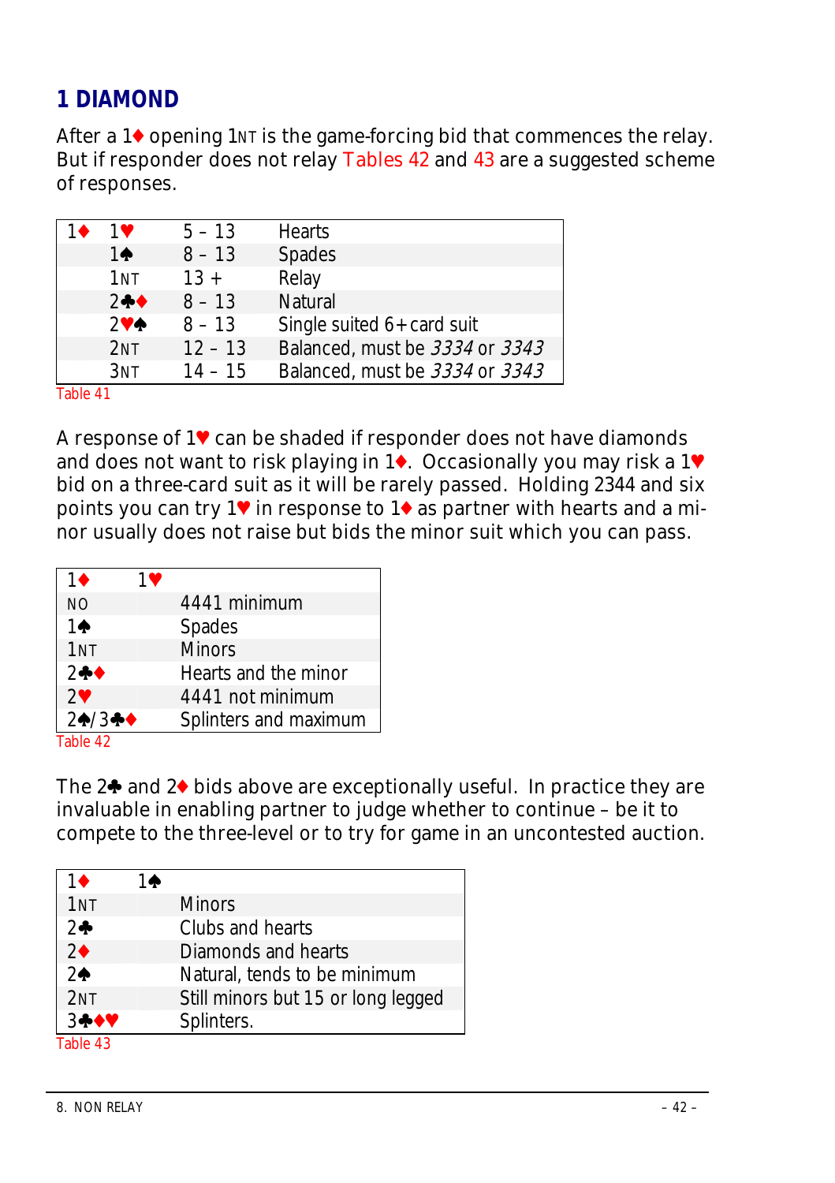## 1 DIAMOND

After a 1♦ opening 1NT is the game-forcing bid that commences the relay. But if responder does not relay Tables 42 and 43 are a suggested scheme of responses.

| 1♦ | 1♥ | 5 – 13 | Hearts |
|---|---|---|---|
| | 1♠ | 8 – 13 | Spades |
| | 1NT | 13 + | Relay |
| | 2♣♦ | 8 – 13 | Natural |
| | 2♥♠ | 8 – 13 | Single suited 6+card suit |
| | 2NT | 12 – 13 | Balanced, must be *3334* or *3343* |
| | 3NT | 14 – 15 | Balanced, must be *3334* or *3343* |

Table 41

A response of 1♥ can be shaded if responder does not have diamonds and does not want to risk playing in 1♦. Occasionally you may risk a 1♥ bid on a three-card suit as it will be rarely passed. Holding 2344 and six points you can try 1♥ in response to 1♦ as partner with hearts and a minor usually does not raise but bids the minor suit which you can pass.

| 1♦ | 1♥ | |
|---|---|---|
| NO | | 4441 minimum |
| 1♠ | | Spades |
| 1NT | | Minors |
| 2♣♦ | | Hearts and the minor |
| 2♥ | | 4441 not minimum |
| 2♠/3♣♦ | | Splinters and maximum |

Table 42

The 2♣ and 2♦ bids above are exceptionally useful. In practice they are invaluable in enabling partner to judge whether to continue – be it to compete to the three-level or to try for game in an uncontested auction.

| 1♦ | 1♠ | |
|---|---|---|
| 1NT | | Minors |
| 2♣ | | Clubs and hearts |
| 2♦ | | Diamonds and hearts |
| 2♠ | | Natural, tends to be minimum |
| 2NT | | Still minors but 15 or long legged |
| 3♣♦♥ | | Splinters. |

Table 43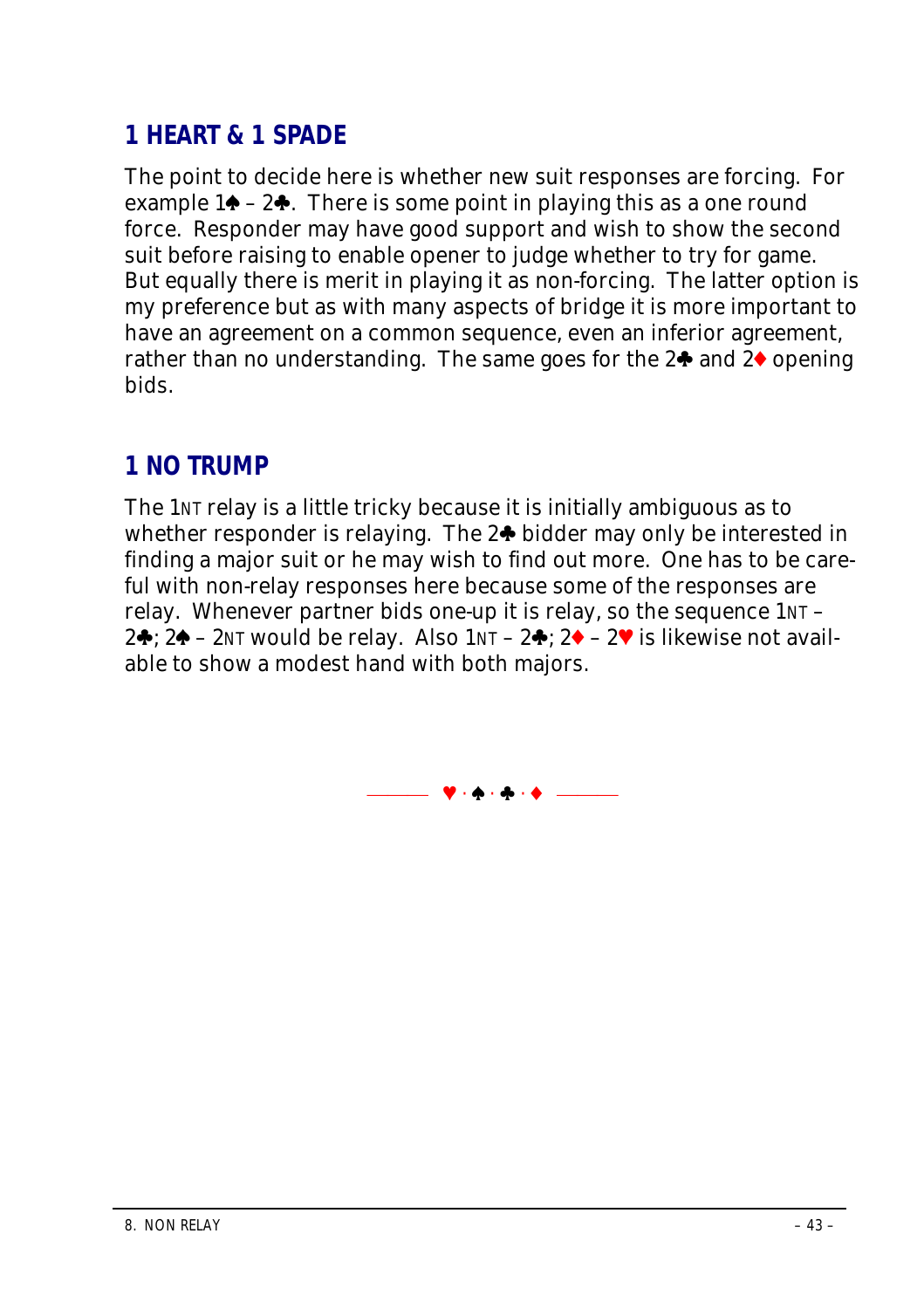## 1 HEART & 1 SPADE

The point to decide here is whether new suit responses are forcing. For example 1♠ – 2♣. There is some point in playing this as a one round force. Responder may have good support and wish to show the second suit before raising to enable opener to judge whether to try for game. But equally there is merit in playing it as non-forcing. The latter option is my preference but as with many aspects of bridge it is more important to have an agreement on a common sequence, even an inferior agreement, rather than no understanding. The same goes for the 2♣ and 2♦ opening bids.

## 1 NO TRUMP

The 1NT relay is a little tricky because it is initially ambiguous as to whether responder is relaying. The 2♣ bidder may only be interested in finding a major suit or he may wish to find out more. One has to be careful with non-relay responses here because some of the responses are relay. Whenever partner bids one-up it is relay, so the sequence 1NT – 2♣; 2♠ – 2NT would be relay. Also 1NT – 2♣; 2♦ – 2♥ is likewise not available to show a modest hand with both majors.

♥ · ♠ · ♣ · ♦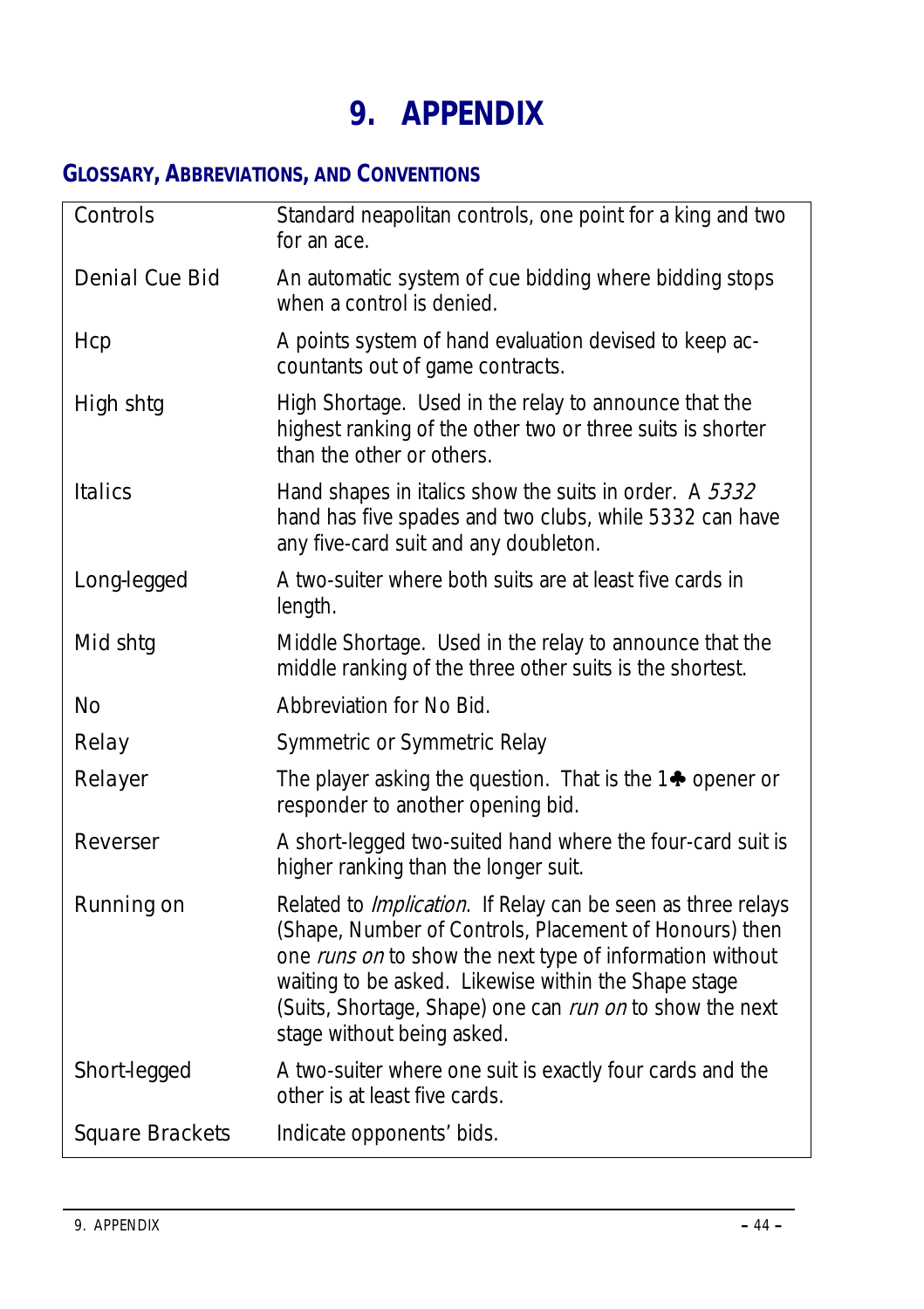# 9. APPENDIX

## Glossary, Abbreviations, and Conventions

| | |
|---|---|
| Controls | Standard neapolitan controls, one point for a king and two for an ace. |
| Denial Cue Bid | An automatic system of cue bidding where bidding stops when a control is denied. |
| Hcp | A points system of hand evaluation devised to keep accountants out of game contracts. |
| High shtg | High Shortage. Used in the relay to announce that the highest ranking of the other two or three suits is shorter than the other or others. |
| Italics | Hand shapes in italics show the suits in order. A *5332* hand has five spades and two clubs, while 5332 can have any five-card suit and any doubleton. |
| Long-legged | A two-suiter where both suits are at least five cards in length. |
| Mid shtg | Middle Shortage. Used in the relay to announce that the middle ranking of the three other suits is the shortest. |
| No | Abbreviation for No Bid. |
| Relay | Symmetric or Symmetric Relay |
| Relayer | The player asking the question. That is the 1♣ opener or responder to another opening bid. |
| Reverser | A short-legged two-suited hand where the four-card suit is higher ranking than the longer suit. |
| Running on | Related to *Implication*. If Relay can be seen as three relays (Shape, Number of Controls, Placement of Honours) then one *runs on* to show the next type of information without waiting to be asked. Likewise within the Shape stage (Suits, Shortage, Shape) one can *run on* to show the next stage without being asked. |
| Short-legged | A two-suiter where one suit is exactly four cards and the other is at least five cards. |
| Square Brackets | Indicate opponents' bids. |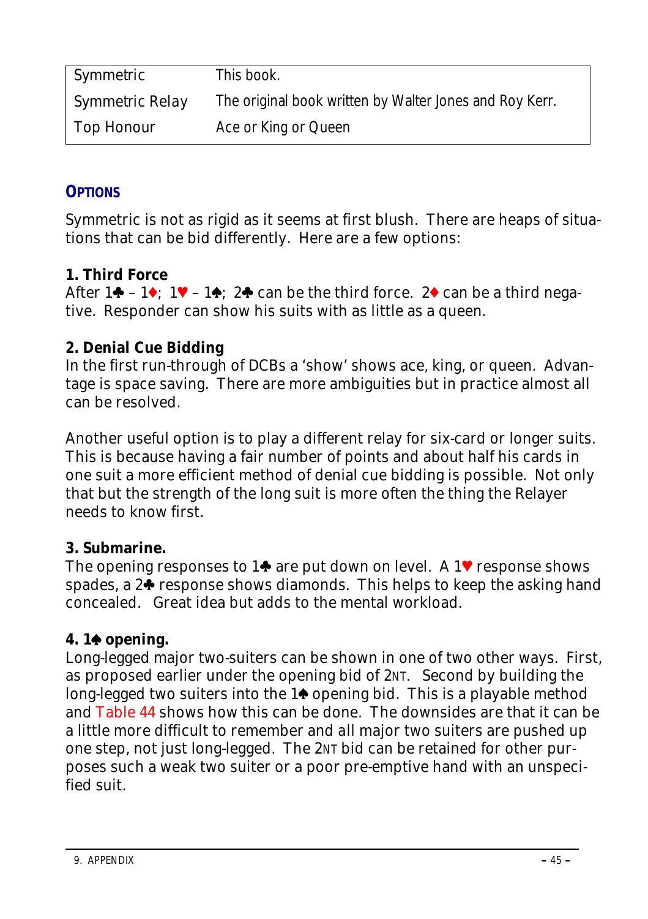| | |
|---|---|
| Symmetric | This book. |
| Symmetric Relay | The original book written by Walter Jones and Roy Kerr. |
| Top Honour | Ace or King or Queen |

## OPTIONS

Symmetric is not as rigid as it seems at first blush. There are heaps of situations that can be bid differently. Here are a few options:

**1. Third Force**
After 1♣ – 1♦; 1♥ – 1♠; 2♣ can be the third force. 2♦ can be a third negative. Responder can show his suits with as little as a queen.

**2. Denial Cue Bidding**
In the first run-through of DCBs a 'show' shows ace, king, or queen. Advantage is space saving. There are more ambiguities but in practice almost all can be resolved.

Another useful option is to play a different relay for six-card or longer suits. This is because having a fair number of points and about half his cards in one suit a more efficient method of denial cue bidding is possible. Not only that but the strength of the long suit is more often the thing the Relayer needs to know first.

**3. Submarine.**
The opening responses to 1♣ are put down on level. A 1♥ response shows spades, a 2♣ response shows diamonds. This helps to keep the asking hand concealed. Great idea but adds to the mental workload.

**4. 1♠ opening.**
Long-legged major two-suiters can be shown in one of two other ways. First, as proposed earlier under the opening bid of 2NT. Second by building the long-legged two suiters into the 1♠ opening bid. This is a playable method and Table 44 shows how this can be done. The downsides are that it can be a little more difficult to remember and all major two suiters are pushed up one step, not just long-legged. The 2NT bid can be retained for other purposes such a weak two suiter or a poor pre-emptive hand with an unspecified suit.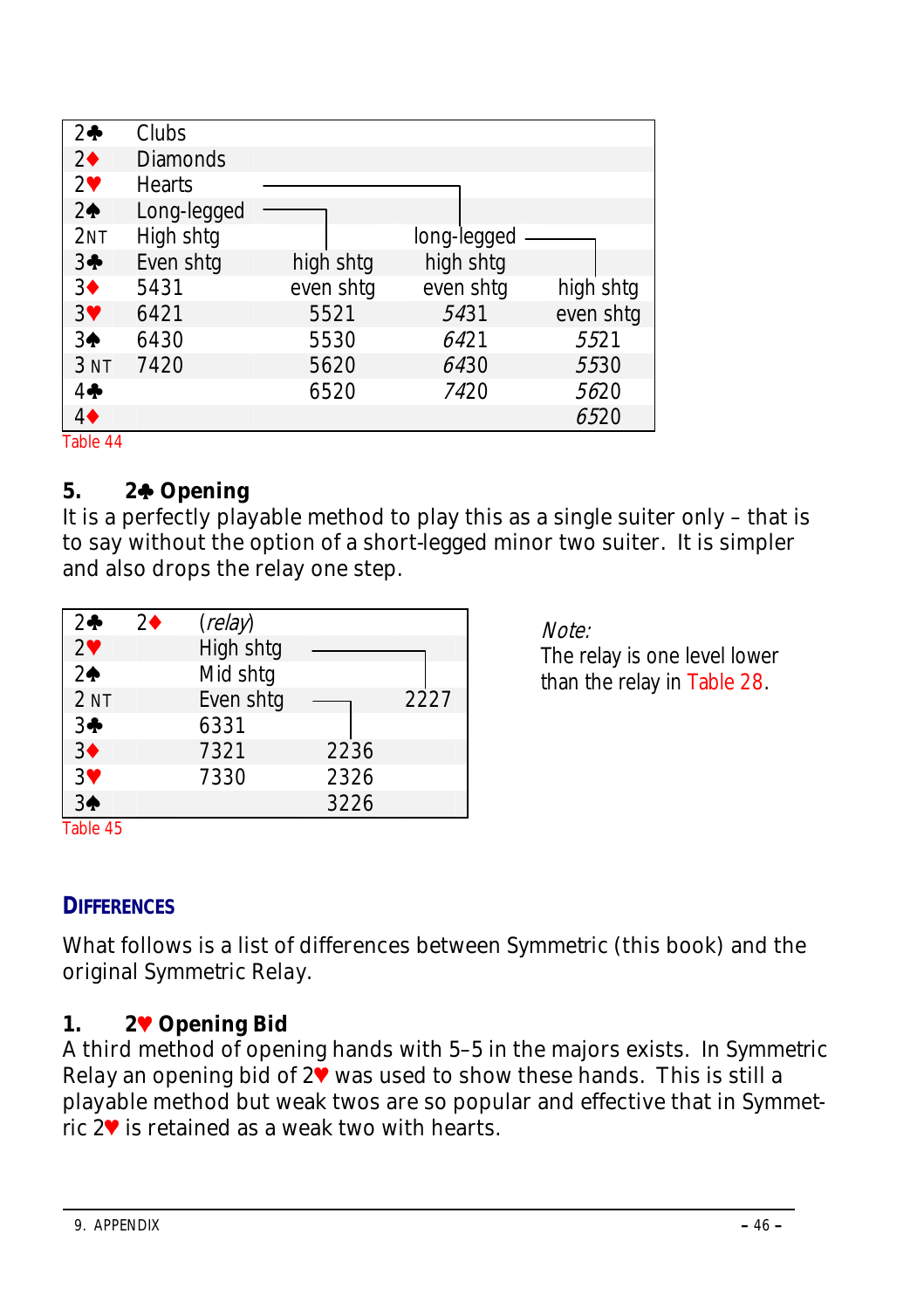| | | | | |
|---|---|---|---|---|
| 2♣ | Clubs | | | |
| 2♦ | Diamonds | | | |
| 2♥ | Hearts | | | |
| 2♠ | Long-legged | | | |
| 2NT | High shtg | | long-legged | |
| 3♣ | Even shtg | high shtg | high shtg | |
| 3♦ | 5431 | even shtg | even shtg | high shtg |
| 3♥ | 6421 | 5521 | *54*31 | even shtg |
| 3♠ | 6430 | 5530 | *64*21 | *55*21 |
| 3 NT | 7420 | 5620 | *64*30 | *55*30 |
| 4♣ | | 6520 | *74*20 | *56*20 |
| 4♦ | | | | *65*20 |

Table 44

### 5. 2♣ Opening

It is a perfectly playable method to play this as a single suiter only – that is to say without the option of a short-legged minor two suiter. It is simpler and also drops the relay one step.

| | | | | |
|---|---|---|---|---|
| 2♣ | 2♦ | (*relay*) | | |
| 2♥ | | High shtg | | |
| 2♠ | | Mid shtg | | |
| 2 NT | | Even shtg | | 2227 |
| 3♣ | | 6331 | | |
| 3♦ | | 7321 | 2236 | |
| 3♥ | | 7330 | 2326 | |
| 3♠ | | | 3226 | |

Table 45

*Note:*
The relay is one level lower than the relay in Table 28.

## DIFFERENCES

What follows is a list of differences between Symmetric (this book) and the original Symmetric Relay.

### 1. 2♥ Opening Bid

A third method of opening hands with 5–5 in the majors exists. In Symmetric Relay an opening bid of 2♥ was used to show these hands. This is still a playable method but weak twos are so popular and effective that in Symmetric 2♥ is retained as a weak two with hearts.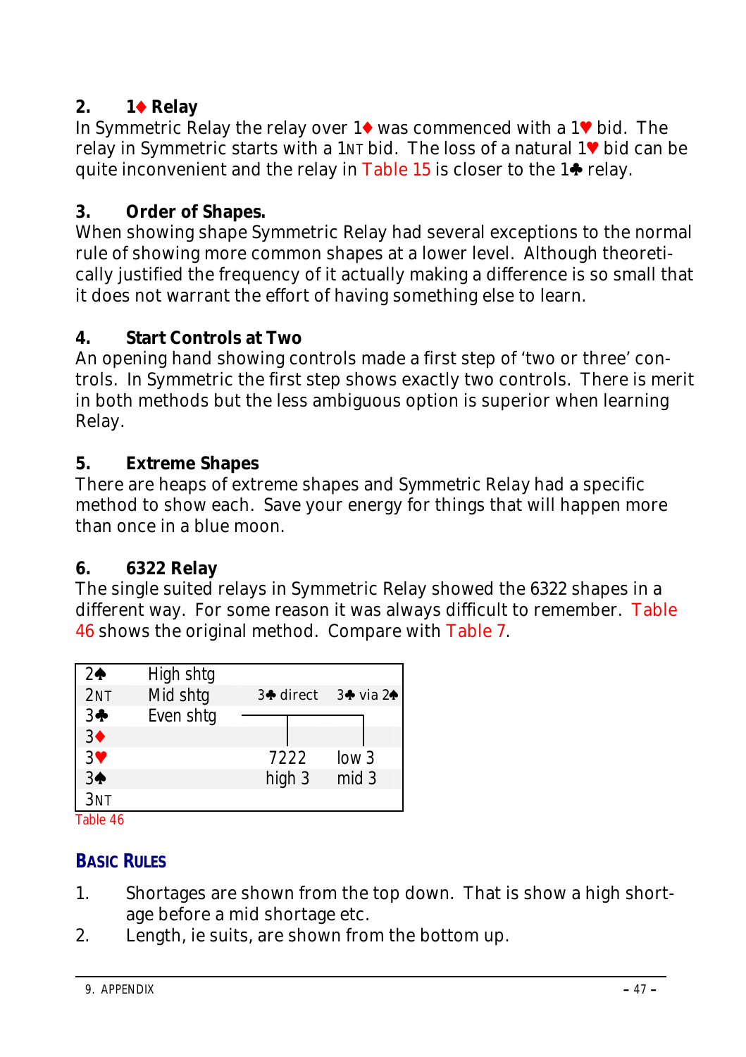**2. 1♦ Relay**

In Symmetric Relay the relay over 1♦ was commenced with a 1♥ bid. The relay in Symmetric starts with a 1NT bid. The loss of a natural 1♥ bid can be quite inconvenient and the relay in Table 15 is closer to the 1♣ relay.

**3. Order of Shapes.**

When showing shape Symmetric Relay had several exceptions to the normal rule of showing more common shapes at a lower level. Although theoretically justified the frequency of it actually making a difference is so small that it does not warrant the effort of having something else to learn.

**4. Start Controls at Two**

An opening hand showing controls made a first step of 'two or three' controls. In Symmetric the first step shows exactly two controls. There is merit in both methods but the less ambiguous option is superior when learning Relay.

**5. Extreme Shapes**

There are heaps of extreme shapes and Symmetric Relay had a specific method to show each. Save your energy for things that will happen more than once in a blue moon.

**6. 6322 Relay**

The single suited relays in Symmetric Relay showed the 6322 shapes in a different way. For some reason it was always difficult to remember. Table 46 shows the original method. Compare with Table 7.

| | | | |
|---|---|---|---|
| 2♠ | High shtg | | |
| 2NT | Mid shtg | 3♣ direct | 3♣ via 2♠ |
| 3♣ | Even shtg | | |
| 3♦ | | | |
| 3♥ | | 7222 | low 3 |
| 3♠ | | high 3 | mid 3 |
| 3NT | | | |

Table 46

## Basic Rules

1. Shortages are shown from the top down. That is show a high shortage before a mid shortage etc.
2. Length, ie suits, are shown from the bottom up.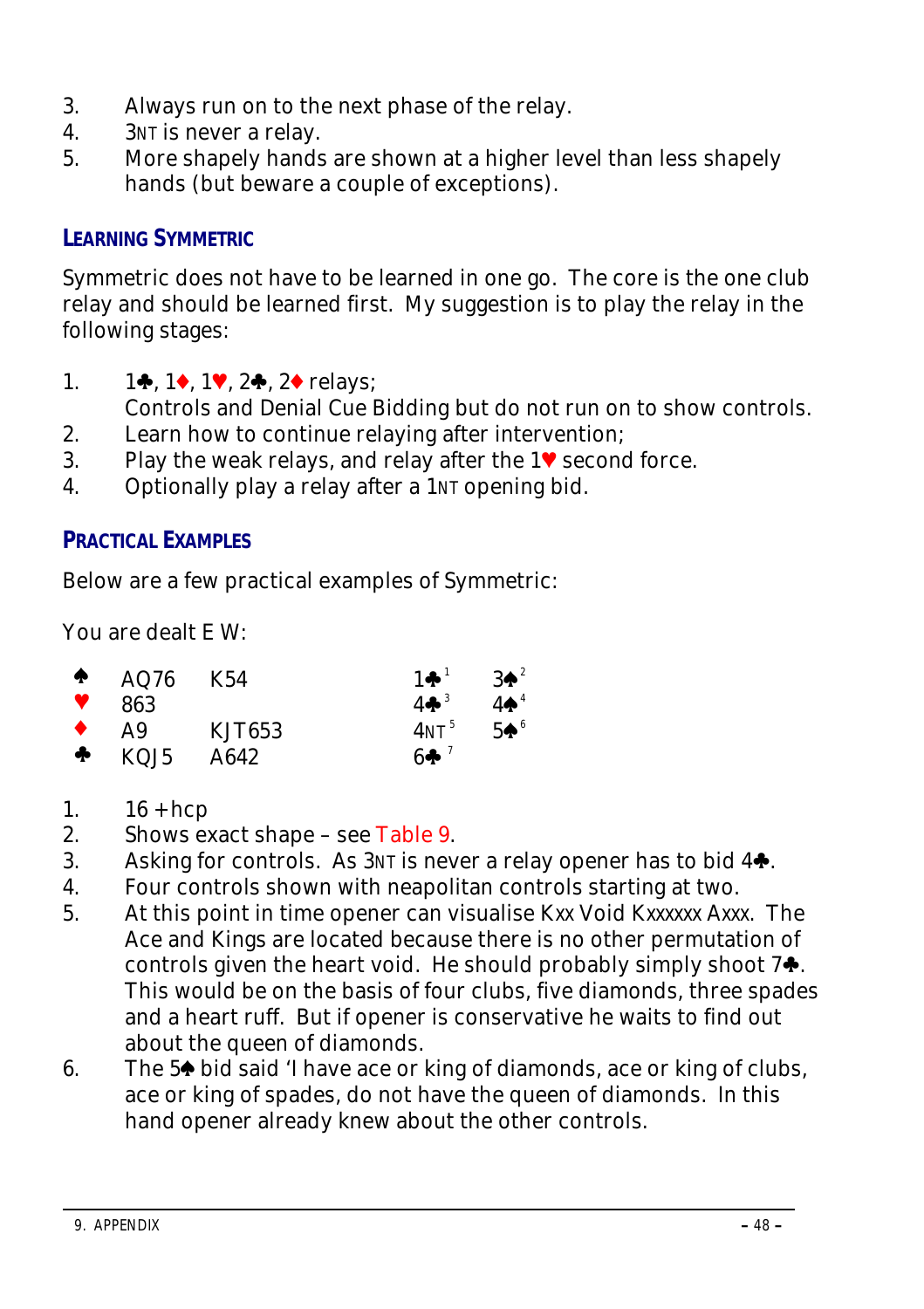3. Always run on to the next phase of the relay.
4. 3NT is never a relay.
5. More shapely hands are shown at a higher level than less shapely hands (but beware a couple of exceptions).

## LEARNING SYMMETRIC

Symmetric does not have to be learned in one go. The core is the one club relay and should be learned first. My suggestion is to play the relay in the following stages:

1. 1♣, 1♦, 1♥, 2♣, 2♦ relays;
   Controls and Denial Cue Bidding but do not run on to show controls.
2. Learn how to continue relaying after intervention;
3. Play the weak relays, and relay after the 1♥ second force.
4. Optionally play a relay after a 1NT opening bid.

## PRACTICAL EXAMPLES

Below are a few practical examples of Symmetric:

You are dealt E W:

| | | | | |
|---|---|---|---|---|
| ♠ | AQ76 | K54 | 1♣ [1] | 3♠ [2] |
| ♥ | 863 | | 4♣ [3] | 4♠ [4] |
| ♦ | A9 | KJT653 | 4NT [5] | 5♠ [6] |
| ♣ | KQJ5 | A642 | 6♣ [7] | |

1. 16 + hcp
2. Shows exact shape – see Table 9.
3. Asking for controls. As 3NT is never a relay opener has to bid 4♣.
4. Four controls shown with neapolitan controls starting at two.
5. At this point in time opener can visualise Kxx Void Kxxxxxx Axxx. The Ace and Kings are located because there is no other permutation of controls given the heart void. He should probably simply shoot 7♣. This would be on the basis of four clubs, five diamonds, three spades and a heart ruff. But if opener is conservative he waits to find out about the queen of diamonds.
6. The 5♠ bid said 'I have ace or king of diamonds, ace or king of clubs, ace or king of spades, do not have the queen of diamonds. In this hand opener already knew about the other controls.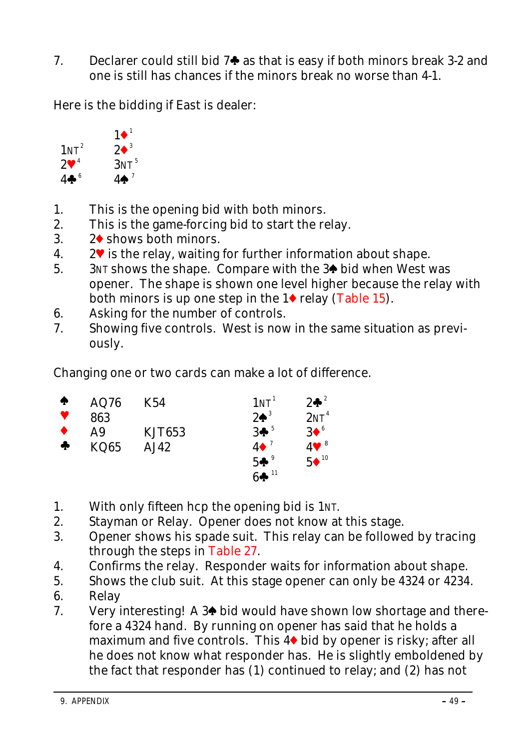7. Declarer could still bid 7♣ as that is easy if both minors break 3-2 and one is still has chances if the minors break no worse than 4-1.

Here is the bidding if East is dealer:

| | |
|---|---|
| | 1♦[1] |
| 1NT[2] | 2♦[3] |
| 2♥[4] | 3NT[5] |
| 4♣[6] | 4♠[7] |

1. This is the opening bid with both minors.
2. This is the game-forcing bid to start the relay.
3. 2♦ shows both minors.
4. 2♥ is the relay, waiting for further information about shape.
5. 3NT shows the shape. Compare with the 3♠ bid when West was opener. The shape is shown one level higher because the relay with both minors is up one step in the 1♦ relay (Table 15).
6. Asking for the number of controls.
7. Showing five controls. West is now in the same situation as previously.

Changing one or two cards can make a lot of difference.

| | | | | |
|---|---|---|---|---|
| ♠ | AQ76 | K54 | 1NT[1] | 2♣[2] |
| ♥ | 863 | | 2♠[3] | 2NT[4] |
| ♦ | A9 | KJT653 | 3♣[5] | 3♦[6] |
| ♣ | KQ65 | AJ42 | 4♦[7] | 4♥[8] |
| | | | 5♣[9] | 5♦[10] |
| | | | 6♣[11] | |

1. With only fifteen hcp the opening bid is 1NT.
2. Stayman or Relay. Opener does not know at this stage.
3. Opener shows his spade suit. This relay can be followed by tracing through the steps in Table 27.
4. Confirms the relay. Responder waits for information about shape.
5. Shows the club suit. At this stage opener can only be 4324 or 4234.
6. Relay
7. Very interesting! A 3♠ bid would have shown low shortage and therefore a 4324 hand. By running on opener has said that he holds a maximum and five controls. This 4♦ bid by opener is risky; after all he does not know what responder has. He is slightly emboldened by the fact that responder has (1) continued to relay; and (2) has not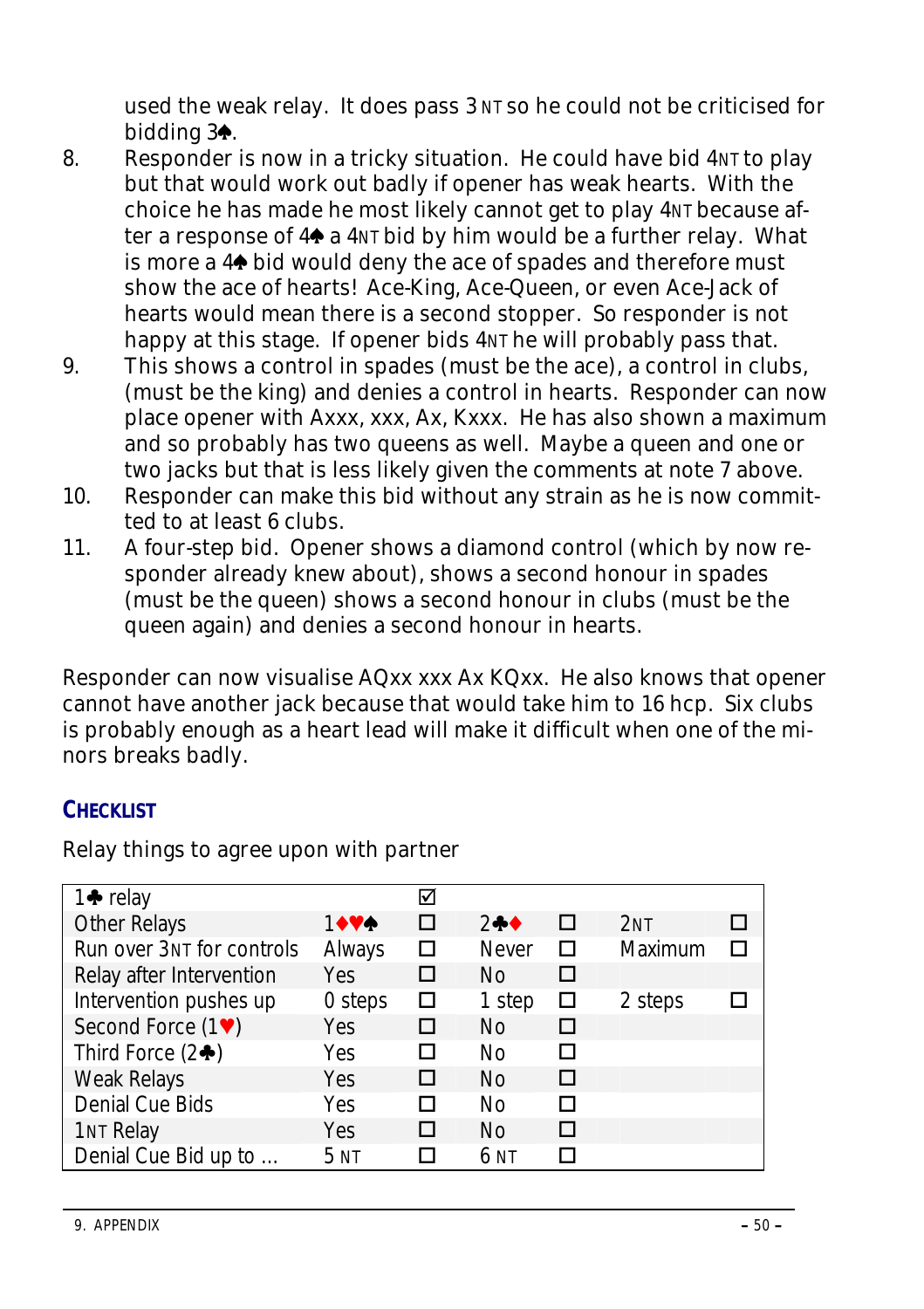used the weak relay. It does pass 3NT so he could not be criticised for bidding 3♠.

8. Responder is now in a tricky situation. He could have bid 4NT to play but that would work out badly if opener has weak hearts. With the choice he has made he most likely cannot get to play 4NT because after a response of 4♠ a 4NT bid by him would be a further relay. What is more a 4♠ bid would deny the ace of spades and therefore must show the ace of hearts! Ace-King, Ace-Queen, or even Ace-Jack of hearts would mean there is a second stopper. So responder is not happy at this stage. If opener bids 4NT he will probably pass that.
9. This shows a control in spades (must be the ace), a control in clubs, (must be the king) and denies a control in hearts. Responder can now place opener with Axxx, xxx, Ax, Kxxx. He has also shown a maximum and so probably has two queens as well. Maybe a queen and one or two jacks but that is less likely given the comments at note 7 above.
10. Responder can make this bid without any strain as he is now committed to at least 6 clubs.
11. A four-step bid. Opener shows a diamond control (which by now responder already knew about), shows a second honour in spades (must be the queen) shows a second honour in clubs (must be the queen again) and denies a second honour in hearts.

Responder can now visualise AQxx xxx Ax KQxx. He also knows that opener cannot have another jack because that would take him to 16 hcp. Six clubs is probably enough as a heart lead will make it difficult when one of the minors breaks badly.

## CHECKLIST

Relay things to agree upon with partner

| 1♣ relay | | ☑ | | | | |
|---|---|---|---|---|---|---|
| Other Relays | 1♦♥♠ | ☐ | 2♣♦ | ☐ | 2NT | ☐ |
| Run over 3NT for controls | Always | ☐ | Never | ☐ | Maximum | ☐ |
| Relay after Intervention | Yes | ☐ | No | ☐ | | |
| Intervention pushes up | 0 steps | ☐ | 1 step | ☐ | 2 steps | ☐ |
| Second Force (1♥) | Yes | ☐ | No | ☐ | | |
| Third Force (2♣) | Yes | ☐ | No | ☐ | | |
| Weak Relays | Yes | ☐ | No | ☐ | | |
| Denial Cue Bids | Yes | ☐ | No | ☐ | | |
| 1NT Relay | Yes | ☐ | No | ☐ | | |
| Denial Cue Bid up to ... | 5 NT | ☐ | 6 NT | ☐ | | |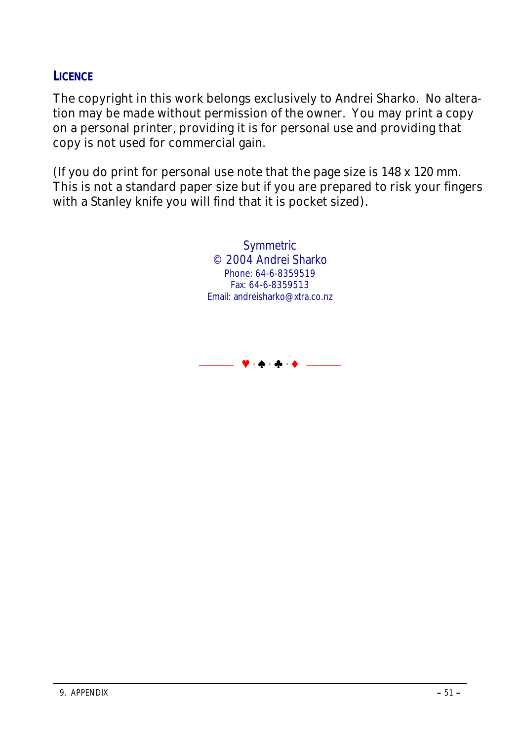## LICENCE

The copyright in this work belongs exclusively to Andrei Sharko. No alteration may be made without permission of the owner. You may print a copy on a personal printer, providing it is for personal use and providing that copy is not used for commercial gain.

(If you do print for personal use note that the page size is 148 x 120 mm. This is not a standard paper size but if you are prepared to risk your fingers with a Stanley knife you will find that it is pocket sized).

Symmetric
© 2004 Andrei Sharko
Phone: 64-6-8359519
Fax: 64-6-8359513
Email: andreisharko@xtra.co.nz

♥ · ♠ · ♣ · ♦